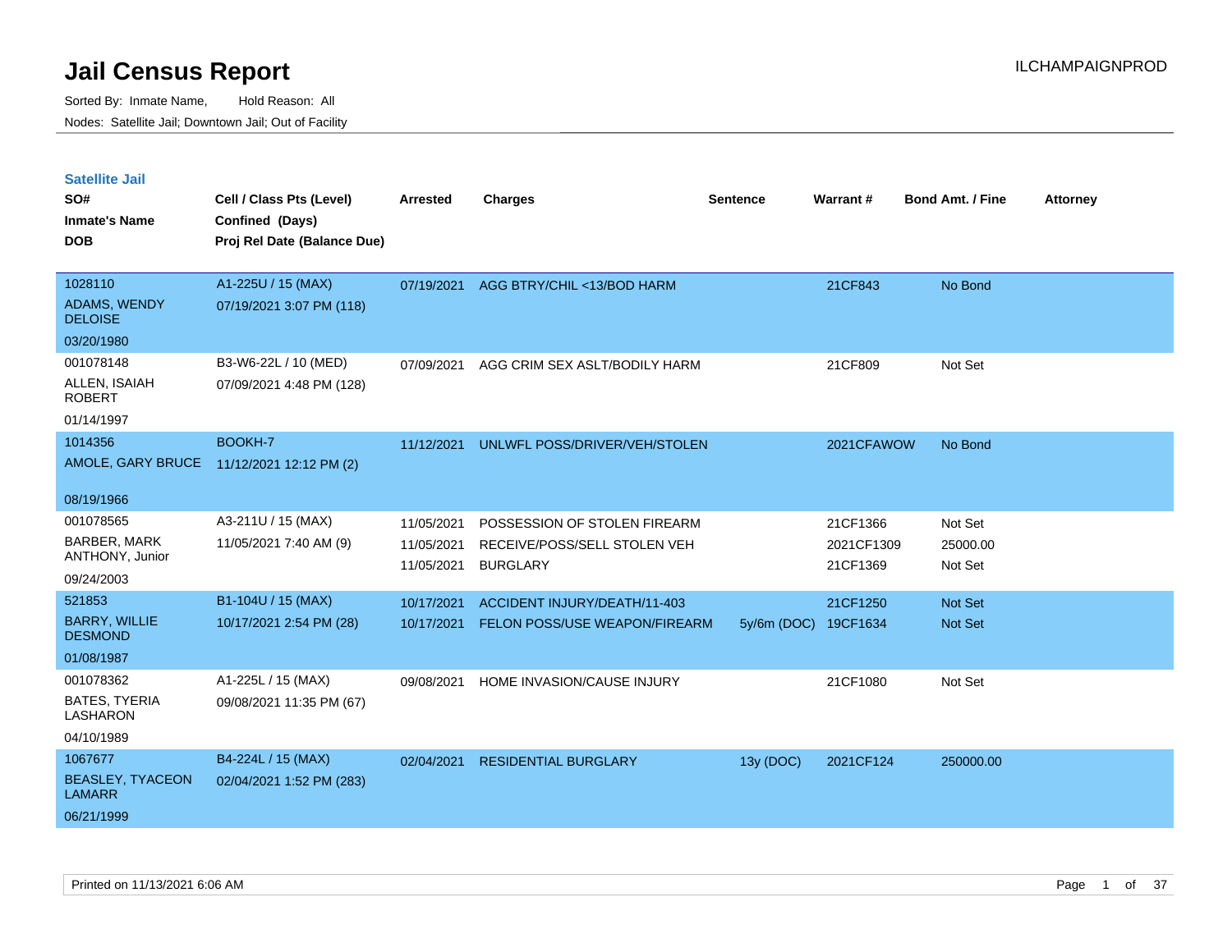# Jail Census Report

Sorted By: Inmate Name, Hold Reason: All

Nodes: Satellite Jail; Downtown Jail; Out of Facility

ILCHAMPAIGNPROD

## Satellite Jail

| SO# / Inmate's Name / DOB | Cell / Class Pts (Level) / Confined (Days) / Proj Rel Date (Balance Due) | Arrested | Charges | Sentence | Warrant # | Bond Amt. / Fine | Attorney |
|---|---|---|---|---|---|---|---|
| 1028110<br>ADAMS, WENDY DELOISE<br>03/20/1980 | A1-225U / 15 (MAX)<br>07/19/2021 3:07 PM (118) | 07/19/2021 | AGG BTRY/CHIL <13/BOD HARM | | 21CF843 | No Bond | |
| 001078148<br>ALLEN, ISAIAH ROBERT<br>01/14/1997 | B3-W6-22L / 10 (MED)<br>07/09/2021 4:48 PM (128) | 07/09/2021 | AGG CRIM SEX ASLT/BODILY HARM | | 21CF809 | Not Set | |
| 1014356<br>AMOLE, GARY BRUCE<br>08/19/1966 | BOOKH-7<br>11/12/2021 12:12 PM (2) | 11/12/2021 | UNLWFL POSS/DRIVER/VEH/STOLEN | | 2021CFAWOW | No Bond | |
| 001078565<br>BARBER, MARK ANTHONY, Junior<br>09/24/2003 | A3-211U / 15 (MAX)<br>11/05/2021 7:40 AM (9) | 11/05/2021 | POSSESSION OF STOLEN FIREARM | | 21CF1366 | Not Set | |
| | | 11/05/2021 | RECEIVE/POSS/SELL STOLEN VEH | | 2021CF1309 | 25000.00 | |
| | | 11/05/2021 | BURGLARY | | 21CF1369 | Not Set | |
| 521853<br>BARRY, WILLIE DESMOND<br>01/08/1987 | B1-104U / 15 (MAX)<br>10/17/2021 2:54 PM (28) | 10/17/2021 | ACCIDENT INJURY/DEATH/11-403 | | 21CF1250 | Not Set | |
| | | 10/17/2021 | FELON POSS/USE WEAPON/FIREARM | 5y/6m (DOC) | 19CF1634 | Not Set | |
| 001078362<br>BATES, TYERIA LASHARON<br>04/10/1989 | A1-225L / 15 (MAX)<br>09/08/2021 11:35 PM (67) | 09/08/2021 | HOME INVASION/CAUSE INJURY | | 21CF1080 | Not Set | |
| 1067677<br>BEASLEY, TYACEON LAMARR<br>06/21/1999 | B4-224L / 15 (MAX)<br>02/04/2021 1:52 PM (283) | 02/04/2021 | RESIDENTIAL BURGLARY | 13y (DOC) | 2021CF124 | 250000.00 | |

Printed on 11/13/2021 6:06 AM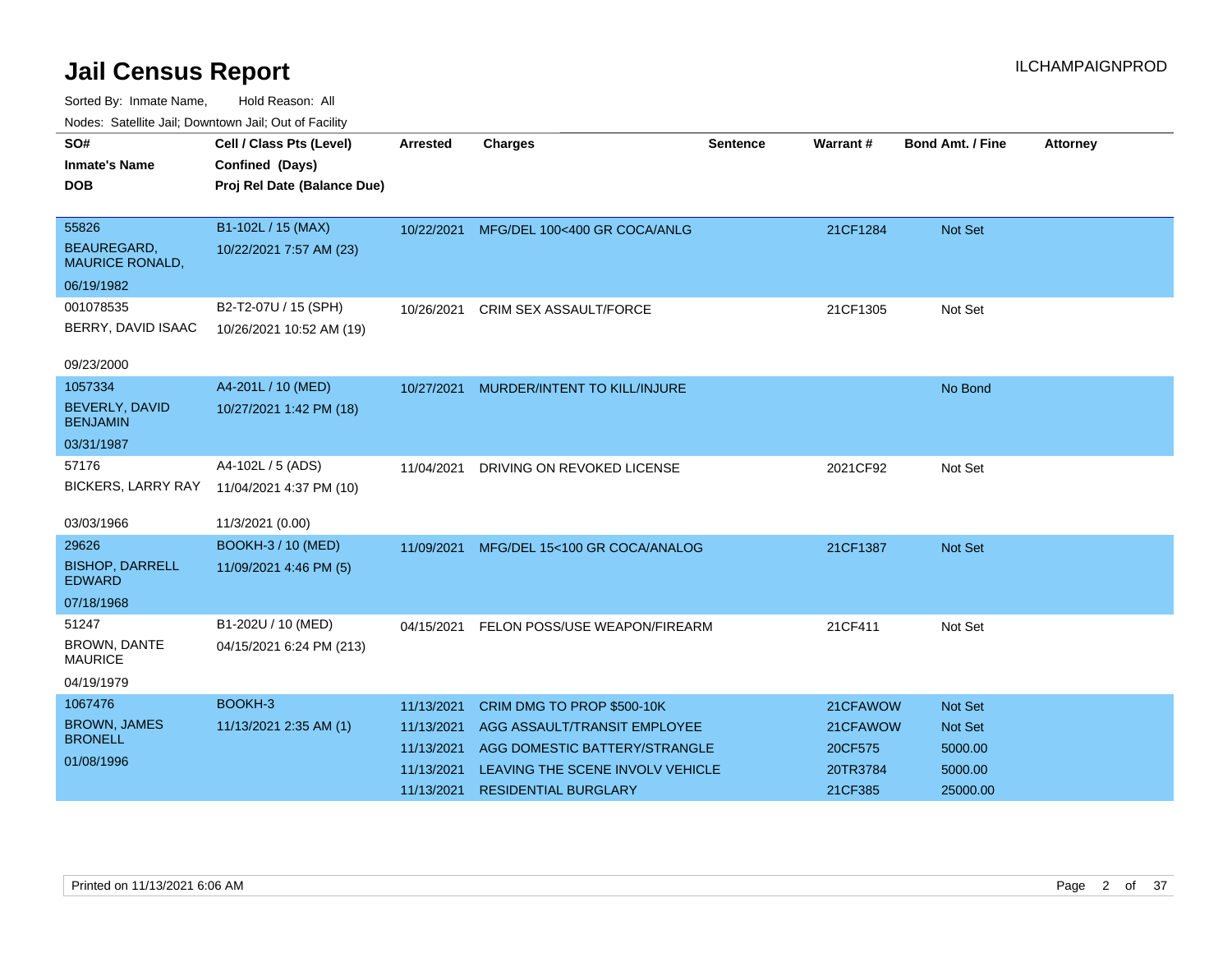# Jail Census Report

ILCHAMPAIGNPROD

Sorted By: Inmate Name, Hold Reason: All

Nodes: Satellite Jail; Downtown Jail; Out of Facility

| SO# / Inmate's Name / DOB | Cell / Class Pts (Level) / Confined (Days) / Proj Rel Date (Balance Due) | Arrested | Charges | Sentence | Warrant # | Bond Amt. / Fine | Attorney |
|---|---|---|---|---|---|---|---|
| 55826<br>BEAUREGARD, MAURICE RONALD,<br>06/19/1982 | B1-102L / 15 (MAX)<br>10/22/2021 7:57 AM (23) | 10/22/2021 | MFG/DEL 100<400 GR COCA/ANLG | | 21CF1284 | Not Set | |
| 001078535<br>BERRY, DAVID ISAAC<br>09/23/2000 | B2-T2-07U / 15 (SPH)<br>10/26/2021 10:52 AM (19) | 10/26/2021 | CRIM SEX ASSAULT/FORCE | | 21CF1305 | Not Set | |
| 1057334<br>BEVERLY, DAVID BENJAMIN<br>03/31/1987 | A4-201L / 10 (MED)<br>10/27/2021 1:42 PM (18) | 10/27/2021 | MURDER/INTENT TO KILL/INJURE | | | No Bond | |
| 57176<br>BICKERS, LARRY RAY<br>03/03/1966 | A4-102L / 5 (ADS)<br>11/04/2021 4:37 PM (10)<br>11/3/2021 (0.00) | 11/04/2021 | DRIVING ON REVOKED LICENSE | | 2021CF92 | Not Set | |
| 29626<br>BISHOP, DARRELL EDWARD<br>07/18/1968 | BOOKH-3 / 10 (MED)<br>11/09/2021 4:46 PM (5) | 11/09/2021 | MFG/DEL 15<100 GR COCA/ANALOG | | 21CF1387 | Not Set | |
| 51247<br>BROWN, DANTE MAURICE<br>04/19/1979 | B1-202U / 10 (MED)<br>04/15/2021 6:24 PM (213) | 04/15/2021 | FELON POSS/USE WEAPON/FIREARM | | 21CF411 | Not Set | |
| 1067476<br>BROWN, JAMES BRONELL<br>01/08/1996 | BOOKH-3<br>11/13/2021 2:35 AM (1) | 11/13/2021 | CRIM DMG TO PROP $500-10K | | 21CFAWOW | Not Set | |
| | | 11/13/2021 | AGG ASSAULT/TRANSIT EMPLOYEE | | 21CFAWOW | Not Set | |
| | | 11/13/2021 | AGG DOMESTIC BATTERY/STRANGLE | | 20CF575 | 5000.00 | |
| | | 11/13/2021 | LEAVING THE SCENE INVOLV VEHICLE | | 20TR3784 | 5000.00 | |
| | | 11/13/2021 | RESIDENTIAL BURGLARY | | 21CF385 | 25000.00 | |

Printed on 11/13/2021 6:06 AM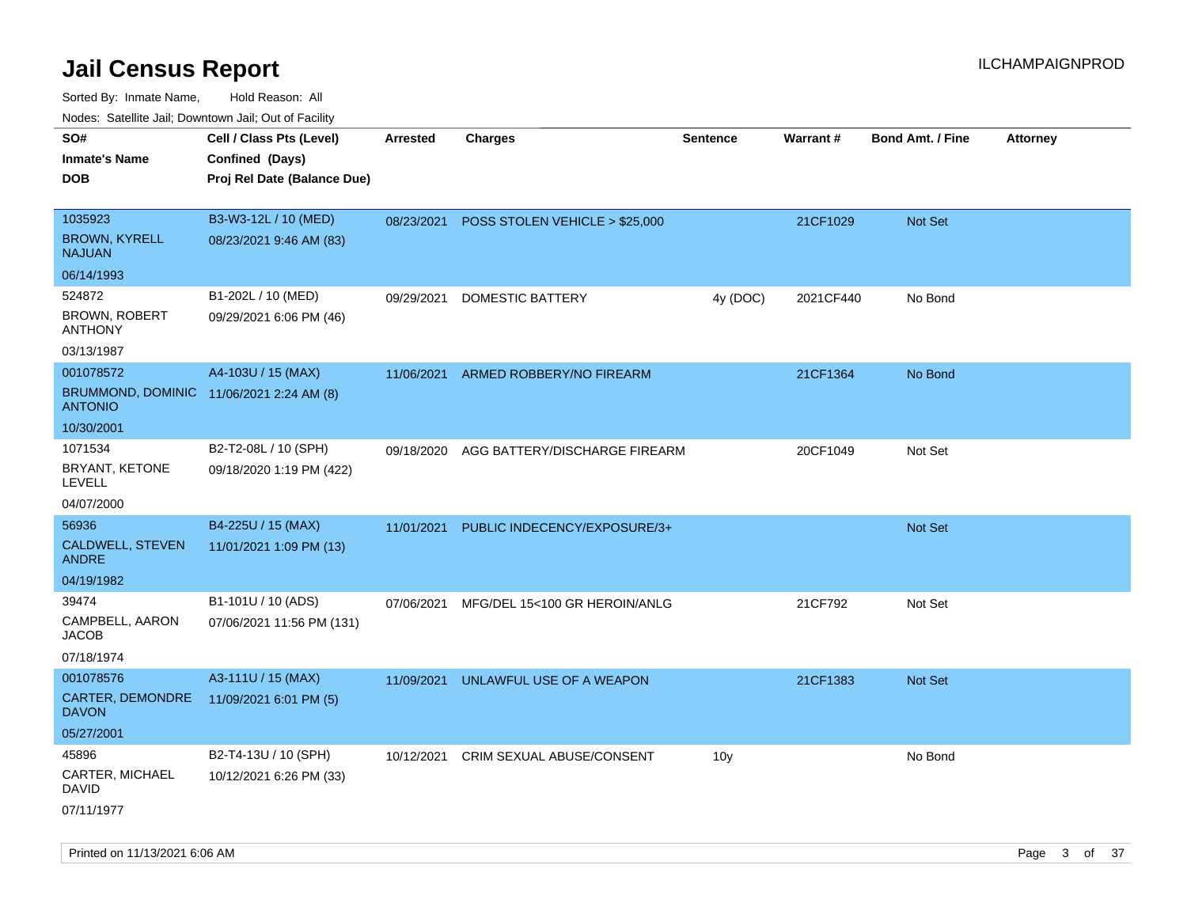# Jail Census Report

ILCHAMPAIGNPROD

Sorted By: Inmate Name, Hold Reason: All

Nodes: Satellite Jail; Downtown Jail; Out of Facility

| SO# / Inmate's Name / DOB | Cell / Class Pts (Level) / Confined (Days) / Proj Rel Date (Balance Due) | Arrested | Charges | Sentence | Warrant # | Bond Amt. / Fine | Attorney |
|---|---|---|---|---|---|---|---|
| 1035923 BROWN, KYRELL NAJUAN 06/14/1993 | B3-W3-12L / 10 (MED) 08/23/2021 9:46 AM (83) | 08/23/2021 | POSS STOLEN VEHICLE > $25,000 | | 21CF1029 | Not Set | |
| 524872 BROWN, ROBERT ANTHONY 03/13/1987 | B1-202L / 10 (MED) 09/29/2021 6:06 PM (46) | 09/29/2021 | DOMESTIC BATTERY | 4y (DOC) | 2021CF440 | No Bond | |
| 001078572 BRUMMOND, DOMINIC ANTONIO 10/30/2001 | A4-103U / 15 (MAX) 11/06/2021 2:24 AM (8) | 11/06/2021 | ARMED ROBBERY/NO FIREARM | | 21CF1364 | No Bond | |
| 1071534 BRYANT, KETONE LEVELL 04/07/2000 | B2-T2-08L / 10 (SPH) 09/18/2020 1:19 PM (422) | 09/18/2020 | AGG BATTERY/DISCHARGE FIREARM | | 20CF1049 | Not Set | |
| 56936 CALDWELL, STEVEN ANDRE 04/19/1982 | B4-225U / 15 (MAX) 11/01/2021 1:09 PM (13) | 11/01/2021 | PUBLIC INDECENCY/EXPOSURE/3+ | | | Not Set | |
| 39474 CAMPBELL, AARON JACOB 07/18/1974 | B1-101U / 10 (ADS) 07/06/2021 11:56 PM (131) | 07/06/2021 | MFG/DEL 15<100 GR HEROIN/ANLG | | 21CF792 | Not Set | |
| 001078576 CARTER, DEMONDRE DAVON 05/27/2001 | A3-111U / 15 (MAX) 11/09/2021 6:01 PM (5) | 11/09/2021 | UNLAWFUL USE OF A WEAPON | | 21CF1383 | Not Set | |
| 45896 CARTER, MICHAEL DAVID 07/11/1977 | B2-T4-13U / 10 (SPH) 10/12/2021 6:26 PM (33) | 10/12/2021 | CRIM SEXUAL ABUSE/CONSENT | 10y | | No Bond | |

Printed on 11/13/2021 6:06 AM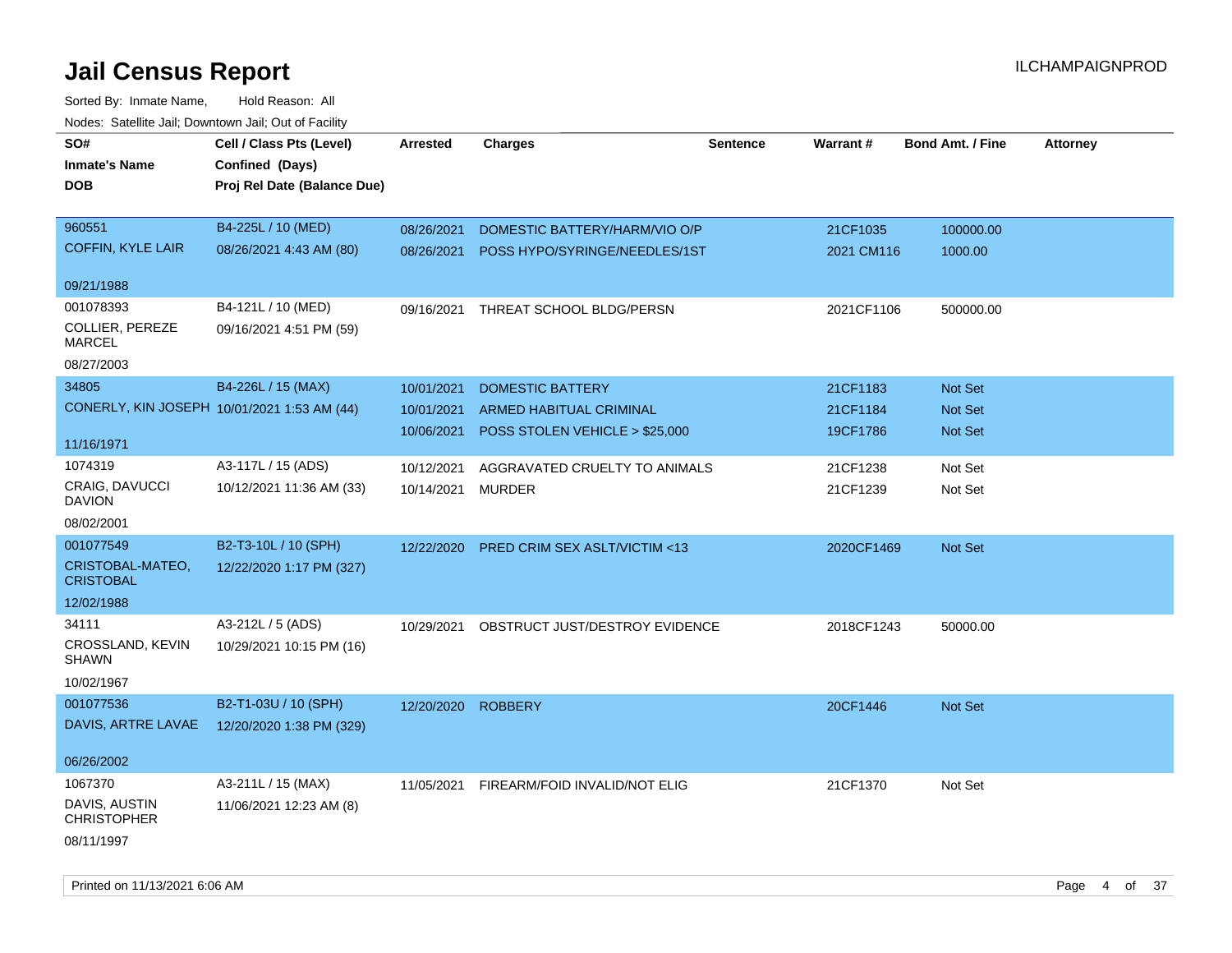# Jail Census Report

ILCHAMPAIGNPROD

Sorted By: Inmate Name, Hold Reason: All

Nodes: Satellite Jail; Downtown Jail; Out of Facility

| SO# / Inmate's Name / DOB | Cell / Class Pts (Level) / Confined (Days) / Proj Rel Date (Balance Due) | Arrested | Charges | Sentence | Warrant # | Bond Amt. / Fine | Attorney |
|---|---|---|---|---|---|---|---|
| 960551<br>COFFIN, KYLE LAIR<br>09/21/1988 | B4-225L / 10 (MED)<br>08/26/2021 4:43 AM (80) | 08/26/2021<br>08/26/2021 | DOMESTIC BATTERY/HARM/VIO O/P<br>POSS HYPO/SYRINGE/NEEDLES/1ST | | 21CF1035<br>2021 CM116 | 100000.00<br>1000.00 | |
| 001078393<br>COLLIER, PEREZE MARCEL<br>08/27/2003 | B4-121L / 10 (MED)<br>09/16/2021 4:51 PM (59) | 09/16/2021 | THREAT SCHOOL BLDG/PERSN | | 2021CF1106 | 500000.00 | |
| 34805<br>CONERLY, KIN JOSEPH<br>11/16/1971 | B4-226L / 15 (MAX)<br>10/01/2021 1:53 AM (44) | 10/01/2021<br>10/01/2021<br>10/06/2021 | DOMESTIC BATTERY<br>ARMED HABITUAL CRIMINAL<br>POSS STOLEN VEHICLE > $25,000 | | 21CF1183<br>21CF1184<br>19CF1786 | Not Set<br>Not Set<br>Not Set | |
| 1074319<br>CRAIG, DAVUCCI DAVION<br>08/02/2001 | A3-117L / 15 (ADS)<br>10/12/2021 11:36 AM (33) | 10/12/2021<br>10/14/2021 | AGGRAVATED CRUELTY TO ANIMALS<br>MURDER | | 21CF1238<br>21CF1239 | Not Set<br>Not Set | |
| 001077549<br>CRISTOBAL-MATEO, CRISTOBAL<br>12/02/1988 | B2-T3-10L / 10 (SPH)<br>12/22/2020 1:17 PM (327) | 12/22/2020 | PRED CRIM SEX ASLT/VICTIM <13 | | 2020CF1469 | Not Set | |
| 34111<br>CROSSLAND, KEVIN SHAWN<br>10/02/1967 | A3-212L / 5 (ADS)<br>10/29/2021 10:15 PM (16) | 10/29/2021 | OBSTRUCT JUST/DESTROY EVIDENCE | | 2018CF1243 | 50000.00 | |
| 001077536<br>DAVIS, ARTRE LAVAE<br>06/26/2002 | B2-T1-03U / 10 (SPH)<br>12/20/2020 1:38 PM (329) | 12/20/2020 | ROBBERY | | 20CF1446 | Not Set | |
| 1067370<br>DAVIS, AUSTIN CHRISTOPHER<br>08/11/1997 | A3-211L / 15 (MAX)<br>11/06/2021 12:23 AM (8) | 11/05/2021 | FIREARM/FOID INVALID/NOT ELIG | | 21CF1370 | Not Set | |

Printed on 11/13/2021 6:06 AM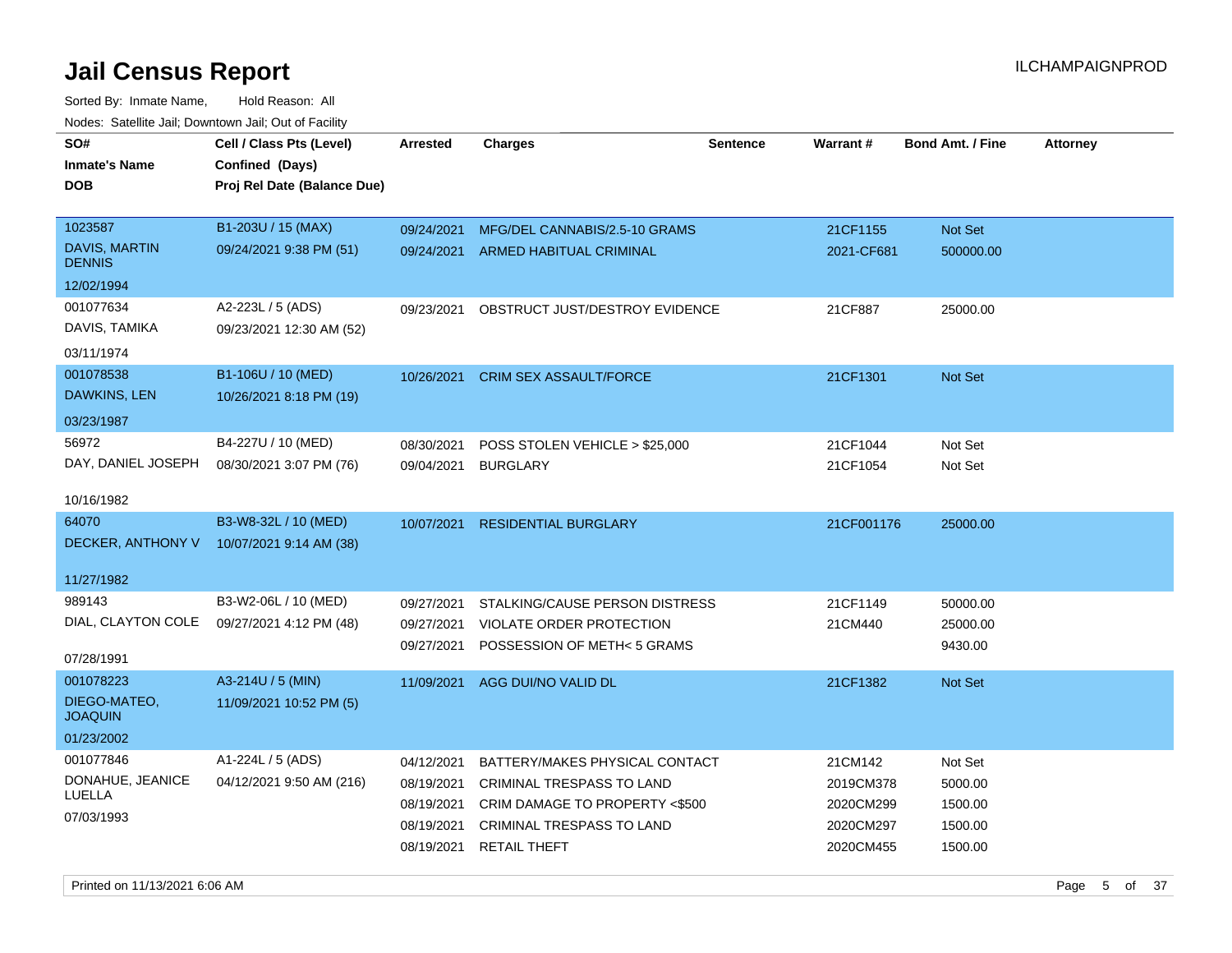# Jail Census Report

ILCHAMPAIGNPROD

Sorted By: Inmate Name, Hold Reason: All

Nodes: Satellite Jail; Downtown Jail; Out of Facility

| SO# / Inmate's Name / DOB | Cell / Class Pts (Level) / Confined (Days) / Proj Rel Date (Balance Due) | Arrested | Charges | Sentence | Warrant # | Bond Amt. / Fine | Attorney |
|---|---|---|---|---|---|---|---|
| 1023587<br>DAVIS, MARTIN DENNIS<br>12/02/1994 | B1-203U / 15 (MAX)<br>09/24/2021 9:38 PM (51) | 09/24/2021 | MFG/DEL CANNABIS/2.5-10 GRAMS | | 21CF1155 | Not Set | |
| | | 09/24/2021 | ARMED HABITUAL CRIMINAL | | 2021-CF681 | 500000.00 | |
| 001077634<br>DAVIS, TAMIKA<br>03/11/1974 | A2-223L / 5 (ADS)<br>09/23/2021 12:30 AM (52) | 09/23/2021 | OBSTRUCT JUST/DESTROY EVIDENCE | | 21CF887 | 25000.00 | |
| 001078538<br>DAWKINS, LEN<br>03/23/1987 | B1-106U / 10 (MED)<br>10/26/2021 8:18 PM (19) | 10/26/2021 | CRIM SEX ASSAULT/FORCE | | 21CF1301 | Not Set | |
| 56972<br>DAY, DANIEL JOSEPH<br>10/16/1982 | B4-227U / 10 (MED)<br>08/30/2021 3:07 PM (76) | 08/30/2021 | POSS STOLEN VEHICLE > $25,000 | | 21CF1044 | Not Set | |
| | | 09/04/2021 | BURGLARY | | 21CF1054 | Not Set | |
| 64070<br>DECKER, ANTHONY V<br>11/27/1982 | B3-W8-32L / 10 (MED)<br>10/07/2021 9:14 AM (38) | 10/07/2021 | RESIDENTIAL BURGLARY | | 21CF001176 | 25000.00 | |
| 989143<br>DIAL, CLAYTON COLE<br>07/28/1991 | B3-W2-06L / 10 (MED)<br>09/27/2021 4:12 PM (48) | 09/27/2021 | STALKING/CAUSE PERSON DISTRESS | | 21CF1149 | 50000.00 | |
| | | 09/27/2021 | VIOLATE ORDER PROTECTION | | 21CM440 | 25000.00 | |
| | | 09/27/2021 | POSSESSION OF METH< 5 GRAMS | | | 9430.00 | |
| 001078223<br>DIEGO-MATEO, JOAQUIN<br>01/23/2002 | A3-214U / 5 (MIN)<br>11/09/2021 10:52 PM (5) | 11/09/2021 | AGG DUI/NO VALID DL | | 21CF1382 | Not Set | |
| 001077846<br>DONAHUE, JEANICE LUELLA<br>07/03/1993 | A1-224L / 5 (ADS)<br>04/12/2021 9:50 AM (216) | 04/12/2021 | BATTERY/MAKES PHYSICAL CONTACT | | 21CM142 | Not Set | |
| | | 08/19/2021 | CRIMINAL TRESPASS TO LAND | | 2019CM378 | 5000.00 | |
| | | 08/19/2021 | CRIM DAMAGE TO PROPERTY <$500 | | 2020CM299 | 1500.00 | |
| | | 08/19/2021 | CRIMINAL TRESPASS TO LAND | | 2020CM297 | 1500.00 | |
| | | 08/19/2021 | RETAIL THEFT | | 2020CM455 | 1500.00 | |

Printed on 11/13/2021 6:06 AM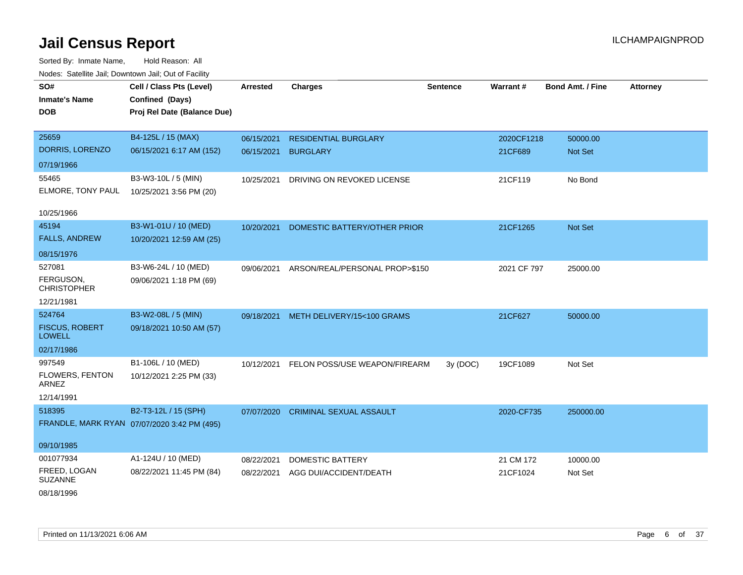# Jail Census Report

ILCHAMPAIGNPROD

Sorted By: Inmate Name, Hold Reason: All

Nodes: Satellite Jail; Downtown Jail; Out of Facility

| SO# / Inmate's Name / DOB | Cell / Class Pts (Level) / Confined (Days) / Proj Rel Date (Balance Due) | Arrested | Charges | Sentence | Warrant # | Bond Amt. / Fine | Attorney |
|---|---|---|---|---|---|---|---|
| 25659<br>DORRIS, LORENZO<br>07/19/1966 | B4-125L / 15 (MAX)<br>06/15/2021 6:17 AM (152) | 06/15/2021<br>06/15/2021 | RESIDENTIAL BURGLARY<br>BURGLARY | | 2020CF1218<br>21CF689 | 50000.00<br>Not Set | |
| 55465<br>ELMORE, TONY PAUL<br>10/25/1966 | B3-W3-10L / 5 (MIN)<br>10/25/2021 3:56 PM (20) | 10/25/2021 | DRIVING ON REVOKED LICENSE | | 21CF119 | No Bond | |
| 45194<br>FALLS, ANDREW<br>08/15/1976 | B3-W1-01U / 10 (MED)<br>10/20/2021 12:59 AM (25) | 10/20/2021 | DOMESTIC BATTERY/OTHER PRIOR | | 21CF1265 | Not Set | |
| 527081<br>FERGUSON, CHRISTOPHER<br>12/21/1981 | B3-W6-24L / 10 (MED)<br>09/06/2021 1:18 PM (69) | 09/06/2021 | ARSON/REAL/PERSONAL PROP>$150 | | 2021 CF 797 | 25000.00 | |
| 524764<br>FISCUS, ROBERT LOWELL<br>02/17/1986 | B3-W2-08L / 5 (MIN)<br>09/18/2021 10:50 AM (57) | 09/18/2021 | METH DELIVERY/15<100 GRAMS | | 21CF627 | 50000.00 | |
| 997549<br>FLOWERS, FENTON ARNEZ<br>12/14/1991 | B1-106L / 10 (MED)<br>10/12/2021 2:25 PM (33) | 10/12/2021 | FELON POSS/USE WEAPON/FIREARM | 3y (DOC) | 19CF1089 | Not Set | |
| 518395<br>FRANDLE, MARK RYAN<br>09/10/1985 | B2-T3-12L / 15 (SPH)<br>07/07/2020 3:42 PM (495) | 07/07/2020 | CRIMINAL SEXUAL ASSAULT | | 2020-CF735 | 250000.00 | |
| 001077934<br>FREED, LOGAN SUZANNE<br>08/18/1996 | A1-124U / 10 (MED)<br>08/22/2021 11:45 PM (84) | 08/22/2021<br>08/22/2021 | DOMESTIC BATTERY<br>AGG DUI/ACCIDENT/DEATH | | 21 CM 172<br>21CF1024 | 10000.00<br>Not Set | |

Printed on 11/13/2021 6:06 AM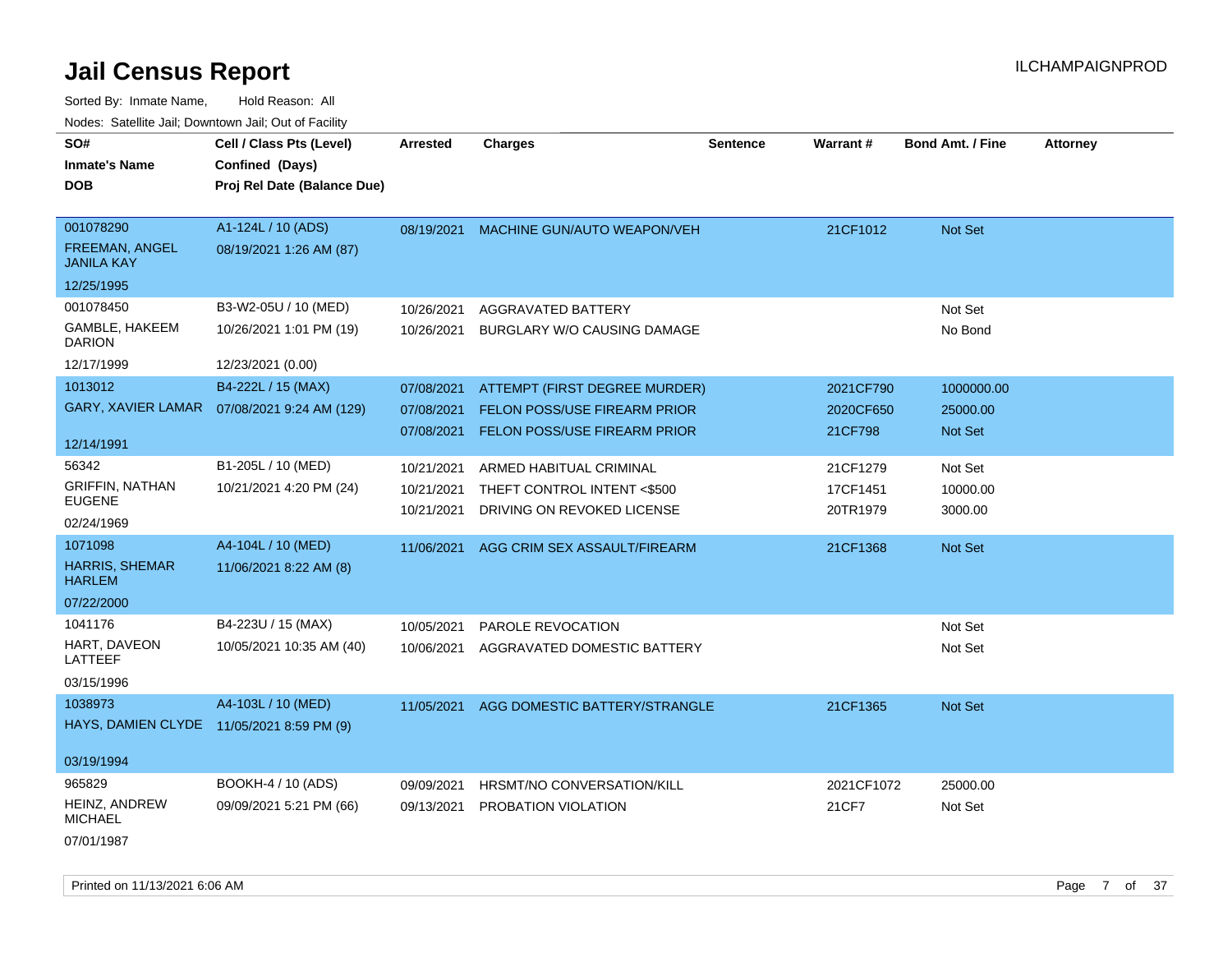# Jail Census Report

ILCHAMPAIGNPROD

Sorted By: Inmate Name, Hold Reason: All

Nodes: Satellite Jail; Downtown Jail; Out of Facility

| SO# / Inmate's Name / DOB | Cell / Class Pts (Level) / Confined (Days) / Proj Rel Date (Balance Due) | Arrested | Charges | Sentence | Warrant # | Bond Amt. / Fine | Attorney |
|---|---|---|---|---|---|---|---|
| 001078290<br>FREEMAN, ANGEL JANILA KAY<br>12/25/1995 | A1-124L / 10 (ADS)<br>08/19/2021 1:26 AM (87) | 08/19/2021 | MACHINE GUN/AUTO WEAPON/VEH | | 21CF1012 | Not Set | |
| 001078450<br>GAMBLE, HAKEEM DARION<br>12/17/1999 | B3-W2-05U / 10 (MED)<br>10/26/2021 1:01 PM (19)<br>12/23/2021 (0.00) | 10/26/2021 | AGGRAVATED BATTERY | | | Not Set | |
| | | 10/26/2021 | BURGLARY W/O CAUSING DAMAGE | | | No Bond | |
| 1013012<br>GARY, XAVIER LAMAR<br>12/14/1991 | B4-222L / 15 (MAX)<br>07/08/2021 9:24 AM (129) | 07/08/2021 | ATTEMPT (FIRST DEGREE MURDER) | | 2021CF790 | 1000000.00 | |
| | | 07/08/2021 | FELON POSS/USE FIREARM PRIOR | | 2020CF650 | 25000.00 | |
| | | 07/08/2021 | FELON POSS/USE FIREARM PRIOR | | 21CF798 | Not Set | |
| 56342<br>GRIFFIN, NATHAN EUGENE<br>02/24/1969 | B1-205L / 10 (MED)<br>10/21/2021 4:20 PM (24) | 10/21/2021 | ARMED HABITUAL CRIMINAL | | 21CF1279 | Not Set | |
| | | 10/21/2021 | THEFT CONTROL INTENT <$500 | | 17CF1451 | 10000.00 | |
| | | 10/21/2021 | DRIVING ON REVOKED LICENSE | | 20TR1979 | 3000.00 | |
| 1071098<br>HARRIS, SHEMAR HARLEM<br>07/22/2000 | A4-104L / 10 (MED)<br>11/06/2021 8:22 AM (8) | 11/06/2021 | AGG CRIM SEX ASSAULT/FIREARM | | 21CF1368 | Not Set | |
| 1041176<br>HART, DAVEON LATTEEF<br>03/15/1996 | B4-223U / 15 (MAX)<br>10/05/2021 10:35 AM (40) | 10/05/2021 | PAROLE REVOCATION | | | Not Set | |
| | | 10/06/2021 | AGGRAVATED DOMESTIC BATTERY | | | Not Set | |
| 1038973<br>HAYS, DAMIEN CLYDE<br>03/19/1994 | A4-103L / 10 (MED)<br>11/05/2021 8:59 PM (9) | 11/05/2021 | AGG DOMESTIC BATTERY/STRANGLE | | 21CF1365 | Not Set | |
| 965829<br>HEINZ, ANDREW MICHAEL<br>07/01/1987 | BOOKH-4 / 10 (ADS)<br>09/09/2021 5:21 PM (66) | 09/09/2021 | HRSMT/NO CONVERSATION/KILL | | 2021CF1072 | 25000.00 | |
| | | 09/13/2021 | PROBATION VIOLATION | | 21CF7 | Not Set | |

Printed on 11/13/2021 6:06 AM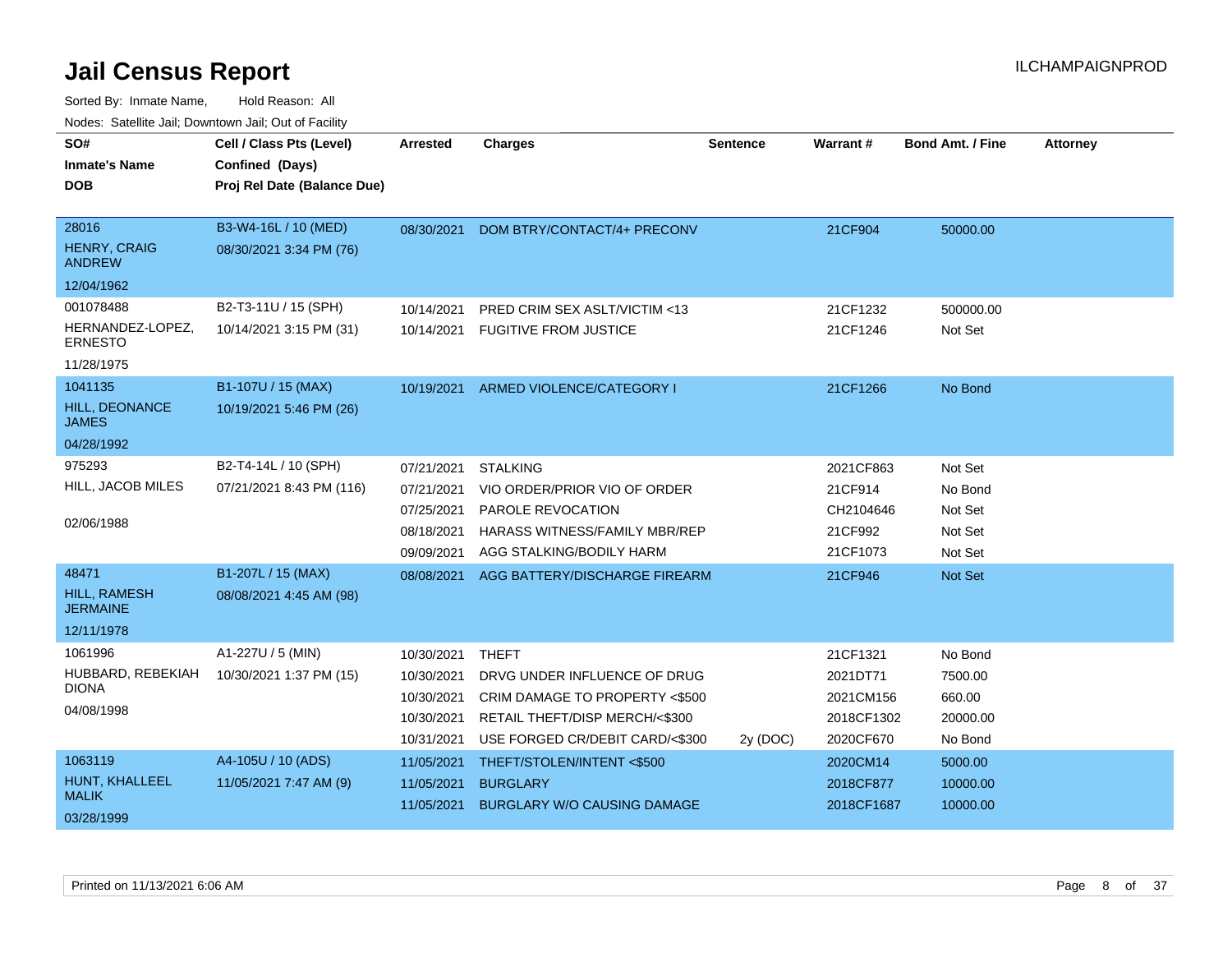# Jail Census Report

ILCHAMPAIGNPROD

Sorted By: Inmate Name, Hold Reason: All

Nodes: Satellite Jail; Downtown Jail; Out of Facility

| SO# / Inmate's Name / DOB | Cell / Class Pts (Level) / Confined (Days) / Proj Rel Date (Balance Due) | Arrested | Charges | Sentence | Warrant # | Bond Amt. / Fine | Attorney |
|---|---|---|---|---|---|---|---|
| 28016<br>HENRY, CRAIG ANDREW<br>12/04/1962 | B3-W4-16L / 10 (MED)<br>08/30/2021 3:34 PM (76) | 08/30/2021 | DOM BTRY/CONTACT/4+ PRECONV | | 21CF904 | 50000.00 | |
| 001078488<br>HERNANDEZ-LOPEZ, ERNESTO<br>11/28/1975 | B2-T3-11U / 15 (SPH)<br>10/14/2021 3:15 PM (31) | 10/14/2021 | PRED CRIM SEX ASLT/VICTIM <13 | | 21CF1232 | 500000.00 | |
| | | 10/14/2021 | FUGITIVE FROM JUSTICE | | 21CF1246 | Not Set | |
| 1041135<br>HILL, DEONANCE JAMES<br>04/28/1992 | B1-107U / 15 (MAX)<br>10/19/2021 5:46 PM (26) | 10/19/2021 | ARMED VIOLENCE/CATEGORY I | | 21CF1266 | No Bond | |
| 975293<br>HILL, JACOB MILES<br>02/06/1988 | B2-T4-14L / 10 (SPH)<br>07/21/2021 8:43 PM (116) | 07/21/2021 | STALKING | | 2021CF863 | Not Set | |
| | | 07/21/2021 | VIO ORDER/PRIOR VIO OF ORDER | | 21CF914 | No Bond | |
| | | 07/25/2021 | PAROLE REVOCATION | | CH2104646 | Not Set | |
| | | 08/18/2021 | HARASS WITNESS/FAMILY MBR/REP | | 21CF992 | Not Set | |
| | | 09/09/2021 | AGG STALKING/BODILY HARM | | 21CF1073 | Not Set | |
| 48471<br>HILL, RAMESH JERMAINE<br>12/11/1978 | B1-207L / 15 (MAX)<br>08/08/2021 4:45 AM (98) | 08/08/2021 | AGG BATTERY/DISCHARGE FIREARM | | 21CF946 | Not Set | |
| 1061996<br>HUBBARD, REBEKIAH DIONA<br>04/08/1998 | A1-227U / 5 (MIN)<br>10/30/2021 1:37 PM (15) | 10/30/2021 | THEFT | | 21CF1321 | No Bond | |
| | | 10/30/2021 | DRVG UNDER INFLUENCE OF DRUG | | 2021DT71 | 7500.00 | |
| | | 10/30/2021 | CRIM DAMAGE TO PROPERTY <$500 | | 2021CM156 | 660.00 | |
| | | 10/30/2021 | RETAIL THEFT/DISP MERCH/<$300 | | 2018CF1302 | 20000.00 | |
| | | 10/31/2021 | USE FORGED CR/DEBIT CARD/<$300 | 2y (DOC) | 2020CF670 | No Bond | |
| 1063119<br>HUNT, KHALLEEL MALIK<br>03/28/1999 | A4-105U / 10 (ADS)<br>11/05/2021 7:47 AM (9) | 11/05/2021 | THEFT/STOLEN/INTENT <$500 | | 2020CM14 | 5000.00 | |
| | | 11/05/2021 | BURGLARY | | 2018CF877 | 10000.00 | |
| | | 11/05/2021 | BURGLARY W/O CAUSING DAMAGE | | 2018CF1687 | 10000.00 | |

Printed on 11/13/2021 6:06 AM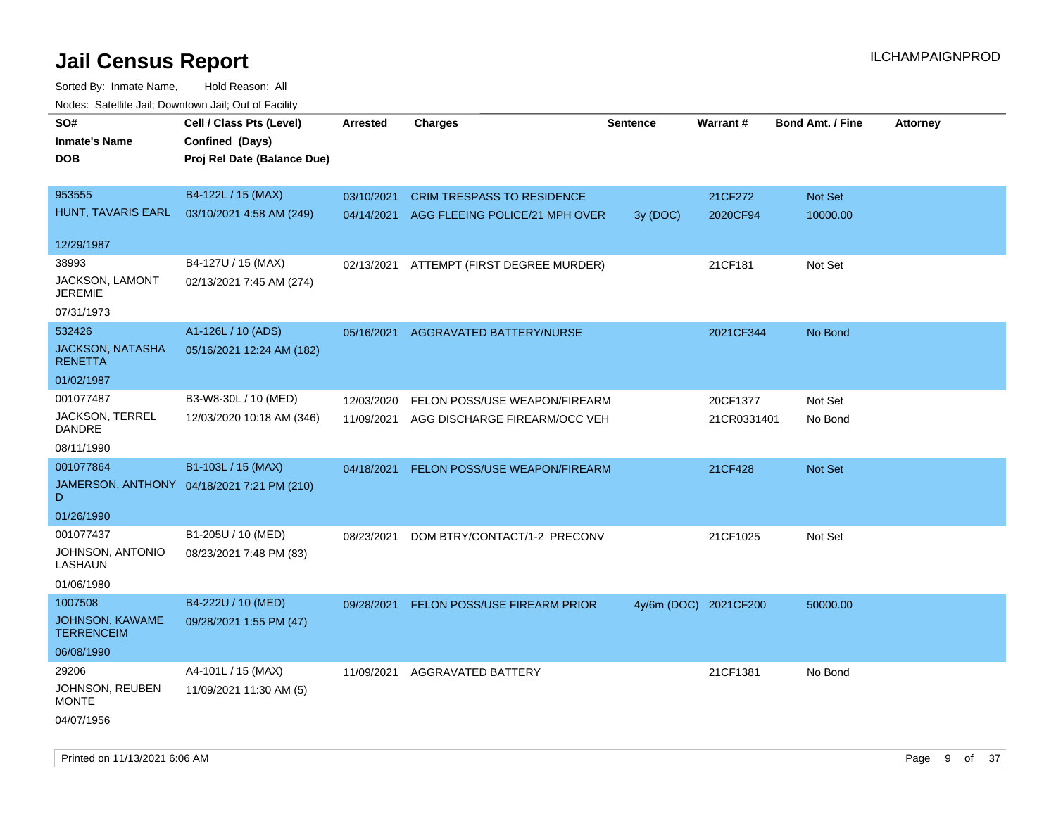# Jail Census Report

ILCHAMPAIGNPROD

Sorted By: Inmate Name, Hold Reason: All

Nodes: Satellite Jail; Downtown Jail; Out of Facility

| SO# / Inmate's Name / DOB | Cell / Class Pts (Level) / Confined (Days) / Proj Rel Date (Balance Due) | Arrested | Charges | Sentence | Warrant # | Bond Amt. / Fine | Attorney |
|---|---|---|---|---|---|---|---|
| 953555<br>HUNT, TAVARIS EARL<br>12/29/1987 | B4-122L / 15 (MAX)<br>03/10/2021 4:58 AM (249) | 03/10/2021 | CRIM TRESPASS TO RESIDENCE | | 21CF272 | Not Set | |
| | | 04/14/2021 | AGG FLEEING POLICE/21 MPH OVER | 3y (DOC) | 2020CF94 | 10000.00 | |
| 38993<br>JACKSON, LAMONT JEREMIE<br>07/31/1973 | B4-127U / 15 (MAX)<br>02/13/2021 7:45 AM (274) | 02/13/2021 | ATTEMPT (FIRST DEGREE MURDER) | | 21CF181 | Not Set | |
| 532426<br>JACKSON, NATASHA RENETTA<br>01/02/1987 | A1-126L / 10 (ADS)<br>05/16/2021 12:24 AM (182) | 05/16/2021 | AGGRAVATED BATTERY/NURSE | | 2021CF344 | No Bond | |
| 001077487<br>JACKSON, TERREL DANDRE<br>08/11/1990 | B3-W8-30L / 10 (MED)<br>12/03/2020 10:18 AM (346) | 12/03/2020 | FELON POSS/USE WEAPON/FIREARM | | 20CF1377 | Not Set | |
| | | 11/09/2021 | AGG DISCHARGE FIREARM/OCC VEH | | 21CR0331401 | No Bond | |
| 001077864<br>JAMERSON, ANTHONY D<br>01/26/1990 | B1-103L / 15 (MAX)<br>04/18/2021 7:21 PM (210) | 04/18/2021 | FELON POSS/USE WEAPON/FIREARM | | 21CF428 | Not Set | |
| 001077437<br>JOHNSON, ANTONIO LASHAUN<br>01/06/1980 | B1-205U / 10 (MED)<br>08/23/2021 7:48 PM (83) | 08/23/2021 | DOM BTRY/CONTACT/1-2 PRECONV | | 21CF1025 | Not Set | |
| 1007508<br>JOHNSON, KAWAME TERRENCEIM<br>06/08/1990 | B4-222U / 10 (MED)<br>09/28/2021 1:55 PM (47) | 09/28/2021 | FELON POSS/USE FIREARM PRIOR | 4y/6m (DOC) | 2021CF200 | 50000.00 | |
| 29206<br>JOHNSON, REUBEN MONTE<br>04/07/1956 | A4-101L / 15 (MAX)<br>11/09/2021 11:30 AM (5) | 11/09/2021 | AGGRAVATED BATTERY | | 21CF1381 | No Bond | |

Printed on 11/13/2021 6:06 AM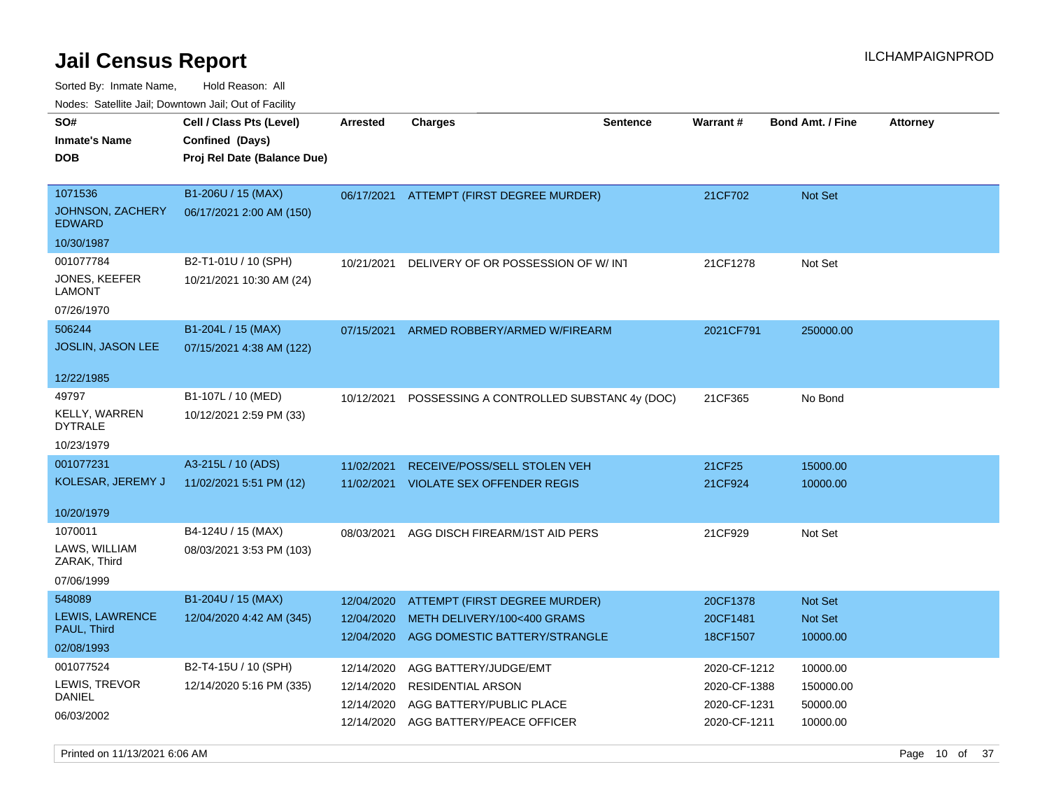# Jail Census Report

ILCHAMPAIGNPROD

Sorted By: Inmate Name, Hold Reason: All

Nodes: Satellite Jail; Downtown Jail; Out of Facility

| SO# / Inmate's Name / DOB | Cell / Class Pts (Level) / Confined (Days) / Proj Rel Date (Balance Due) | Arrested | Charges | Sentence | Warrant # | Bond Amt. / Fine | Attorney |
|---|---|---|---|---|---|---|---|
| 1071536<br>JOHNSON, ZACHERY EDWARD<br>10/30/1987 | B1-206U / 15 (MAX)<br>06/17/2021 2:00 AM (150) | 06/17/2021 | ATTEMPT (FIRST DEGREE MURDER) | | 21CF702 | Not Set | |
| 001077784<br>JONES, KEEFER LAMONT<br>07/26/1970 | B2-T1-01U / 10 (SPH)<br>10/21/2021 10:30 AM (24) | 10/21/2021 | DELIVERY OF OR POSSESSION OF W/ INT | | 21CF1278 | Not Set | |
| 506244<br>JOSLIN, JASON LEE<br>12/22/1985 | B1-204L / 15 (MAX)<br>07/15/2021 4:38 AM (122) | 07/15/2021 | ARMED ROBBERY/ARMED W/FIREARM | | 2021CF791 | 250000.00 | |
| 49797<br>KELLY, WARREN DYTRALE<br>10/23/1979 | B1-107L / 10 (MED)<br>10/12/2021 2:59 PM (33) | 10/12/2021 | POSSESSING A CONTROLLED SUBSTANC | 4y (DOC) | 21CF365 | No Bond | |
| 001077231<br>KOLESAR, JEREMY J<br>10/20/1979 | A3-215L / 10 (ADS)<br>11/02/2021 5:51 PM (12) | 11/02/2021 | RECEIVE/POSS/SELL STOLEN VEH | | 21CF25 | 15000.00 | |
| | | 11/02/2021 | VIOLATE SEX OFFENDER REGIS | | 21CF924 | 10000.00 | |
| 1070011<br>LAWS, WILLIAM ZARAK, Third<br>07/06/1999 | B4-124U / 15 (MAX)<br>08/03/2021 3:53 PM (103) | 08/03/2021 | AGG DISCH FIREARM/1ST AID PERS | | 21CF929 | Not Set | |
| 548089<br>LEWIS, LAWRENCE PAUL, Third<br>02/08/1993 | B1-204U / 15 (MAX)<br>12/04/2020 4:42 AM (345) | 12/04/2020 | ATTEMPT (FIRST DEGREE MURDER) | | 20CF1378 | Not Set | |
| | | 12/04/2020 | METH DELIVERY/100<400 GRAMS | | 20CF1481 | Not Set | |
| | | 12/04/2020 | AGG DOMESTIC BATTERY/STRANGLE | | 18CF1507 | 10000.00 | |
| 001077524<br>LEWIS, TREVOR DANIEL<br>06/03/2002 | B2-T4-15U / 10 (SPH)<br>12/14/2020 5:16 PM (335) | 12/14/2020 | AGG BATTERY/JUDGE/EMT | | 2020-CF-1212 | 10000.00 | |
| | | 12/14/2020 | RESIDENTIAL ARSON | | 2020-CF-1388 | 150000.00 | |
| | | 12/14/2020 | AGG BATTERY/PUBLIC PLACE | | 2020-CF-1231 | 50000.00 | |
| | | 12/14/2020 | AGG BATTERY/PEACE OFFICER | | 2020-CF-1211 | 10000.00 | |

Printed on 11/13/2021 6:06 AM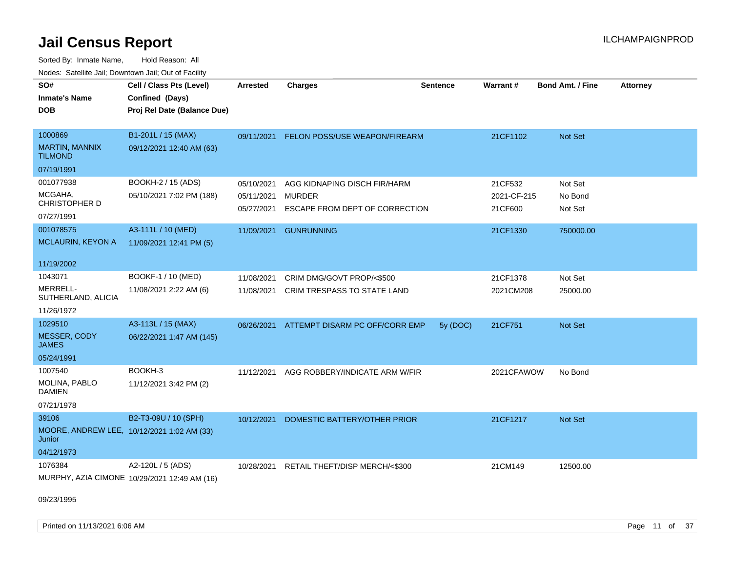# Jail Census Report

ILCHAMPAIGNPROD

Sorted By: Inmate Name, Hold Reason: All

Nodes: Satellite Jail; Downtown Jail; Out of Facility

| SO# / Inmate's Name / DOB | Cell / Class Pts (Level) / Confined (Days) / Proj Rel Date (Balance Due) | Arrested | Charges | Sentence | Warrant # | Bond Amt. / Fine | Attorney |
|---|---|---|---|---|---|---|---|
| 1000869<br>MARTIN, MANNIX TILMOND<br>07/19/1991 | B1-201L / 15 (MAX)<br>09/12/2021 12:40 AM (63) | 09/11/2021 | FELON POSS/USE WEAPON/FIREARM | | 21CF1102 | Not Set | |
| 001077938<br>MCGAHA, CHRISTOPHER D<br>07/27/1991 | BOOKH-2 / 15 (ADS)<br>05/10/2021 7:02 PM (188) | 05/10/2021 | AGG KIDNAPING DISCH FIR/HARM | | 21CF532 | Not Set | |
| | | 05/11/2021 | MURDER | | 2021-CF-215 | No Bond | |
| | | 05/27/2021 | ESCAPE FROM DEPT OF CORRECTION | | 21CF600 | Not Set | |
| 001078575<br>MCLAURIN, KEYON A<br>11/19/2002 | A3-111L / 10 (MED)<br>11/09/2021 12:41 PM (5) | 11/09/2021 | GUNRUNNING | | 21CF1330 | 750000.00 | |
| 1043071<br>MERRELL-SUTHERLAND, ALICIA<br>11/26/1972 | BOOKF-1 / 10 (MED)<br>11/08/2021 2:22 AM (6) | 11/08/2021 | CRIM DMG/GOVT PROP/<$500 | | 21CF1378 | Not Set | |
| | | 11/08/2021 | CRIM TRESPASS TO STATE LAND | | 2021CM208 | 25000.00 | |
| 1029510<br>MESSER, CODY JAMES<br>05/24/1991 | A3-113L / 15 (MAX)<br>06/22/2021 1:47 AM (145) | 06/26/2021 | ATTEMPT DISARM PC OFF/CORR EMP | 5y (DOC) | 21CF751 | Not Set | |
| 1007540<br>MOLINA, PABLO DAMIEN<br>07/21/1978 | BOOKH-3<br>11/12/2021 3:42 PM (2) | 11/12/2021 | AGG ROBBERY/INDICATE ARM W/FIR | | 2021CFAWOW | No Bond | |
| 39106<br>MOORE, ANDREW LEE, Junior<br>04/12/1973 | B2-T3-09U / 10 (SPH)<br>10/12/2021 1:02 AM (33) | 10/12/2021 | DOMESTIC BATTERY/OTHER PRIOR | | 21CF1217 | Not Set | |
| 1076384<br>MURPHY, AZIA CIMONE<br>09/23/1995 | A2-120L / 5 (ADS)<br>10/29/2021 12:49 AM (16) | 10/28/2021 | RETAIL THEFT/DISP MERCH/<$300 | | 21CM149 | 12500.00 | |

Printed on 11/13/2021 6:06 AM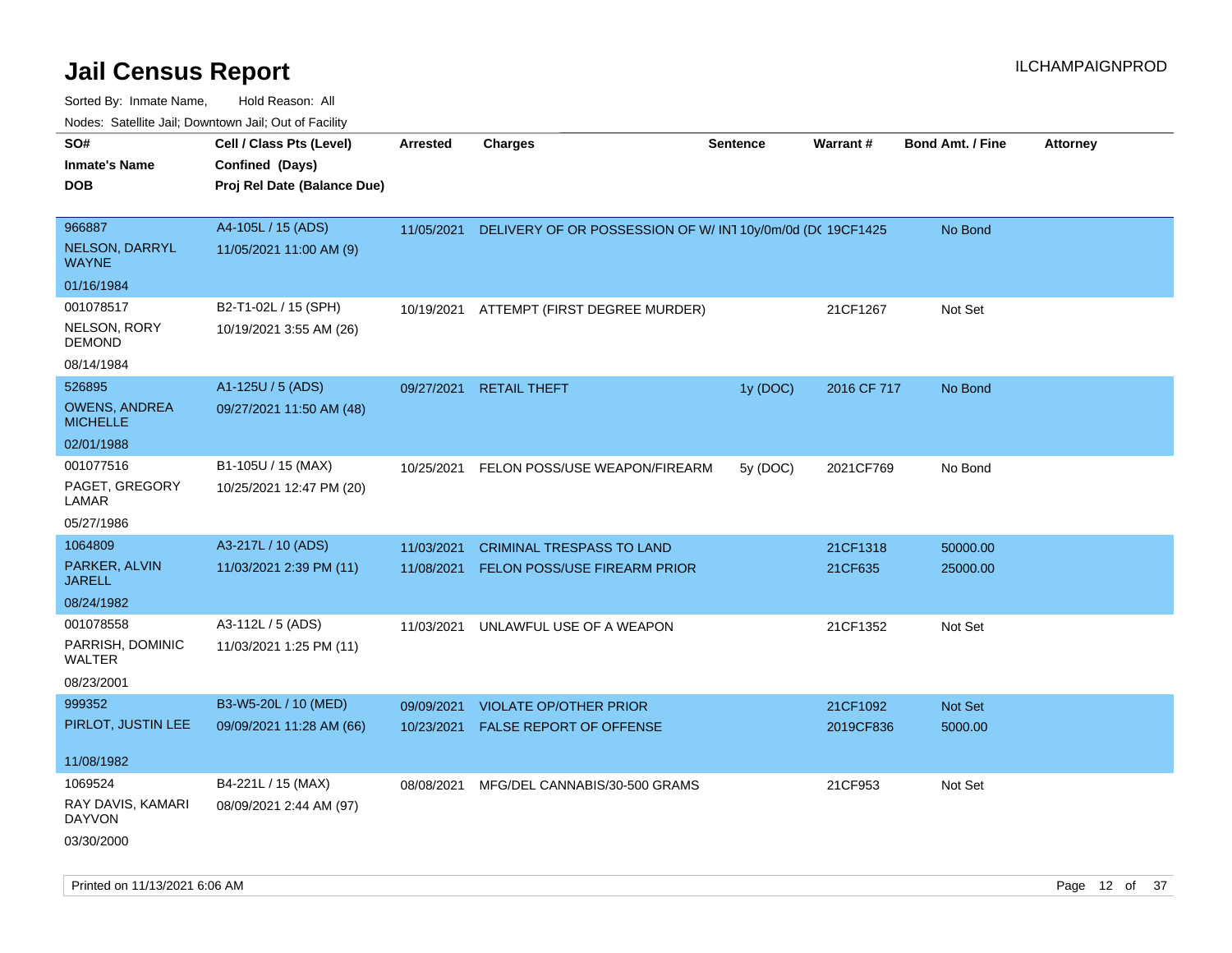# Jail Census Report

ILCHAMPAIGNPROD

Sorted By: Inmate Name, Hold Reason: All

Nodes: Satellite Jail; Downtown Jail; Out of Facility

| SO# / Inmate's Name / DOB | Cell / Class Pts (Level) / Confined (Days) / Proj Rel Date (Balance Due) | Arrested | Charges | Sentence | Warrant # | Bond Amt. / Fine | Attorney |
|---|---|---|---|---|---|---|---|
| 966887 NELSON, DARRYL WAYNE 01/16/1984 | A4-105L / 15 (ADS) 11/05/2021 11:00 AM (9) | 11/05/2021 | DELIVERY OF OR POSSESSION OF W/ INT | 10y/0m/0d (DC | 19CF1425 | No Bond | |
| 001078517 NELSON, RORY DEMOND 08/14/1984 | B2-T1-02L / 15 (SPH) 10/19/2021 3:55 AM (26) | 10/19/2021 | ATTEMPT (FIRST DEGREE MURDER) | | 21CF1267 | Not Set | |
| 526895 OWENS, ANDREA MICHELLE 02/01/1988 | A1-125U / 5 (ADS) 09/27/2021 11:50 AM (48) | 09/27/2021 | RETAIL THEFT | 1y (DOC) | 2016 CF 717 | No Bond | |
| 001077516 PAGET, GREGORY LAMAR 05/27/1986 | B1-105U / 15 (MAX) 10/25/2021 12:47 PM (20) | 10/25/2021 | FELON POSS/USE WEAPON/FIREARM | 5y (DOC) | 2021CF769 | No Bond | |
| 1064809 PARKER, ALVIN JARELL 08/24/1982 | A3-217L / 10 (ADS) 11/03/2021 2:39 PM (11) | 11/03/2021 | CRIMINAL TRESPASS TO LAND | | 21CF1318 | 50000.00 | |
| | | 11/08/2021 | FELON POSS/USE FIREARM PRIOR | | 21CF635 | 25000.00 | |
| 001078558 PARRISH, DOMINIC WALTER 08/23/2001 | A3-112L / 5 (ADS) 11/03/2021 1:25 PM (11) | 11/03/2021 | UNLAWFUL USE OF A WEAPON | | 21CF1352 | Not Set | |
| 999352 PIRLOT, JUSTIN LEE 11/08/1982 | B3-W5-20L / 10 (MED) 09/09/2021 11:28 AM (66) | 09/09/2021 | VIOLATE OP/OTHER PRIOR | | 21CF1092 | Not Set | |
| | | 10/23/2021 | FALSE REPORT OF OFFENSE | | 2019CF836 | 5000.00 | |
| 1069524 RAY DAVIS, KAMARI DAYVON 03/30/2000 | B4-221L / 15 (MAX) 08/09/2021 2:44 AM (97) | 08/08/2021 | MFG/DEL CANNABIS/30-500 GRAMS | | 21CF953 | Not Set | |

Printed on 11/13/2021 6:06 AM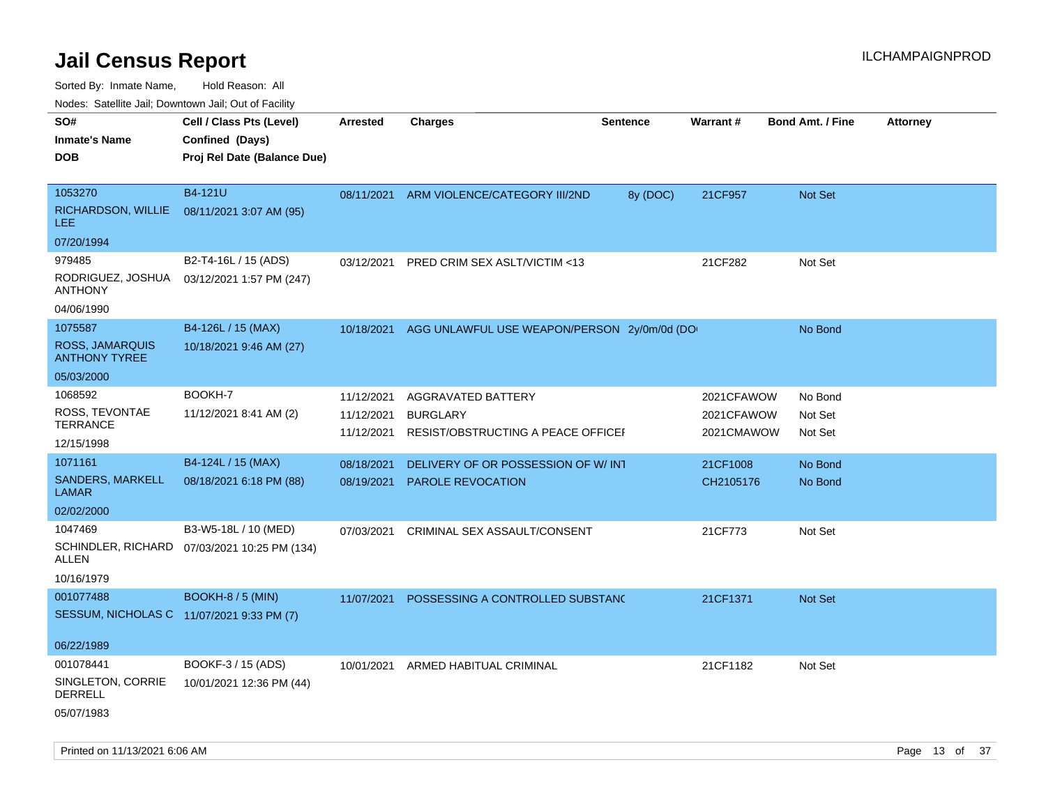# Jail Census Report

ILCHAMPAIGNPROD

Sorted By: Inmate Name, Hold Reason: All

Nodes: Satellite Jail; Downtown Jail; Out of Facility

| SO# / Inmate's Name / DOB | Cell / Class Pts (Level) / Confined (Days) / Proj Rel Date (Balance Due) | Arrested | Charges | Sentence | Warrant # | Bond Amt. / Fine | Attorney |
|---|---|---|---|---|---|---|---|
| 1053270<br>RICHARDSON, WILLIE LEE<br>07/20/1994 | B4-121U<br>08/11/2021 3:07 AM (95) | 08/11/2021 | ARM VIOLENCE/CATEGORY III/2ND | 8y (DOC) | 21CF957 | Not Set | |
| 979485<br>RODRIGUEZ, JOSHUA ANTHONY<br>04/06/1990 | B2-T4-16L / 15 (ADS)<br>03/12/2021 1:57 PM (247) | 03/12/2021 | PRED CRIM SEX ASLT/VICTIM <13 | | 21CF282 | Not Set | |
| 1075587<br>ROSS, JAMARQUIS ANTHONY TYREE<br>05/03/2000 | B4-126L / 15 (MAX)<br>10/18/2021 9:46 AM (27) | 10/18/2021 | AGG UNLAWFUL USE WEAPON/PERSON | 2y/0m/0d (DO | | No Bond | |
| 1068592<br>ROSS, TEVONTAE TERRANCE<br>12/15/1998 | BOOKH-7<br>11/12/2021 8:41 AM (2) | 11/12/2021<br>11/12/2021<br>11/12/2021 | AGGRAVATED BATTERY<br>BURGLARY<br>RESIST/OBSTRUCTING A PEACE OFFICEI | | 2021CFAWOW<br>2021CFAWOW<br>2021CMAWOW | No Bond<br>Not Set<br>Not Set | |
| 1071161<br>SANDERS, MARKELL LAMAR<br>02/02/2000 | B4-124L / 15 (MAX)<br>08/18/2021 6:18 PM (88) | 08/18/2021<br>08/19/2021 | DELIVERY OF OR POSSESSION OF W/ INT<br>PAROLE REVOCATION | | 21CF1008<br>CH2105176 | No Bond<br>No Bond | |
| 1047469<br>SCHINDLER, RICHARD ALLEN<br>10/16/1979 | B3-W5-18L / 10 (MED)<br>07/03/2021 10:25 PM (134) | 07/03/2021 | CRIMINAL SEX ASSAULT/CONSENT | | 21CF773 | Not Set | |
| 001077488<br>SESSUM, NICHOLAS C<br>06/22/1989 | BOOKH-8 / 5 (MIN)<br>11/07/2021 9:33 PM (7) | 11/07/2021 | POSSESSING A CONTROLLED SUBSTANC | | 21CF1371 | Not Set | |
| 001078441<br>SINGLETON, CORRIE DERRELL<br>05/07/1983 | BOOKF-3 / 15 (ADS)<br>10/01/2021 12:36 PM (44) | 10/01/2021 | ARMED HABITUAL CRIMINAL | | 21CF1182 | Not Set | |

Printed on 11/13/2021 6:06 AM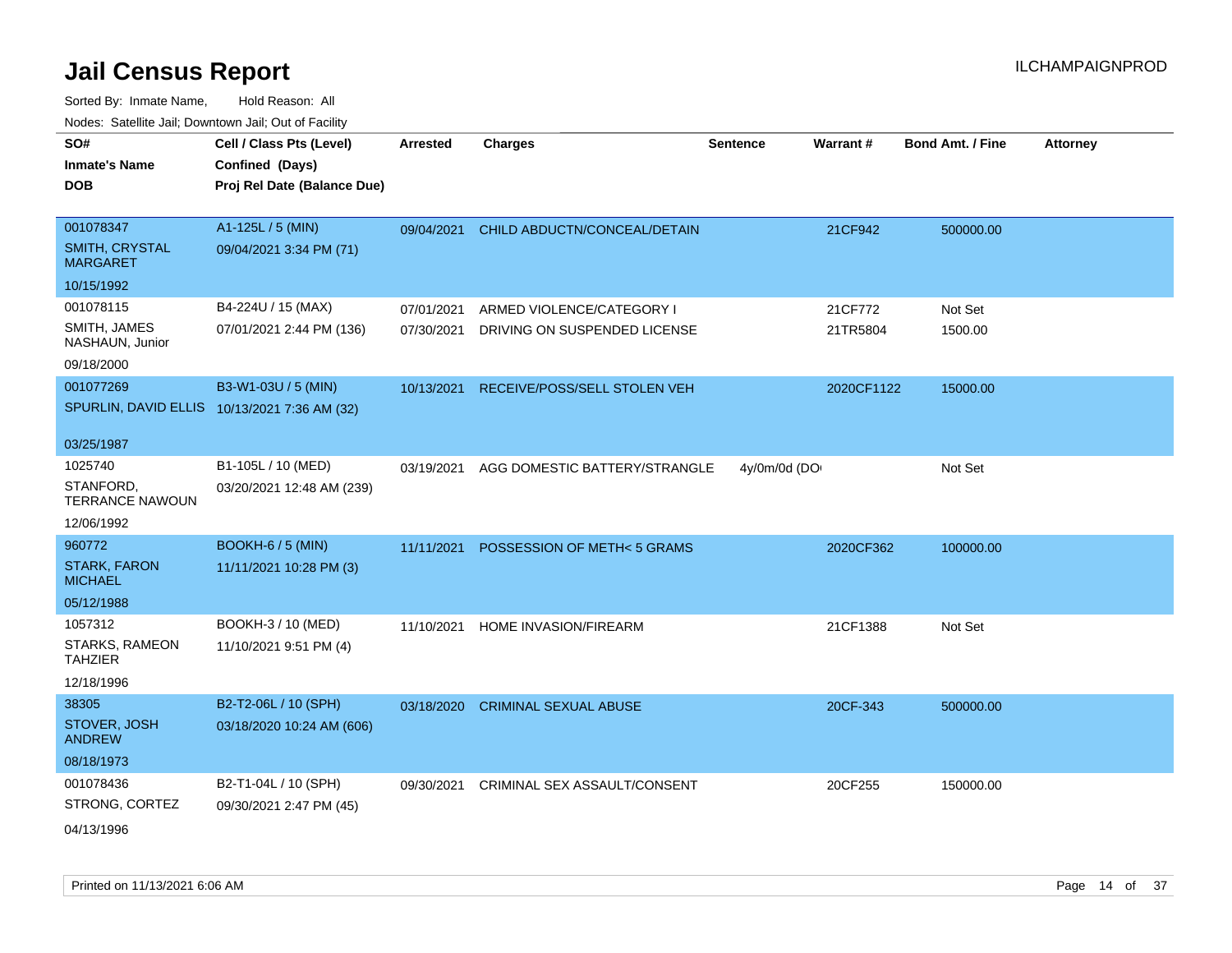# Jail Census Report

ILCHAMPAIGNPROD

Sorted By: Inmate Name, Hold Reason: All

Nodes: Satellite Jail; Downtown Jail; Out of Facility

| SO# / Inmate's Name / DOB | Cell / Class Pts (Level) / Confined (Days) / Proj Rel Date (Balance Due) | Arrested | Charges | Sentence | Warrant # | Bond Amt. / Fine | Attorney |
|---|---|---|---|---|---|---|---|
| 001078347<br>SMITH, CRYSTAL MARGARET<br>10/15/1992 | A1-125L / 5 (MIN)<br>09/04/2021 3:34 PM (71) | 09/04/2021 | CHILD ABDUCTN/CONCEAL/DETAIN | | 21CF942 | 500000.00 | |
| 001078115<br>SMITH, JAMES NASHAUN, Junior<br>09/18/2000 | B4-224U / 15 (MAX)<br>07/01/2021 2:44 PM (136) | 07/01/2021 | ARMED VIOLENCE/CATEGORY I | | 21CF772 | Not Set | |
| | | 07/30/2021 | DRIVING ON SUSPENDED LICENSE | | 21TR5804 | 1500.00 | |
| 001077269<br>SPURLIN, DAVID ELLIS<br>03/25/1987 | B3-W1-03U / 5 (MIN)<br>10/13/2021 7:36 AM (32) | 10/13/2021 | RECEIVE/POSS/SELL STOLEN VEH | | 2020CF1122 | 15000.00 | |
| 1025740<br>STANFORD, TERRANCE NAWOUN<br>12/06/1992 | B1-105L / 10 (MED)<br>03/20/2021 12:48 AM (239) | 03/19/2021 | AGG DOMESTIC BATTERY/STRANGLE | 4y/0m/0d (DO | | Not Set | |
| 960772<br>STARK, FARON MICHAEL<br>05/12/1988 | BOOKH-6 / 5 (MIN)<br>11/11/2021 10:28 PM (3) | 11/11/2021 | POSSESSION OF METH< 5 GRAMS | | 2020CF362 | 100000.00 | |
| 1057312<br>STARKS, RAMEON TAHZIER<br>12/18/1996 | BOOKH-3 / 10 (MED)<br>11/10/2021 9:51 PM (4) | 11/10/2021 | HOME INVASION/FIREARM | | 21CF1388 | Not Set | |
| 38305<br>STOVER, JOSH ANDREW<br>08/18/1973 | B2-T2-06L / 10 (SPH)<br>03/18/2020 10:24 AM (606) | 03/18/2020 | CRIMINAL SEXUAL ABUSE | | 20CF-343 | 500000.00 | |
| 001078436<br>STRONG, CORTEZ<br>04/13/1996 | B2-T1-04L / 10 (SPH)<br>09/30/2021 2:47 PM (45) | 09/30/2021 | CRIMINAL SEX ASSAULT/CONSENT | | 20CF255 | 150000.00 | |

Printed on 11/13/2021 6:06 AM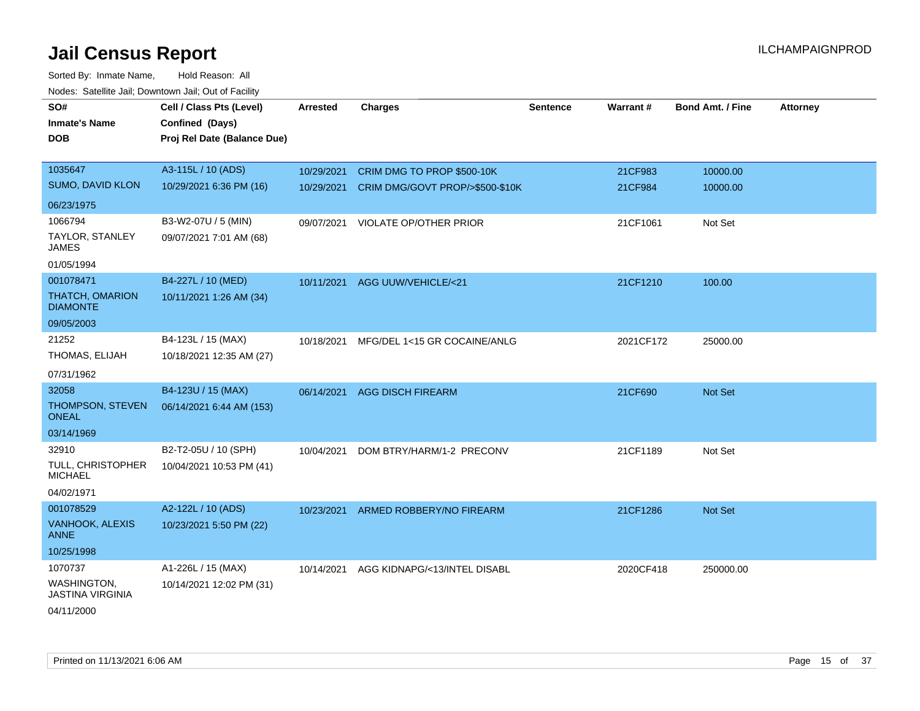# Jail Census Report

Sorted By: Inmate Name, Hold Reason: All

Nodes: Satellite Jail; Downtown Jail; Out of Facility

| SO#<br>Inmate's Name<br>DOB | Cell / Class Pts (Level)<br>Confined (Days)<br>Proj Rel Date (Balance Due) | Arrested | Charges | Sentence | Warrant # | Bond Amt. / Fine | Attorney |
|---|---|---|---|---|---|---|---|
| 1035647<br>SUMO, DAVID KLON<br>06/23/1975 | A3-115L / 10 (ADS)<br>10/29/2021 6:36 PM (16) | 10/29/2021<br>10/29/2021 | CRIM DMG TO PROP $500-10K<br>CRIM DMG/GOVT PROP/>$500-$10K | | 21CF983<br>21CF984 | 10000.00<br>10000.00 | |
| 1066794<br>TAYLOR, STANLEY JAMES<br>01/05/1994 | B3-W2-07U / 5 (MIN)<br>09/07/2021 7:01 AM (68) | 09/07/2021 | VIOLATE OP/OTHER PRIOR | | 21CF1061 | Not Set | |
| 001078471<br>THATCH, OMARION DIAMONTE<br>09/05/2003 | B4-227L / 10 (MED)<br>10/11/2021 1:26 AM (34) | 10/11/2021 | AGG UUW/VEHICLE/<21 | | 21CF1210 | 100.00 | |
| 21252<br>THOMAS, ELIJAH<br>07/31/1962 | B4-123L / 15 (MAX)<br>10/18/2021 12:35 AM (27) | 10/18/2021 | MFG/DEL 1<15 GR COCAINE/ANLG | | 2021CF172 | 25000.00 | |
| 32058<br>THOMPSON, STEVEN ONEAL<br>03/14/1969 | B4-123U / 15 (MAX)<br>06/14/2021 6:44 AM (153) | 06/14/2021 | AGG DISCH FIREARM | | 21CF690 | Not Set | |
| 32910<br>TULL, CHRISTOPHER MICHAEL<br>04/02/1971 | B2-T2-05U / 10 (SPH)<br>10/04/2021 10:53 PM (41) | 10/04/2021 | DOM BTRY/HARM/1-2 PRECONV | | 21CF1189 | Not Set | |
| 001078529<br>VANHOOK, ALEXIS ANNE<br>10/25/1998 | A2-122L / 10 (ADS)<br>10/23/2021 5:50 PM (22) | 10/23/2021 | ARMED ROBBERY/NO FIREARM | | 21CF1286 | Not Set | |
| 1070737<br>WASHINGTON, JASTINA VIRGINIA<br>04/11/2000 | A1-226L / 15 (MAX)<br>10/14/2021 12:02 PM (31) | 10/14/2021 | AGG KIDNAPG/<13/INTEL DISABL | | 2020CF418 | 250000.00 | |

Printed on 11/13/2021 6:06 AM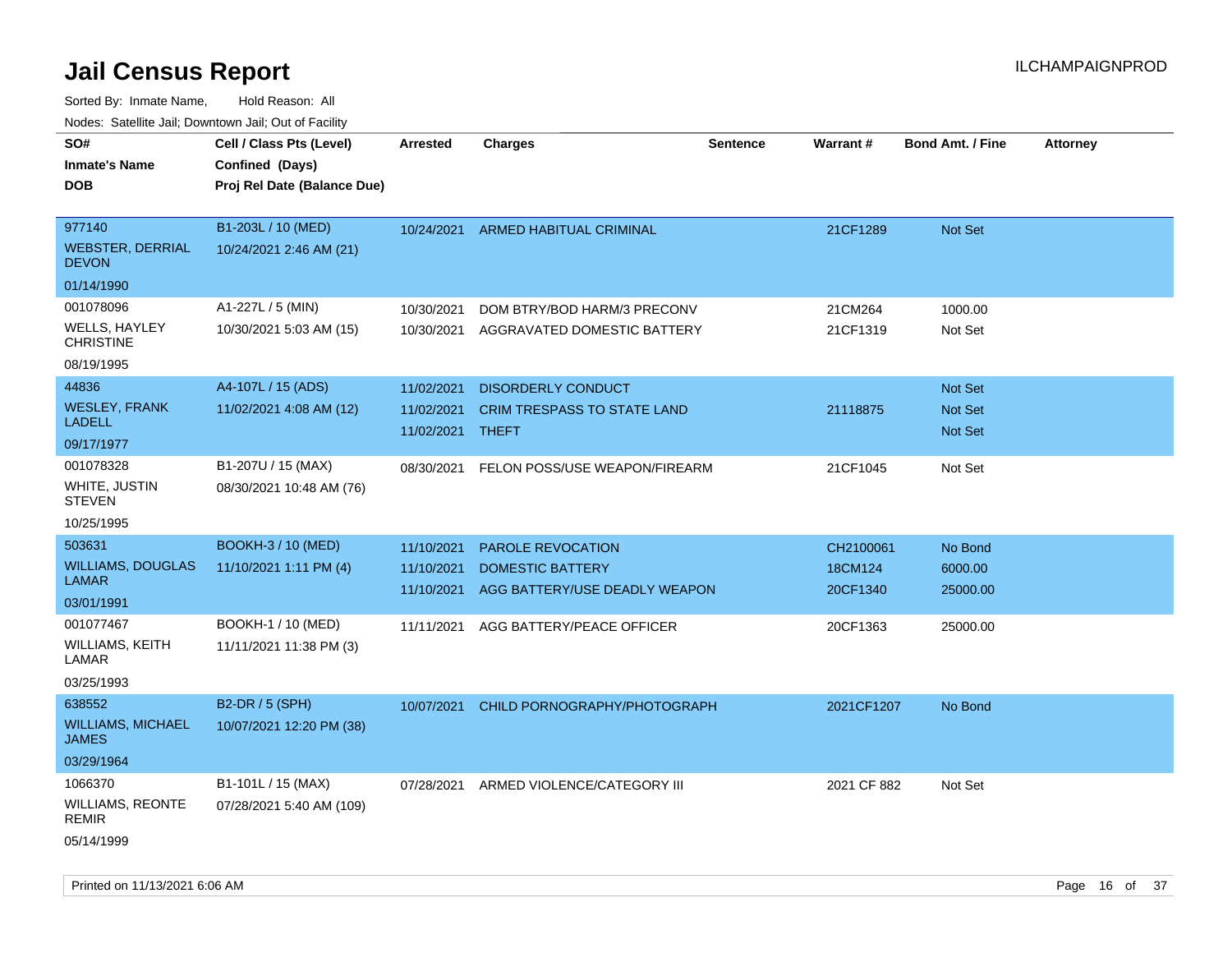# Jail Census Report

ILCHAMPAIGNPROD

Sorted By: Inmate Name, Hold Reason: All

Nodes: Satellite Jail; Downtown Jail; Out of Facility

| SO# / Inmate's Name / DOB | Cell / Class Pts (Level) / Confined (Days) / Proj Rel Date (Balance Due) | Arrested | Charges | Sentence | Warrant # | Bond Amt. / Fine | Attorney |
|---|---|---|---|---|---|---|---|
| 977140<br>WEBSTER, DERRIAL DEVON<br>01/14/1990 | B1-203L / 10 (MED)<br>10/24/2021 2:46 AM (21) | 10/24/2021 | ARMED HABITUAL CRIMINAL | | 21CF1289 | Not Set | |
| 001078096<br>WELLS, HAYLEY CHRISTINE<br>08/19/1995 | A1-227L / 5 (MIN)<br>10/30/2021 5:03 AM (15) | 10/30/2021<br>10/30/2021 | DOM BTRY/BOD HARM/3 PRECONV<br>AGGRAVATED DOMESTIC BATTERY | | 21CM264<br>21CF1319 | 1000.00<br>Not Set | |
| 44836<br>WESLEY, FRANK LADELL<br>09/17/1977 | A4-107L / 15 (ADS)<br>11/02/2021 4:08 AM (12) | 11/02/2021<br>11/02/2021<br>11/02/2021 | DISORDERLY CONDUCT<br>CRIM TRESPASS TO STATE LAND<br>THEFT | | <br>21118875 | Not Set<br>Not Set<br>Not Set | |
| 001078328<br>WHITE, JUSTIN STEVEN<br>10/25/1995 | B1-207U / 15 (MAX)<br>08/30/2021 10:48 AM (76) | 08/30/2021 | FELON POSS/USE WEAPON/FIREARM | | 21CF1045 | Not Set | |
| 503631<br>WILLIAMS, DOUGLAS LAMAR<br>03/01/1991 | BOOKH-3 / 10 (MED)<br>11/10/2021 1:11 PM (4) | 11/10/2021<br>11/10/2021<br>11/10/2021 | PAROLE REVOCATION<br>DOMESTIC BATTERY<br>AGG BATTERY/USE DEADLY WEAPON | | CH2100061<br>18CM124<br>20CF1340 | No Bond<br>6000.00<br>25000.00 | |
| 001077467<br>WILLIAMS, KEITH LAMAR<br>03/25/1993 | BOOKH-1 / 10 (MED)<br>11/11/2021 11:38 PM (3) | 11/11/2021 | AGG BATTERY/PEACE OFFICER | | 20CF1363 | 25000.00 | |
| 638552<br>WILLIAMS, MICHAEL JAMES<br>03/29/1964 | B2-DR / 5 (SPH)<br>10/07/2021 12:20 PM (38) | 10/07/2021 | CHILD PORNOGRAPHY/PHOTOGRAPH | | 2021CF1207 | No Bond | |
| 1066370<br>WILLIAMS, REONTE REMIR<br>05/14/1999 | B1-101L / 15 (MAX)<br>07/28/2021 5:40 AM (109) | 07/28/2021 | ARMED VIOLENCE/CATEGORY III | | 2021 CF 882 | Not Set | |

Printed on 11/13/2021 6:06 AM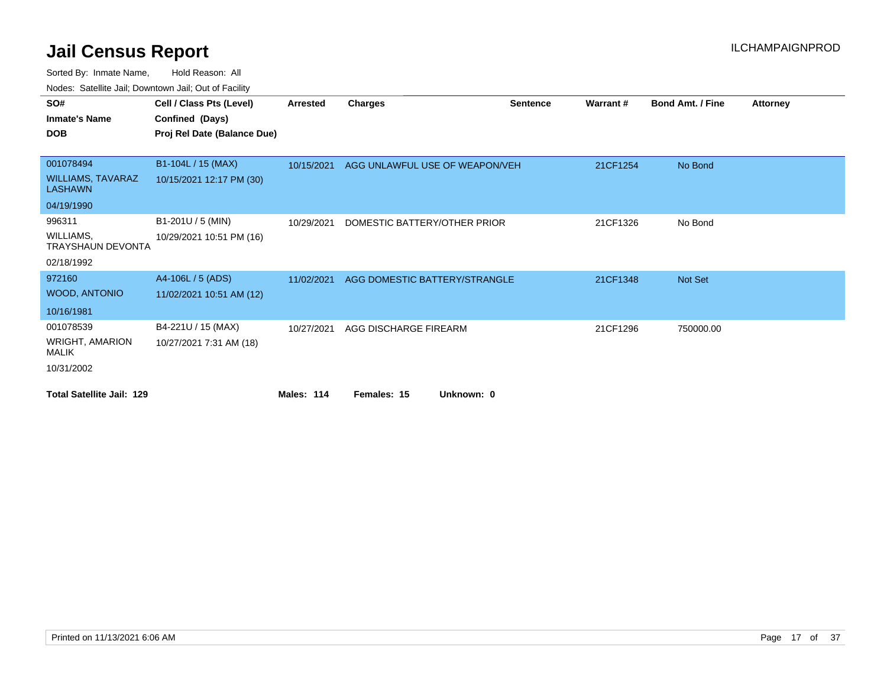# Jail Census Report

ILCHAMPAIGNPROD

Sorted By: Inmate Name, Hold Reason: All

Nodes: Satellite Jail; Downtown Jail; Out of Facility

| SO# / Inmate's Name / DOB | Cell / Class Pts (Level) / Confined (Days) / Proj Rel Date (Balance Due) | Arrested | Charges | Sentence | Warrant # | Bond Amt. / Fine | Attorney |
|---|---|---|---|---|---|---|---|
| 001078494<br>WILLIAMS, TAVARAZ LASHAWN<br>04/19/1990 | B1-104L / 15 (MAX)<br>10/15/2021 12:17 PM (30) | 10/15/2021 | AGG UNLAWFUL USE OF WEAPON/VEH | | 21CF1254 | No Bond | |
| 996311<br>WILLIAMS, TRAYSHAUN DEVONTA<br>02/18/1992 | B1-201U / 5 (MIN)<br>10/29/2021 10:51 PM (16) | 10/29/2021 | DOMESTIC BATTERY/OTHER PRIOR | | 21CF1326 | No Bond | |
| 972160<br>WOOD, ANTONIO<br>10/16/1981 | A4-106L / 5 (ADS)<br>11/02/2021 10:51 AM (12) | 11/02/2021 | AGG DOMESTIC BATTERY/STRANGLE | | 21CF1348 | Not Set | |
| 001078539<br>WRIGHT, AMARION MALIK<br>10/31/2002 | B4-221U / 15 (MAX)<br>10/27/2021 7:31 AM (18) | 10/27/2021 | AGG DISCHARGE FIREARM | | 21CF1296 | 750000.00 | |

**Total Satellite Jail: 129** **Males: 114** **Females: 15** **Unknown: 0**

Printed on 11/13/2021 6:06 AM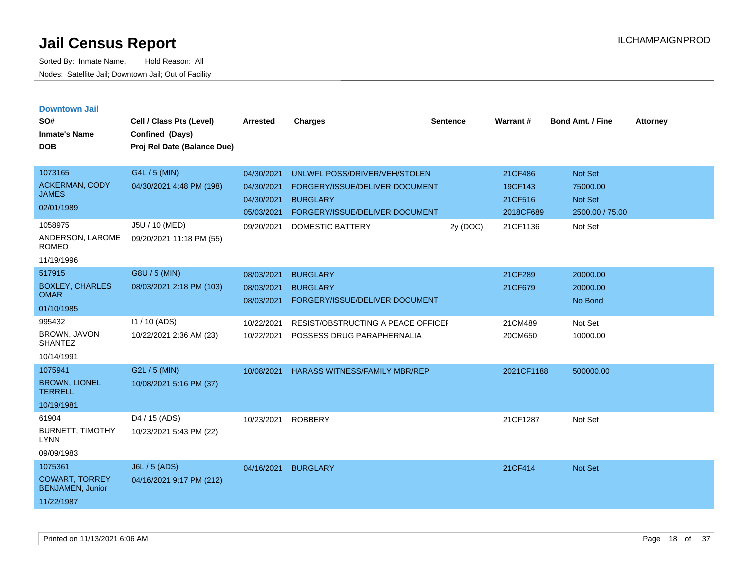# Jail Census Report

ILCHAMPAIGNPROD

Sorted By: Inmate Name, Hold Reason: All

Nodes: Satellite Jail; Downtown Jail; Out of Facility

## Downtown Jail

| SO# / Inmate's Name / DOB | Cell / Class Pts (Level) / Confined (Days) / Proj Rel Date (Balance Due) | Arrested | Charges | Sentence | Warrant # | Bond Amt. / Fine | Attorney |
|---|---|---|---|---|---|---|---|
| 1073165<br>ACKERMAN, CODY JAMES<br>02/01/1989 | G4L / 5 (MIN)<br>04/30/2021 4:48 PM (198) | 04/30/2021 | UNLWFL POSS/DRIVER/VEH/STOLEN | | 21CF486 | Not Set | |
| | | 04/30/2021 | FORGERY/ISSUE/DELIVER DOCUMENT | | 19CF143 | 75000.00 | |
| | | 04/30/2021 | BURGLARY | | 21CF516 | Not Set | |
| | | 05/03/2021 | FORGERY/ISSUE/DELIVER DOCUMENT | | 2018CF689 | 2500.00 / 75.00 | |
| 1058975<br>ANDERSON, LAROME ROMEO<br>11/19/1996 | J5U / 10 (MED)<br>09/20/2021 11:18 PM (55) | 09/20/2021 | DOMESTIC BATTERY | 2y (DOC) | 21CF1136 | Not Set | |
| 517915<br>BOXLEY, CHARLES OMAR<br>01/10/1985 | G8U / 5 (MIN)<br>08/03/2021 2:18 PM (103) | 08/03/2021 | BURGLARY | | 21CF289 | 20000.00 | |
| | | 08/03/2021 | BURGLARY | | 21CF679 | 20000.00 | |
| | | 08/03/2021 | FORGERY/ISSUE/DELIVER DOCUMENT | | | No Bond | |
| 995432<br>BROWN, JAVON SHANTEZ<br>10/14/1991 | I1 / 10 (ADS)<br>10/22/2021 2:36 AM (23) | 10/22/2021 | RESIST/OBSTRUCTING A PEACE OFFICEI | | 21CM489 | Not Set | |
| | | 10/22/2021 | POSSESS DRUG PARAPHERNALIA | | 20CM650 | 10000.00 | |
| 1075941<br>BROWN, LIONEL TERRELL<br>10/19/1981 | G2L / 5 (MIN)<br>10/08/2021 5:16 PM (37) | 10/08/2021 | HARASS WITNESS/FAMILY MBR/REP | | 2021CF1188 | 500000.00 | |
| 61904<br>BURNETT, TIMOTHY LYNN<br>09/09/1983 | D4 / 15 (ADS)<br>10/23/2021 5:43 PM (22) | 10/23/2021 | ROBBERY | | 21CF1287 | Not Set | |
| 1075361<br>COWART, TORREY BENJAMEN, Junior<br>11/22/1987 | J6L / 5 (ADS)<br>04/16/2021 9:17 PM (212) | 04/16/2021 | BURGLARY | | 21CF414 | Not Set | |

Printed on 11/13/2021 6:06 AM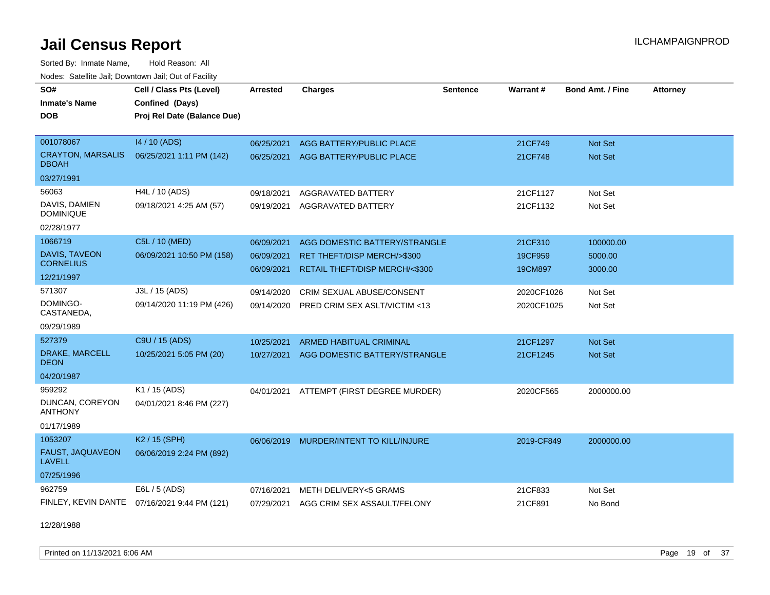# Jail Census Report

Sorted By: Inmate Name, Hold Reason: All

Nodes: Satellite Jail; Downtown Jail; Out of Facility

ILCHAMPAIGNPROD

| SO# / Inmate's Name / DOB | Cell / Class Pts (Level) / Confined (Days) / Proj Rel Date (Balance Due) | Arrested | Charges | Sentence | Warrant # | Bond Amt. / Fine | Attorney |
|---|---|---|---|---|---|---|---|
| 001078067<br>CRAYTON, MARSALIS DBOAH<br>03/27/1991 | I4 / 10 (ADS)<br>06/25/2021 1:11 PM (142) | 06/25/2021<br>06/25/2021 | AGG BATTERY/PUBLIC PLACE<br>AGG BATTERY/PUBLIC PLACE | | 21CF749<br>21CF748 | Not Set<br>Not Set | |
| 56063<br>DAVIS, DAMIEN DOMINIQUE<br>02/28/1977 | H4L / 10 (ADS)<br>09/18/2021 4:25 AM (57) | 09/18/2021<br>09/19/2021 | AGGRAVATED BATTERY<br>AGGRAVATED BATTERY | | 21CF1127<br>21CF1132 | Not Set<br>Not Set | |
| 1066719<br>DAVIS, TAVEON CORNELIUS<br>12/21/1997 | C5L / 10 (MED)<br>06/09/2021 10:50 PM (158) | 06/09/2021<br>06/09/2021<br>06/09/2021 | AGG DOMESTIC BATTERY/STRANGLE<br>RET THEFT/DISP MERCH/>$300<br>RETAIL THEFT/DISP MERCH/<$300 | | 21CF310<br>19CF959<br>19CM897 | 100000.00<br>5000.00<br>3000.00 | |
| 571307<br>DOMINGO-CASTANEDA,<br>09/29/1989 | J3L / 15 (ADS)<br>09/14/2020 11:19 PM (426) | 09/14/2020<br>09/14/2020 | CRIM SEXUAL ABUSE/CONSENT<br>PRED CRIM SEX ASLT/VICTIM <13 | | 2020CF1026<br>2020CF1025 | Not Set<br>Not Set | |
| 527379<br>DRAKE, MARCELL DEON<br>04/20/1987 | C9U / 15 (ADS)<br>10/25/2021 5:05 PM (20) | 10/25/2021<br>10/27/2021 | ARMED HABITUAL CRIMINAL<br>AGG DOMESTIC BATTERY/STRANGLE | | 21CF1297<br>21CF1245 | Not Set<br>Not Set | |
| 959292<br>DUNCAN, COREYON ANTHONY<br>01/17/1989 | K1 / 15 (ADS)<br>04/01/2021 8:46 PM (227) | 04/01/2021 | ATTEMPT (FIRST DEGREE MURDER) | | 2020CF565 | 2000000.00 | |
| 1053207<br>FAUST, JAQUAVEON LAVELL<br>07/25/1996 | K2 / 15 (SPH)<br>06/06/2019 2:24 PM (892) | 06/06/2019 | MURDER/INTENT TO KILL/INJURE | | 2019-CF849 | 2000000.00 | |
| 962759<br>FINLEY, KEVIN DANTE<br>12/28/1988 | E6L / 5 (ADS)<br>07/16/2021 9:44 PM (121) | 07/16/2021<br>07/29/2021 | METH DELIVERY<5 GRAMS<br>AGG CRIM SEX ASSAULT/FELONY | | 21CF833<br>21CF891 | Not Set<br>No Bond | |

Printed on 11/13/2021 6:06 AM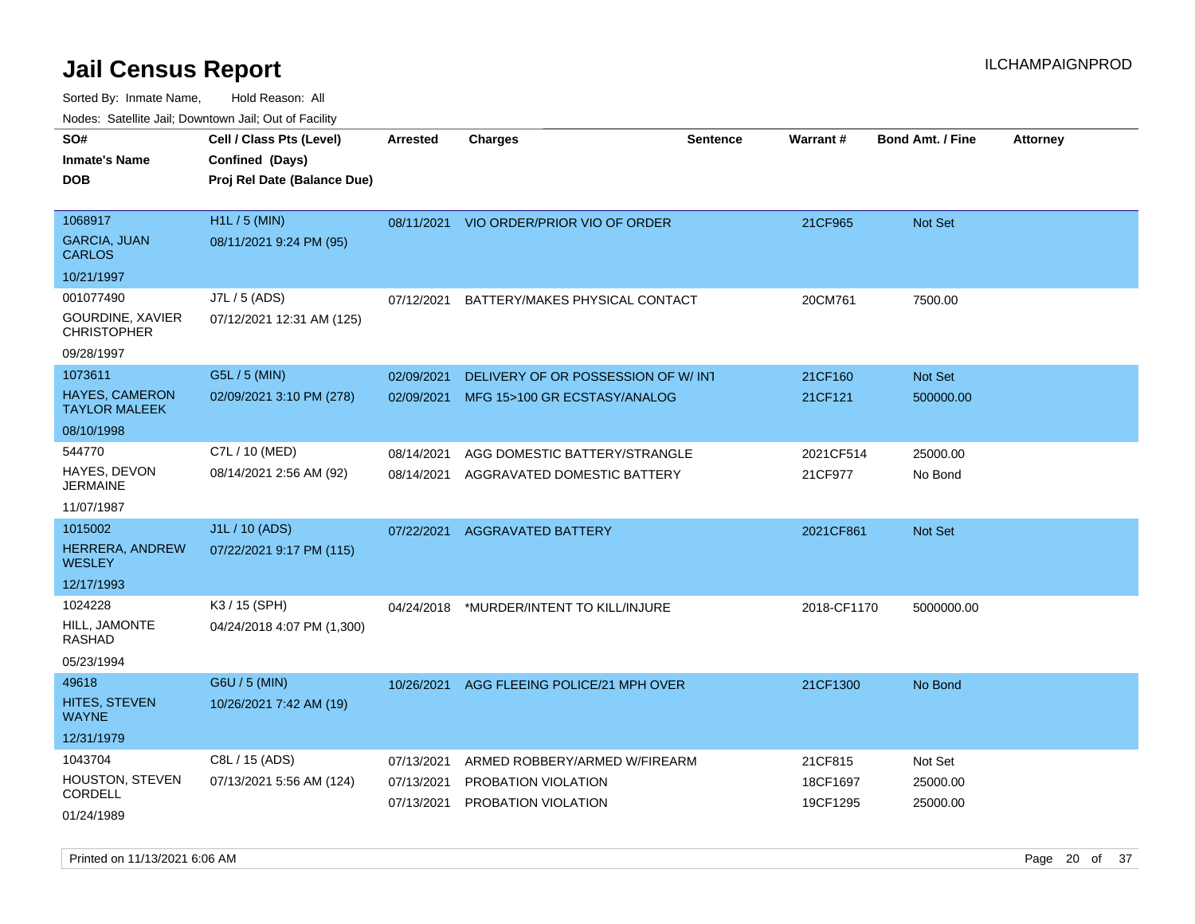# Jail Census Report

ILCHAMPAIGNPROD

Sorted By: Inmate Name, Hold Reason: All

Nodes: Satellite Jail; Downtown Jail; Out of Facility

| SO# / Inmate's Name / DOB | Cell / Class Pts (Level) / Confined (Days) / Proj Rel Date (Balance Due) | Arrested | Charges | Sentence | Warrant # | Bond Amt. / Fine | Attorney |
|---|---|---|---|---|---|---|---|
| 1068917<br>GARCIA, JUAN CARLOS<br>10/21/1997 | H1L / 5 (MIN)<br>08/11/2021 9:24 PM (95) | 08/11/2021 | VIO ORDER/PRIOR VIO OF ORDER | | 21CF965 | Not Set | |
| 001077490<br>GOURDINE, XAVIER CHRISTOPHER<br>09/28/1997 | J7L / 5 (ADS)<br>07/12/2021 12:31 AM (125) | 07/12/2021 | BATTERY/MAKES PHYSICAL CONTACT | | 20CM761 | 7500.00 | |
| 1073611<br>HAYES, CAMERON TAYLOR MALEEK<br>08/10/1998 | G5L / 5 (MIN)<br>02/09/2021 3:10 PM (278) | 02/09/2021<br>02/09/2021 | DELIVERY OF OR POSSESSION OF W/ INT<br>MFG 15>100 GR ECSTASY/ANALOG | | 21CF160<br>21CF121 | Not Set<br>500000.00 | |
| 544770<br>HAYES, DEVON JERMAINE<br>11/07/1987 | C7L / 10 (MED)<br>08/14/2021 2:56 AM (92) | 08/14/2021<br>08/14/2021 | AGG DOMESTIC BATTERY/STRANGLE<br>AGGRAVATED DOMESTIC BATTERY | | 2021CF514<br>21CF977 | 25000.00<br>No Bond | |
| 1015002<br>HERRERA, ANDREW WESLEY<br>12/17/1993 | J1L / 10 (ADS)<br>07/22/2021 9:17 PM (115) | 07/22/2021 | AGGRAVATED BATTERY | | 2021CF861 | Not Set | |
| 1024228<br>HILL, JAMONTE RASHAD<br>05/23/1994 | K3 / 15 (SPH)<br>04/24/2018 4:07 PM (1,300) | 04/24/2018 | *MURDER/INTENT TO KILL/INJURE | | 2018-CF1170 | 5000000.00 | |
| 49618<br>HITES, STEVEN WAYNE<br>12/31/1979 | G6U / 5 (MIN)<br>10/26/2021 7:42 AM (19) | 10/26/2021 | AGG FLEEING POLICE/21 MPH OVER | | 21CF1300 | No Bond | |
| 1043704<br>HOUSTON, STEVEN CORDELL<br>01/24/1989 | C8L / 15 (ADS)<br>07/13/2021 5:56 AM (124) | 07/13/2021<br>07/13/2021<br>07/13/2021 | ARMED ROBBERY/ARMED W/FIREARM<br>PROBATION VIOLATION<br>PROBATION VIOLATION | | 21CF815<br>18CF1697<br>19CF1295 | Not Set<br>25000.00<br>25000.00 | |

Printed on 11/13/2021 6:06 AM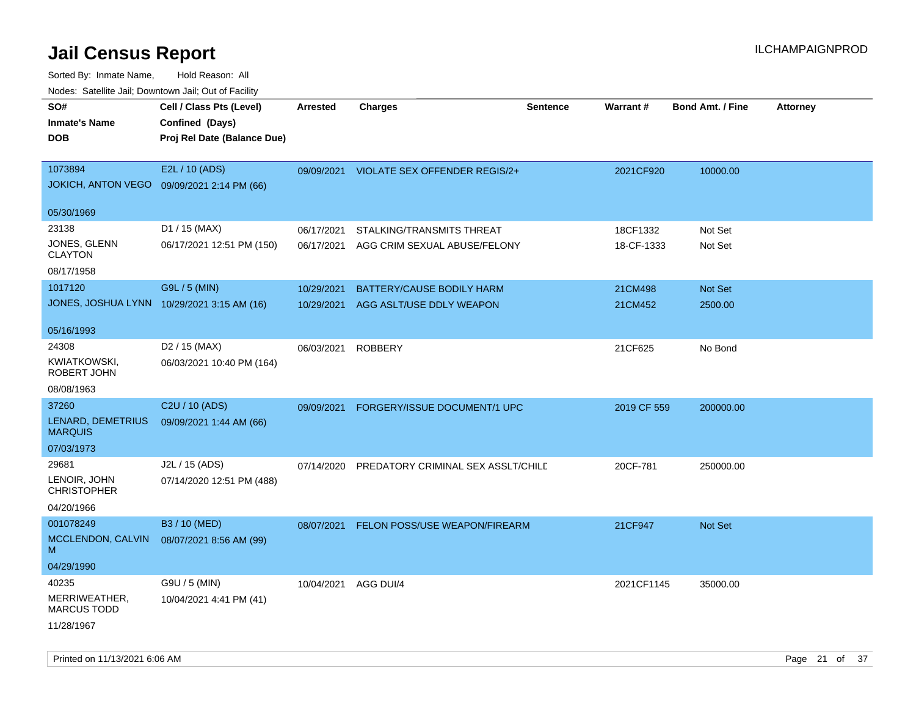# Jail Census Report

Sorted By: Inmate Name, Hold Reason: All

Nodes: Satellite Jail; Downtown Jail; Out of Facility

| SO# Inmate's Name DOB | Cell / Class Pts (Level) Confined (Days) Proj Rel Date (Balance Due) | Arrested | Charges | Sentence | Warrant # | Bond Amt. / Fine | Attorney |
|---|---|---|---|---|---|---|---|
| 1073894 JOKICH, ANTON VEGO 05/30/1969 | E2L / 10 (ADS) 09/09/2021 2:14 PM (66) | 09/09/2021 | VIOLATE SEX OFFENDER REGIS/2+ | | 2021CF920 | 10000.00 | |
| 23138 JONES, GLENN CLAYTON 08/17/1958 | D1 / 15 (MAX) 06/17/2021 12:51 PM (150) | 06/17/2021 | STALKING/TRANSMITS THREAT | | 18CF1332 | Not Set | |
| | | 06/17/2021 | AGG CRIM SEXUAL ABUSE/FELONY | | 18-CF-1333 | Not Set | |
| 1017120 JONES, JOSHUA LYNN 05/16/1993 | G9L / 5 (MIN) 10/29/2021 3:15 AM (16) | 10/29/2021 | BATTERY/CAUSE BODILY HARM | | 21CM498 | Not Set | |
| | | 10/29/2021 | AGG ASLT/USE DDLY WEAPON | | 21CM452 | 2500.00 | |
| 24308 KWIATKOWSKI, ROBERT JOHN 08/08/1963 | D2 / 15 (MAX) 06/03/2021 10:40 PM (164) | 06/03/2021 | ROBBERY | | 21CF625 | No Bond | |
| 37260 LENARD, DEMETRIUS MARQUIS 07/03/1973 | C2U / 10 (ADS) 09/09/2021 1:44 AM (66) | 09/09/2021 | FORGERY/ISSUE DOCUMENT/1 UPC | | 2019 CF 559 | 200000.00 | |
| 29681 LENOIR, JOHN CHRISTOPHER 04/20/1966 | J2L / 15 (ADS) 07/14/2020 12:51 PM (488) | 07/14/2020 | PREDATORY CRIMINAL SEX ASSLT/CHILD | | 20CF-781 | 250000.00 | |
| 001078249 MCCLENDON, CALVIN M 04/29/1990 | B3 / 10 (MED) 08/07/2021 8:56 AM (99) | 08/07/2021 | FELON POSS/USE WEAPON/FIREARM | | 21CF947 | Not Set | |
| 40235 MERRIWEATHER, MARCUS TODD 11/28/1967 | G9U / 5 (MIN) 10/04/2021 4:41 PM (41) | 10/04/2021 | AGG DUI/4 | | 2021CF1145 | 35000.00 | |

Printed on 11/13/2021 6:06 AM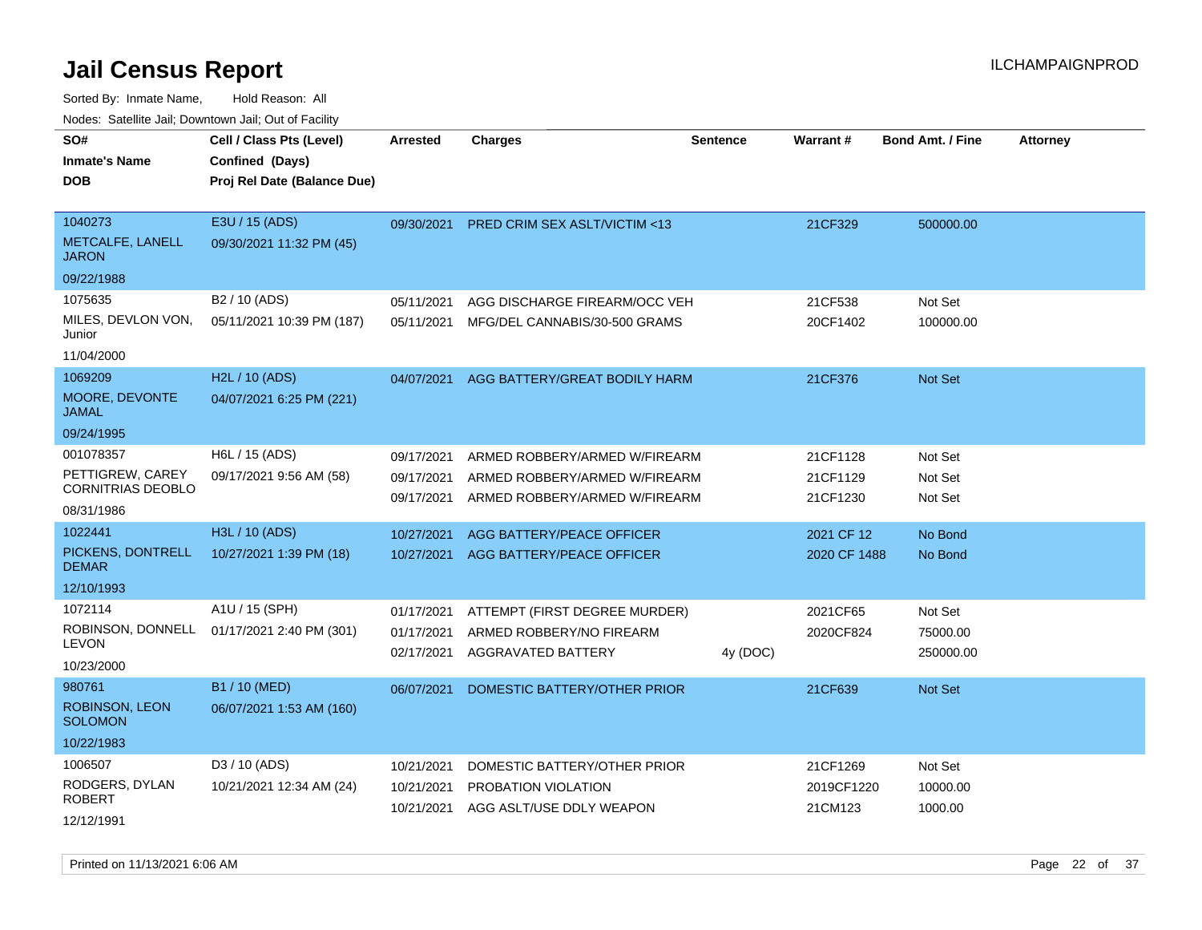# Jail Census Report

ILCHAMPAIGNPROD

Sorted By: Inmate Name, Hold Reason: All

Nodes: Satellite Jail; Downtown Jail; Out of Facility

| SO# / Inmate's Name / DOB | Cell / Class Pts (Level) / Confined (Days) / Proj Rel Date (Balance Due) | Arrested | Charges | Sentence | Warrant # | Bond Amt. / Fine | Attorney |
|---|---|---|---|---|---|---|---|
| 1040273<br>METCALFE, LANELL JARON<br>09/22/1988 | E3U / 15 (ADS)<br>09/30/2021 11:32 PM (45) | 09/30/2021 | PRED CRIM SEX ASLT/VICTIM <13 | | 21CF329 | 500000.00 | |
| 1075635<br>MILES, DEVLON VON, Junior<br>11/04/2000 | B2 / 10 (ADS)<br>05/11/2021 10:39 PM (187) | 05/11/2021 | AGG DISCHARGE FIREARM/OCC VEH | | 21CF538 | Not Set | |
| | | 05/11/2021 | MFG/DEL CANNABIS/30-500 GRAMS | | 20CF1402 | 100000.00 | |
| 1069209<br>MOORE, DEVONTE JAMAL<br>09/24/1995 | H2L / 10 (ADS)<br>04/07/2021 6:25 PM (221) | 04/07/2021 | AGG BATTERY/GREAT BODILY HARM | | 21CF376 | Not Set | |
| 001078357<br>PETTIGREW, CAREY CORNITRIAS DEOBLO<br>08/31/1986 | H6L / 15 (ADS)<br>09/17/2021 9:56 AM (58) | 09/17/2021 | ARMED ROBBERY/ARMED W/FIREARM | | 21CF1128 | Not Set | |
| | | 09/17/2021 | ARMED ROBBERY/ARMED W/FIREARM | | 21CF1129 | Not Set | |
| | | 09/17/2021 | ARMED ROBBERY/ARMED W/FIREARM | | 21CF1230 | Not Set | |
| 1022441<br>PICKENS, DONTRELL DEMAR<br>12/10/1993 | H3L / 10 (ADS)<br>10/27/2021 1:39 PM (18) | 10/27/2021 | AGG BATTERY/PEACE OFFICER | | 2021 CF 12 | No Bond | |
| | | 10/27/2021 | AGG BATTERY/PEACE OFFICER | | 2020 CF 1488 | No Bond | |
| 1072114<br>ROBINSON, DONNELL LEVON<br>10/23/2000 | A1U / 15 (SPH)<br>01/17/2021 2:40 PM (301) | 01/17/2021 | ATTEMPT (FIRST DEGREE MURDER) | | 2021CF65 | Not Set | |
| | | 01/17/2021 | ARMED ROBBERY/NO FIREARM | | 2020CF824 | 75000.00 | |
| | | 02/17/2021 | AGGRAVATED BATTERY | 4y (DOC) | | 250000.00 | |
| 980761<br>ROBINSON, LEON SOLOMON<br>10/22/1983 | B1 / 10 (MED)<br>06/07/2021 1:53 AM (160) | 06/07/2021 | DOMESTIC BATTERY/OTHER PRIOR | | 21CF639 | Not Set | |
| 1006507<br>RODGERS, DYLAN ROBERT<br>12/12/1991 | D3 / 10 (ADS)<br>10/21/2021 12:34 AM (24) | 10/21/2021 | DOMESTIC BATTERY/OTHER PRIOR | | 21CF1269 | Not Set | |
| | | 10/21/2021 | PROBATION VIOLATION | | 2019CF1220 | 10000.00 | |
| | | 10/21/2021 | AGG ASLT/USE DDLY WEAPON | | 21CM123 | 1000.00 | |

Printed on 11/13/2021 6:06 AM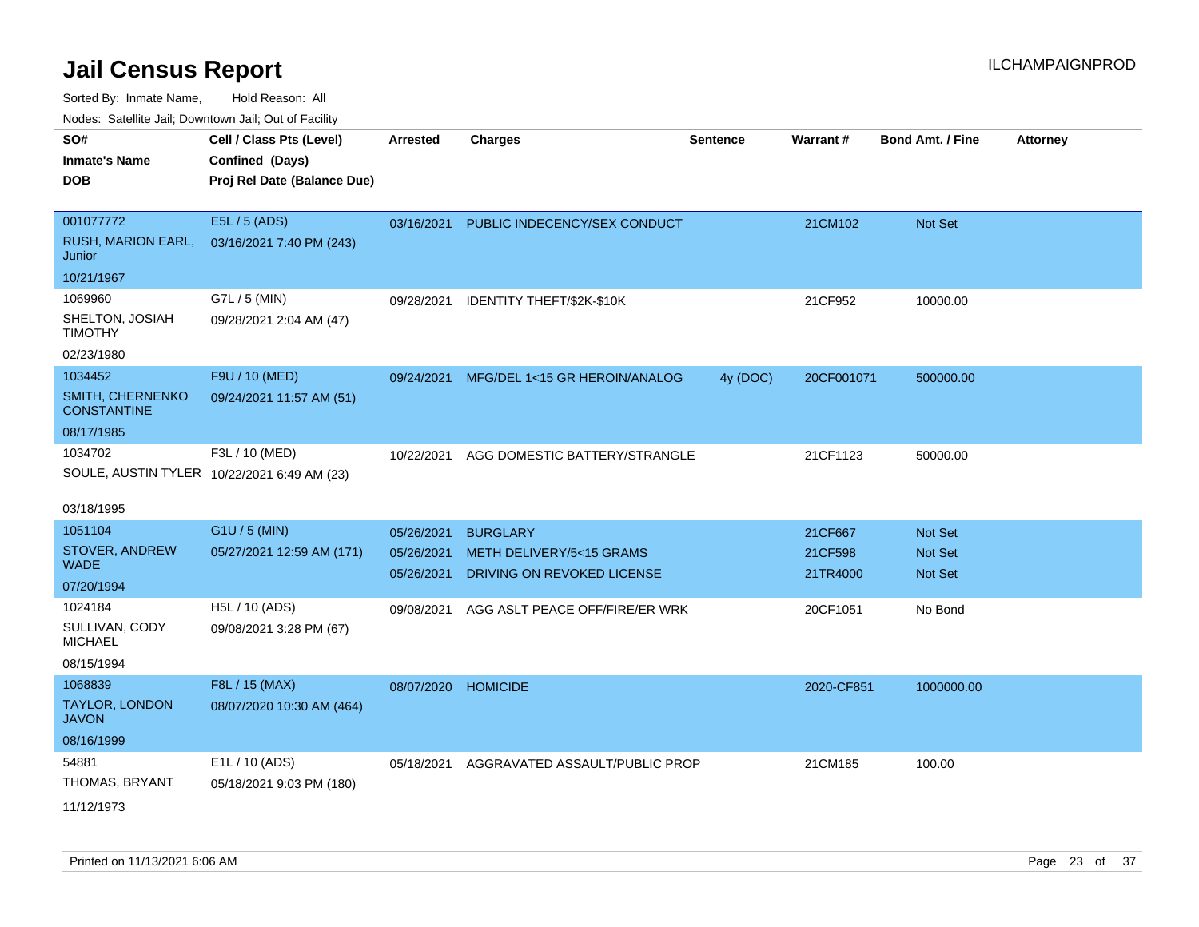# Jail Census Report

ILCHAMPAIGNPROD

Sorted By: Inmate Name, Hold Reason: All

Nodes: Satellite Jail; Downtown Jail; Out of Facility

| SO# / Inmate's Name / DOB | Cell / Class Pts (Level) / Confined (Days) / Proj Rel Date (Balance Due) | Arrested | Charges | Sentence | Warrant # | Bond Amt. / Fine | Attorney |
|---|---|---|---|---|---|---|---|
| 001077772 RUSH, MARION EARL, Junior 10/21/1967 | E5L / 5 (ADS) 03/16/2021 7:40 PM (243) | 03/16/2021 | PUBLIC INDECENCY/SEX CONDUCT | | 21CM102 | Not Set | |
| 1069960 SHELTON, JOSIAH TIMOTHY 02/23/1980 | G7L / 5 (MIN) 09/28/2021 2:04 AM (47) | 09/28/2021 | IDENTITY THEFT/$2K-$10K | | 21CF952 | 10000.00 | |
| 1034452 SMITH, CHERNENKO CONSTANTINE 08/17/1985 | F9U / 10 (MED) 09/24/2021 11:57 AM (51) | 09/24/2021 | MFG/DEL 1<15 GR HEROIN/ANALOG | 4y (DOC) | 20CF001071 | 500000.00 | |
| 1034702 SOULE, AUSTIN TYLER 03/18/1995 | F3L / 10 (MED) 10/22/2021 6:49 AM (23) | 10/22/2021 | AGG DOMESTIC BATTERY/STRANGLE | | 21CF1123 | 50000.00 | |
| 1051104 STOVER, ANDREW WADE 07/20/1994 | G1U / 5 (MIN) 05/27/2021 12:59 AM (171) | 05/26/2021 | BURGLARY | | 21CF667 | Not Set | |
| | | 05/26/2021 | METH DELIVERY/5<15 GRAMS | | 21CF598 | Not Set | |
| | | 05/26/2021 | DRIVING ON REVOKED LICENSE | | 21TR4000 | Not Set | |
| 1024184 SULLIVAN, CODY MICHAEL 08/15/1994 | H5L / 10 (ADS) 09/08/2021 3:28 PM (67) | 09/08/2021 | AGG ASLT PEACE OFF/FIRE/ER WRK | | 20CF1051 | No Bond | |
| 1068839 TAYLOR, LONDON JAVON 08/16/1999 | F8L / 15 (MAX) 08/07/2020 10:30 AM (464) | 08/07/2020 | HOMICIDE | | 2020-CF851 | 1000000.00 | |
| 54881 THOMAS, BRYANT 11/12/1973 | E1L / 10 (ADS) 05/18/2021 9:03 PM (180) | 05/18/2021 | AGGRAVATED ASSAULT/PUBLIC PROP | | 21CM185 | 100.00 | |

Printed on 11/13/2021 6:06 AM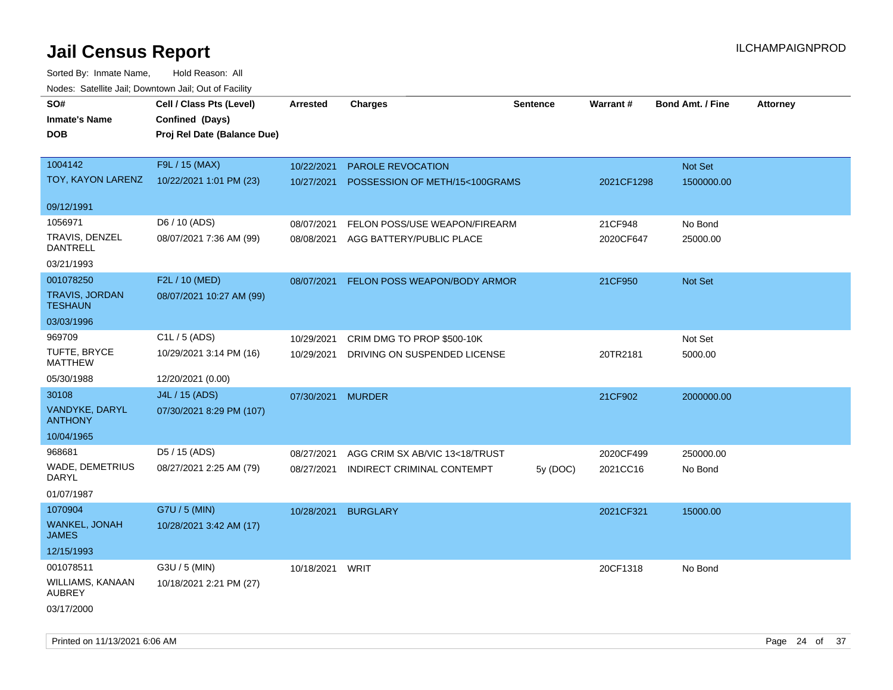# Jail Census Report

ILCHAMPAIGNPROD

Sorted By: Inmate Name, Hold Reason: All

Nodes: Satellite Jail; Downtown Jail; Out of Facility

| SO# / Inmate's Name / DOB | Cell / Class Pts (Level) / Confined (Days) / Proj Rel Date (Balance Due) | Arrested | Charges | Sentence | Warrant # | Bond Amt. / Fine | Attorney |
|---|---|---|---|---|---|---|---|
| 1004142 TOY, KAYON LARENZ 09/12/1991 | F9L / 15 (MAX) 10/22/2021 1:01 PM (23) | 10/22/2021 | PAROLE REVOCATION | | | Not Set | |
| | | 10/27/2021 | POSSESSION OF METH/15<100GRAMS | | 2021CF1298 | 1500000.00 | |
| 1056971 TRAVIS, DENZEL DANTRELL 03/21/1993 | D6 / 10 (ADS) 08/07/2021 7:36 AM (99) | 08/07/2021 | FELON POSS/USE WEAPON/FIREARM | | 21CF948 | No Bond | |
| | | 08/08/2021 | AGG BATTERY/PUBLIC PLACE | | 2020CF647 | 25000.00 | |
| 001078250 TRAVIS, JORDAN TESHAUN 03/03/1996 | F2L / 10 (MED) 08/07/2021 10:27 AM (99) | 08/07/2021 | FELON POSS WEAPON/BODY ARMOR | | 21CF950 | Not Set | |
| 969709 TUFTE, BRYCE MATTHEW 05/30/1988 | C1L / 5 (ADS) 10/29/2021 3:14 PM (16) 12/20/2021 (0.00) | 10/29/2021 | CRIM DMG TO PROP $500-10K | | | Not Set | |
| | | 10/29/2021 | DRIVING ON SUSPENDED LICENSE | | 20TR2181 | 5000.00 | |
| 30108 VANDYKE, DARYL ANTHONY 10/04/1965 | J4L / 15 (ADS) 07/30/2021 8:29 PM (107) | 07/30/2021 | MURDER | | 21CF902 | 2000000.00 | |
| 968681 WADE, DEMETRIUS DARYL 01/07/1987 | D5 / 15 (ADS) 08/27/2021 2:25 AM (79) | 08/27/2021 | AGG CRIM SX AB/VIC 13<18/TRUST | | 2020CF499 | 250000.00 | |
| | | 08/27/2021 | INDIRECT CRIMINAL CONTEMPT | 5y (DOC) | 2021CC16 | No Bond | |
| 1070904 WANKEL, JONAH JAMES 12/15/1993 | G7U / 5 (MIN) 10/28/2021 3:42 AM (17) | 10/28/2021 | BURGLARY | | 2021CF321 | 15000.00 | |
| 001078511 WILLIAMS, KANAAN AUBREY 03/17/2000 | G3U / 5 (MIN) 10/18/2021 2:21 PM (27) | 10/18/2021 | WRIT | | 20CF1318 | No Bond | |

Printed on 11/13/2021 6:06 AM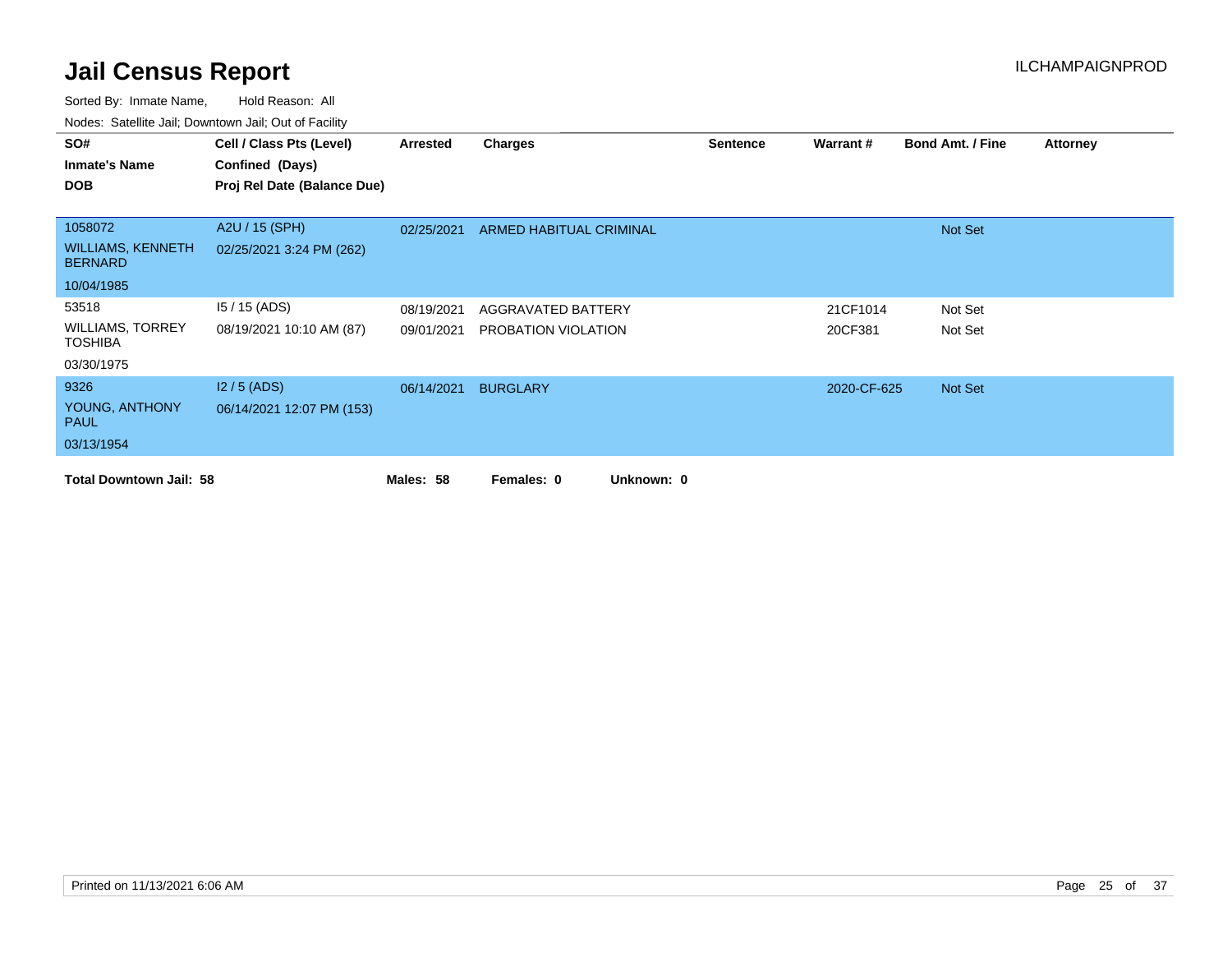# Jail Census Report

ILCHAMPAIGNPROD

Sorted By: Inmate Name, Hold Reason: All

Nodes: Satellite Jail; Downtown Jail; Out of Facility

| SO# / Inmate's Name / DOB | Cell / Class Pts (Level) / Confined (Days) / Proj Rel Date (Balance Due) | Arrested | Charges | Sentence | Warrant # | Bond Amt. / Fine | Attorney |
|---|---|---|---|---|---|---|---|
| 1058072 | A2U / 15 (SPH) | 02/25/2021 | ARMED HABITUAL CRIMINAL | | | Not Set | |
| WILLIAMS, KENNETH BERNARD | 02/25/2021 3:24 PM (262) | | | | | | |
| 10/04/1985 | | | | | | | |
| 53518 | I5 / 15 (ADS) | 08/19/2021 | AGGRAVATED BATTERY | | 21CF1014 | Not Set | |
| WILLIAMS, TORREY TOSHIBA | 08/19/2021 10:10 AM (87) | 09/01/2021 | PROBATION VIOLATION | | 20CF381 | Not Set | |
| 03/30/1975 | | | | | | | |
| 9326 | I2 / 5 (ADS) | 06/14/2021 | BURGLARY | | 2020-CF-625 | Not Set | |
| YOUNG, ANTHONY PAUL | 06/14/2021 12:07 PM (153) | | | | | | |
| 03/13/1954 | | | | | | | |

**Total Downtown Jail: 58** **Males: 58** **Females: 0** **Unknown: 0**

Printed on 11/13/2021 6:06 AM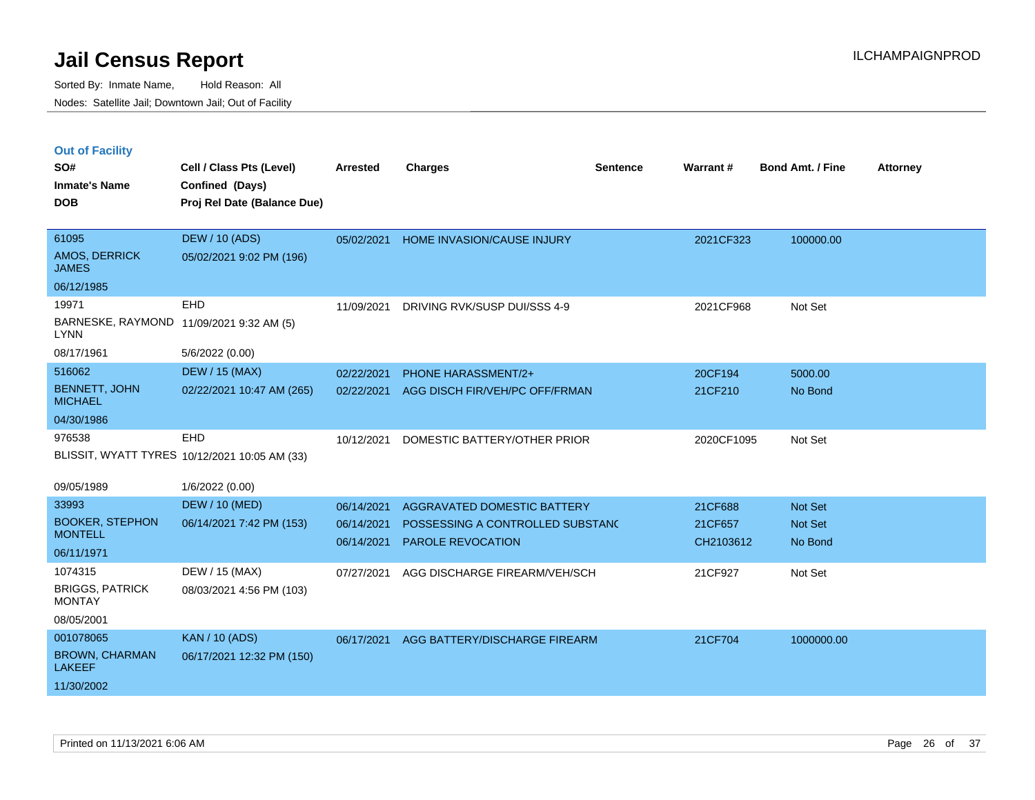# Jail Census Report

Sorted By: Inmate Name, Hold Reason: All

Nodes: Satellite Jail; Downtown Jail; Out of Facility

ILCHAMPAIGNPROD

## Out of Facility

| SO# / Inmate's Name / DOB | Cell / Class Pts (Level) / Confined (Days) / Proj Rel Date (Balance Due) | Arrested | Charges | Sentence | Warrant # | Bond Amt. / Fine | Attorney |
|---|---|---|---|---|---|---|---|
| 61095<br>AMOS, DERRICK JAMES<br>06/12/1985 | DEW / 10 (ADS)<br>05/02/2021 9:02 PM (196) | 05/02/2021 | HOME INVASION/CAUSE INJURY | | 2021CF323 | 100000.00 | |
| 19971<br>BARNESKE, RAYMOND LYNN<br>08/17/1961 | EHD<br>11/09/2021 9:32 AM (5)<br>5/6/2022 (0.00) | 11/09/2021 | DRIVING RVK/SUSP DUI/SSS 4-9 | | 2021CF968 | Not Set | |
| 516062<br>BENNETT, JOHN MICHAEL<br>04/30/1986 | DEW / 15 (MAX)<br>02/22/2021 10:47 AM (265) | 02/22/2021<br>02/22/2021 | PHONE HARASSMENT/2+<br>AGG DISCH FIR/VEH/PC OFF/FRMAN | | 20CF194<br>21CF210 | 5000.00<br>No Bond | |
| 976538<br>BLISSIT, WYATT TYRES<br>09/05/1989 | EHD<br>10/12/2021 10:05 AM (33)<br>1/6/2022 (0.00) | 10/12/2021 | DOMESTIC BATTERY/OTHER PRIOR | | 2020CF1095 | Not Set | |
| 33993<br>BOOKER, STEPHON MONTELL<br>06/11/1971 | DEW / 10 (MED)<br>06/14/2021 7:42 PM (153) | 06/14/2021<br>06/14/2021<br>06/14/2021 | AGGRAVATED DOMESTIC BATTERY<br>POSSESSING A CONTROLLED SUBSTANC<br>PAROLE REVOCATION | | 21CF688<br>21CF657<br>CH2103612 | Not Set<br>Not Set<br>No Bond | |
| 1074315<br>BRIGGS, PATRICK MONTAY<br>08/05/2001 | DEW / 15 (MAX)<br>08/03/2021 4:56 PM (103) | 07/27/2021 | AGG DISCHARGE FIREARM/VEH/SCH | | 21CF927 | Not Set | |
| 001078065<br>BROWN, CHARMAN LAKEEF<br>11/30/2002 | KAN / 10 (ADS)<br>06/17/2021 12:32 PM (150) | 06/17/2021 | AGG BATTERY/DISCHARGE FIREARM | | 21CF704 | 1000000.00 | |

Printed on 11/13/2021 6:06 AM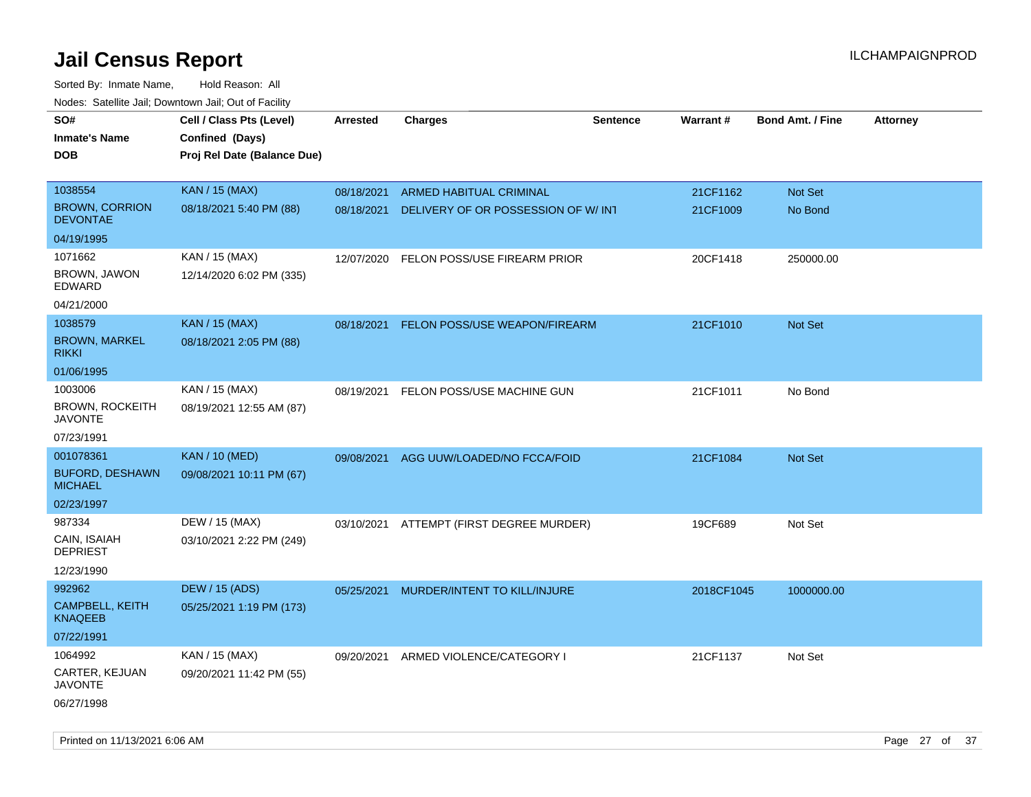# Jail Census Report

ILCHAMPAIGNPROD

Sorted By: Inmate Name, Hold Reason: All

Nodes: Satellite Jail; Downtown Jail; Out of Facility

| SO# / Inmate's Name / DOB | Cell / Class Pts (Level) / Confined (Days) / Proj Rel Date (Balance Due) | Arrested | Charges | Sentence | Warrant # | Bond Amt. / Fine | Attorney |
|---|---|---|---|---|---|---|---|
| 1038554<br>BROWN, CORRION DEVONTAE<br>04/19/1995 | KAN / 15 (MAX)<br>08/18/2021 5:40 PM (88) | 08/18/2021<br>08/18/2021 | ARMED HABITUAL CRIMINAL<br>DELIVERY OF OR POSSESSION OF W/ INT | | 21CF1162<br>21CF1009 | Not Set<br>No Bond | |
| 1071662<br>BROWN, JAWON EDWARD<br>04/21/2000 | KAN / 15 (MAX)<br>12/14/2020 6:02 PM (335) | 12/07/2020 | FELON POSS/USE FIREARM PRIOR | | 20CF1418 | 250000.00 | |
| 1038579<br>BROWN, MARKEL RIKKI<br>01/06/1995 | KAN / 15 (MAX)<br>08/18/2021 2:05 PM (88) | 08/18/2021 | FELON POSS/USE WEAPON/FIREARM | | 21CF1010 | Not Set | |
| 1003006<br>BROWN, ROCKEITH JAVONTE<br>07/23/1991 | KAN / 15 (MAX)<br>08/19/2021 12:55 AM (87) | 08/19/2021 | FELON POSS/USE MACHINE GUN | | 21CF1011 | No Bond | |
| 001078361<br>BUFORD, DESHAWN MICHAEL<br>02/23/1997 | KAN / 10 (MED)<br>09/08/2021 10:11 PM (67) | 09/08/2021 | AGG UUW/LOADED/NO FCCA/FOID | | 21CF1084 | Not Set | |
| 987334<br>CAIN, ISAIAH DEPRIEST<br>12/23/1990 | DEW / 15 (MAX)<br>03/10/2021 2:22 PM (249) | 03/10/2021 | ATTEMPT (FIRST DEGREE MURDER) | | 19CF689 | Not Set | |
| 992962<br>CAMPBELL, KEITH KNAQEEB<br>07/22/1991 | DEW / 15 (ADS)<br>05/25/2021 1:19 PM (173) | 05/25/2021 | MURDER/INTENT TO KILL/INJURE | | 2018CF1045 | 1000000.00 | |
| 1064992<br>CARTER, KEJUAN JAVONTE<br>06/27/1998 | KAN / 15 (MAX)<br>09/20/2021 11:42 PM (55) | 09/20/2021 | ARMED VIOLENCE/CATEGORY I | | 21CF1137 | Not Set | |

Printed on 11/13/2021 6:06 AM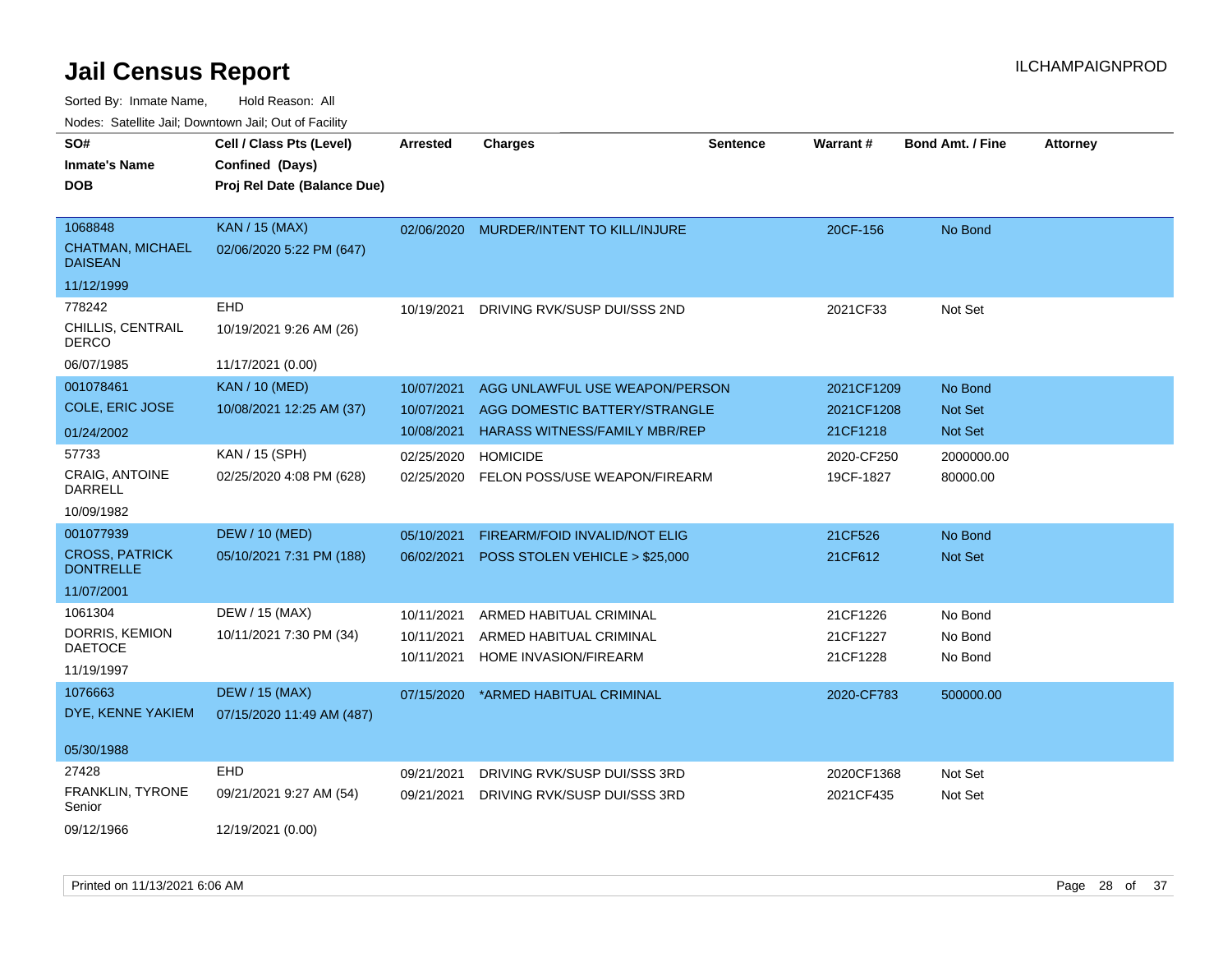# Jail Census Report

ILCHAMPAIGNPROD

Sorted By: Inmate Name, Hold Reason: All

Nodes: Satellite Jail; Downtown Jail; Out of Facility

| SO# / Inmate's Name / DOB | Cell / Class Pts (Level) / Confined (Days) / Proj Rel Date (Balance Due) | Arrested | Charges | Sentence | Warrant # | Bond Amt. / Fine | Attorney |
|---|---|---|---|---|---|---|---|
| 1068848<br>CHATMAN, MICHAEL DAISEAN<br>11/12/1999 | KAN / 15 (MAX)<br>02/06/2020 5:22 PM (647) | 02/06/2020 | MURDER/INTENT TO KILL/INJURE | | 20CF-156 | No Bond | |
| 778242<br>CHILLIS, CENTRAIL DERCO<br>06/07/1985 | EHD<br>10/19/2021 9:26 AM (26)<br>11/17/2021 (0.00) | 10/19/2021 | DRIVING RVK/SUSP DUI/SSS 2ND | | 2021CF33 | Not Set | |
| 001078461<br>COLE, ERIC JOSE<br>01/24/2002 | KAN / 10 (MED)<br>10/08/2021 12:25 AM (37) | 10/07/2021 | AGG UNLAWFUL USE WEAPON/PERSON | | 2021CF1209 | No Bond | |
| | | 10/07/2021 | AGG DOMESTIC BATTERY/STRANGLE | | 2021CF1208 | Not Set | |
| | | 10/08/2021 | HARASS WITNESS/FAMILY MBR/REP | | 21CF1218 | Not Set | |
| 57733<br>CRAIG, ANTOINE DARRELL<br>10/09/1982 | KAN / 15 (SPH)<br>02/25/2020 4:08 PM (628) | 02/25/2020 | HOMICIDE | | 2020-CF250 | 2000000.00 | |
| | | 02/25/2020 | FELON POSS/USE WEAPON/FIREARM | | 19CF-1827 | 80000.00 | |
| 001077939<br>CROSS, PATRICK DONTRELLE<br>11/07/2001 | DEW / 10 (MED)<br>05/10/2021 7:31 PM (188) | 05/10/2021 | FIREARM/FOID INVALID/NOT ELIG | | 21CF526 | No Bond | |
| | | 06/02/2021 | POSS STOLEN VEHICLE > $25,000 | | 21CF612 | Not Set | |
| 1061304<br>DORRIS, KEMION DAETOCE<br>11/19/1997 | DEW / 15 (MAX)<br>10/11/2021 7:30 PM (34) | 10/11/2021 | ARMED HABITUAL CRIMINAL | | 21CF1226 | No Bond | |
| | | 10/11/2021 | ARMED HABITUAL CRIMINAL | | 21CF1227 | No Bond | |
| | | 10/11/2021 | HOME INVASION/FIREARM | | 21CF1228 | No Bond | |
| 1076663<br>DYE, KENNE YAKIEM<br>05/30/1988 | DEW / 15 (MAX)<br>07/15/2020 11:49 AM (487) | 07/15/2020 | *ARMED HABITUAL CRIMINAL | | 2020-CF783 | 500000.00 | |
| 27428<br>FRANKLIN, TYRONE Senior<br>09/12/1966 | EHD<br>09/21/2021 9:27 AM (54)<br>12/19/2021 (0.00) | 09/21/2021 | DRIVING RVK/SUSP DUI/SSS 3RD | | 2020CF1368 | Not Set | |
| | | 09/21/2021 | DRIVING RVK/SUSP DUI/SSS 3RD | | 2021CF435 | Not Set | |

Printed on 11/13/2021 6:06 AM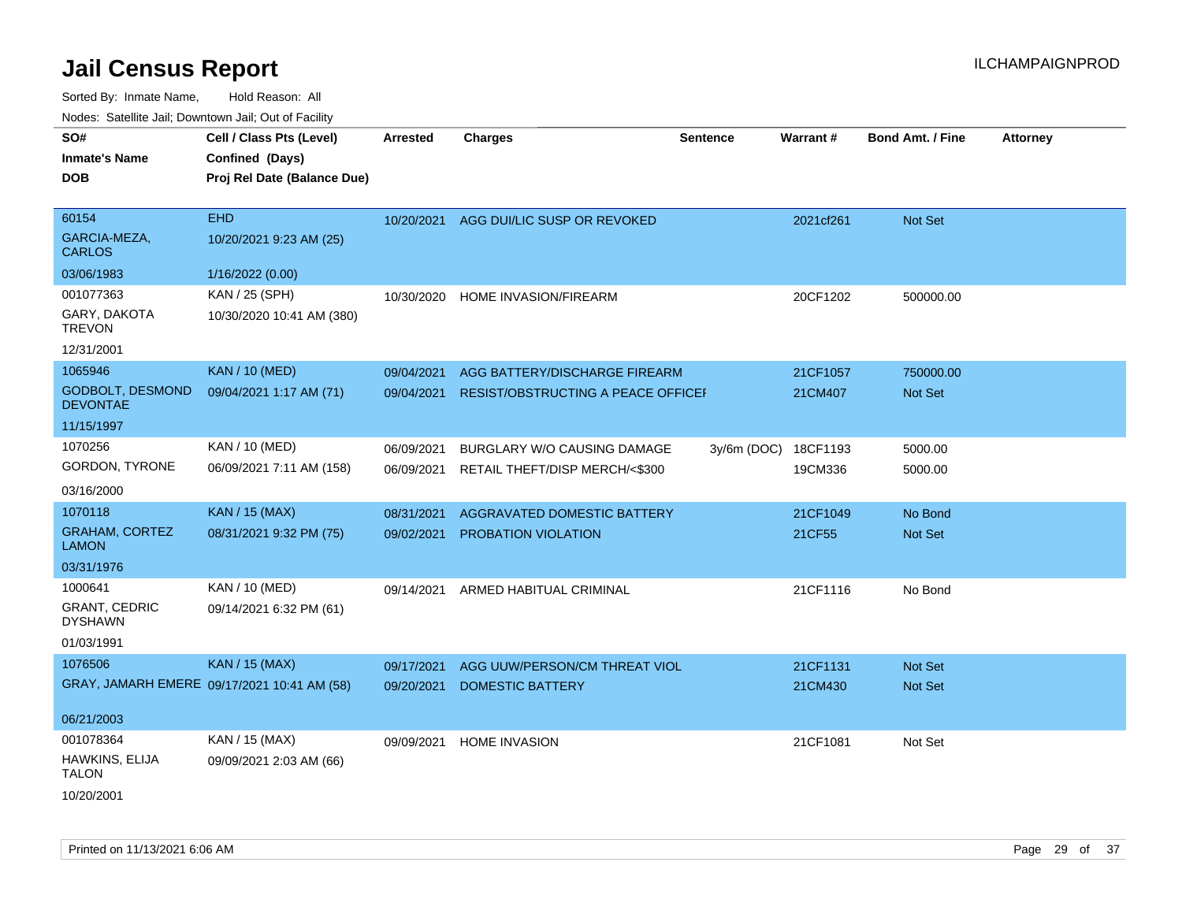# Jail Census Report

Sorted By: Inmate Name, Hold Reason: All

Nodes: Satellite Jail; Downtown Jail; Out of Facility

| SO# / Inmate's Name / DOB | Cell / Class Pts (Level) / Confined (Days) / Proj Rel Date (Balance Due) | Arrested | Charges | Sentence | Warrant # | Bond Amt. / Fine | Attorney |
|---|---|---|---|---|---|---|---|
| 60154<br>GARCIA-MEZA, CARLOS<br>03/06/1983 | EHD<br>10/20/2021 9:23 AM (25)<br>1/16/2022 (0.00) | 10/20/2021 | AGG DUI/LIC SUSP OR REVOKED | | 2021cf261 | Not Set | |
| 001077363<br>GARY, DAKOTA TREVON<br>12/31/2001 | KAN / 25 (SPH)<br>10/30/2020 10:41 AM (380) | 10/30/2020 | HOME INVASION/FIREARM | | 20CF1202 | 500000.00 | |
| 1065946<br>GODBOLT, DESMOND DEVONTAE<br>11/15/1997 | KAN / 10 (MED)<br>09/04/2021 1:17 AM (71) | 09/04/2021 | AGG BATTERY/DISCHARGE FIREARM | | 21CF1057 | 750000.00 | |
| | | 09/04/2021 | RESIST/OBSTRUCTING A PEACE OFFICEI | | 21CM407 | Not Set | |
| 1070256<br>GORDON, TYRONE<br>03/16/2000 | KAN / 10 (MED)<br>06/09/2021 7:11 AM (158) | 06/09/2021 | BURGLARY W/O CAUSING DAMAGE | 3y/6m (DOC) | 18CF1193 | 5000.00 | |
| | | 06/09/2021 | RETAIL THEFT/DISP MERCH/<$300 | | 19CM336 | 5000.00 | |
| 1070118<br>GRAHAM, CORTEZ LAMON<br>03/31/1976 | KAN / 15 (MAX)<br>08/31/2021 9:32 PM (75) | 08/31/2021 | AGGRAVATED DOMESTIC BATTERY | | 21CF1049 | No Bond | |
| | | 09/02/2021 | PROBATION VIOLATION | | 21CF55 | Not Set | |
| 1000641<br>GRANT, CEDRIC DYSHAWN<br>01/03/1991 | KAN / 10 (MED)<br>09/14/2021 6:32 PM (61) | 09/14/2021 | ARMED HABITUAL CRIMINAL | | 21CF1116 | No Bond | |
| 1076506<br>GRAY, JAMARH EMERE<br>06/21/2003 | KAN / 15 (MAX)<br>09/17/2021 10:41 AM (58) | 09/17/2021 | AGG UUW/PERSON/CM THREAT VIOL | | 21CF1131 | Not Set | |
| | | 09/20/2021 | DOMESTIC BATTERY | | 21CM430 | Not Set | |
| 001078364<br>HAWKINS, ELIJA TALON<br>10/20/2001 | KAN / 15 (MAX)<br>09/09/2021 2:03 AM (66) | 09/09/2021 | HOME INVASION | | 21CF1081 | Not Set | |

Printed on 11/13/2021 6:06 AM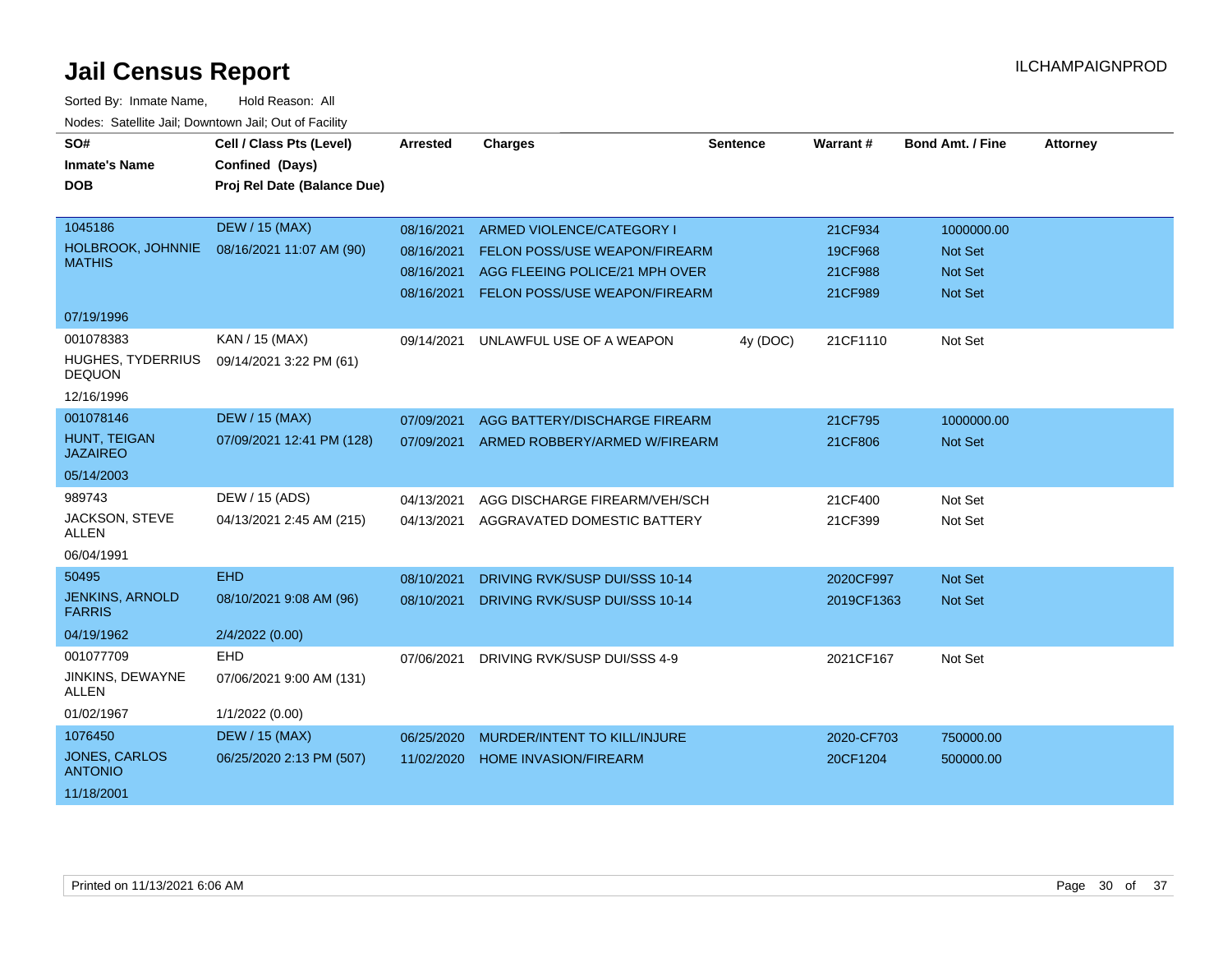# Jail Census Report

ILCHAMPAIGNPROD

Sorted By: Inmate Name, Hold Reason: All

Nodes: Satellite Jail; Downtown Jail; Out of Facility

| SO# / Inmate's Name / DOB | Cell / Class Pts (Level) / Confined (Days) / Proj Rel Date (Balance Due) | Arrested | Charges | Sentence | Warrant # | Bond Amt. / Fine | Attorney |
|---|---|---|---|---|---|---|---|
| 1045186<br>HOLBROOK, JOHNNIE MATHIS<br>07/19/1996 | DEW / 15 (MAX)<br>08/16/2021 11:07 AM (90) | 08/16/2021<br>08/16/2021<br>08/16/2021<br>08/16/2021 | ARMED VIOLENCE/CATEGORY I<br>FELON POSS/USE WEAPON/FIREARM<br>AGG FLEEING POLICE/21 MPH OVER<br>FELON POSS/USE WEAPON/FIREARM | | 21CF934<br>19CF968<br>21CF988<br>21CF989 | 1000000.00<br>Not Set<br>Not Set<br>Not Set | |
| 001078383<br>HUGHES, TYDERRIUS DEQUON<br>12/16/1996 | KAN / 15 (MAX)<br>09/14/2021 3:22 PM (61) | 09/14/2021 | UNLAWFUL USE OF A WEAPON | 4y (DOC) | 21CF1110 | Not Set | |
| 001078146<br>HUNT, TEIGAN JAZAIREO<br>05/14/2003 | DEW / 15 (MAX)<br>07/09/2021 12:41 PM (128) | 07/09/2021<br>07/09/2021 | AGG BATTERY/DISCHARGE FIREARM<br>ARMED ROBBERY/ARMED W/FIREARM | | 21CF795<br>21CF806 | 1000000.00<br>Not Set | |
| 989743<br>JACKSON, STEVE ALLEN<br>06/04/1991 | DEW / 15 (ADS)<br>04/13/2021 2:45 AM (215) | 04/13/2021<br>04/13/2021 | AGG DISCHARGE FIREARM/VEH/SCH<br>AGGRAVATED DOMESTIC BATTERY | | 21CF400<br>21CF399 | Not Set<br>Not Set | |
| 50495<br>JENKINS, ARNOLD FARRIS<br>04/19/1962 | EHD<br>08/10/2021 9:08 AM (96)<br>2/4/2022 (0.00) | 08/10/2021<br>08/10/2021 | DRIVING RVK/SUSP DUI/SSS 10-14<br>DRIVING RVK/SUSP DUI/SSS 10-14 | | 2020CF997<br>2019CF1363 | Not Set<br>Not Set | |
| 001077709<br>JINKINS, DEWAYNE ALLEN<br>01/02/1967 | EHD<br>07/06/2021 9:00 AM (131)<br>1/1/2022 (0.00) | 07/06/2021 | DRIVING RVK/SUSP DUI/SSS 4-9 | | 2021CF167 | Not Set | |
| 1076450<br>JONES, CARLOS ANTONIO<br>11/18/2001 | DEW / 15 (MAX)<br>06/25/2020 2:13 PM (507) | 06/25/2020<br>11/02/2020 | MURDER/INTENT TO KILL/INJURE<br>HOME INVASION/FIREARM | | 2020-CF703<br>20CF1204 | 750000.00<br>500000.00 | |

Printed on 11/13/2021 6:06 AM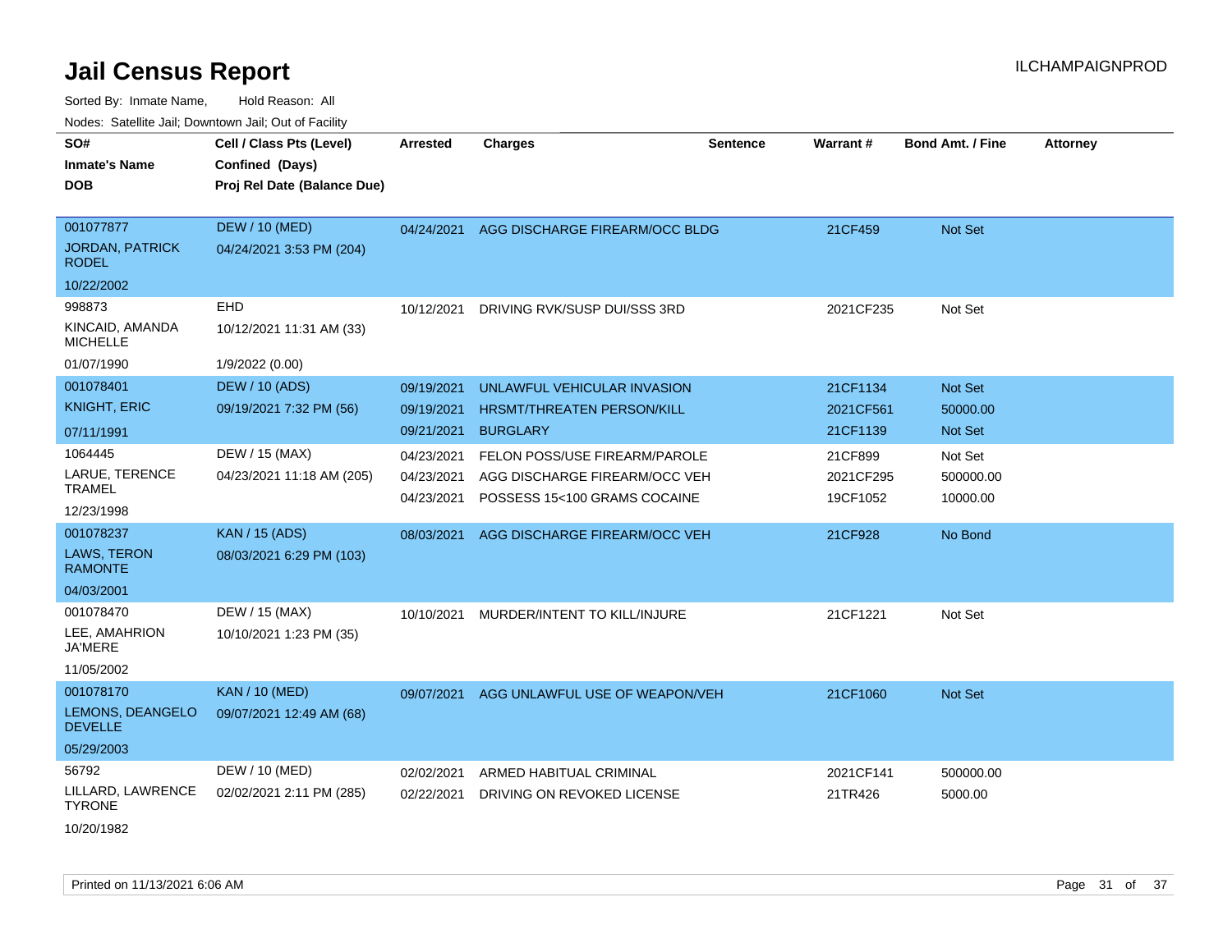# Jail Census Report

Sorted By: Inmate Name, Hold Reason: All

Nodes: Satellite Jail; Downtown Jail; Out of Facility

| SO# / Inmate's Name / DOB | Cell / Class Pts (Level) / Confined (Days) / Proj Rel Date (Balance Due) | Arrested | Charges | Sentence | Warrant # | Bond Amt. / Fine | Attorney |
|---|---|---|---|---|---|---|---|
| 001077877 JORDAN, PATRICK RODEL 10/22/2002 | DEW / 10 (MED) 04/24/2021 3:53 PM (204) | 04/24/2021 | AGG DISCHARGE FIREARM/OCC BLDG | | 21CF459 | Not Set | |
| 998873 KINCAID, AMANDA MICHELLE 01/07/1990 | EHD 10/12/2021 11:31 AM (33) 1/9/2022 (0.00) | 10/12/2021 | DRIVING RVK/SUSP DUI/SSS 3RD | | 2021CF235 | Not Set | |
| 001078401 KNIGHT, ERIC 07/11/1991 | DEW / 10 (ADS) 09/19/2021 7:32 PM (56) | 09/19/2021 | UNLAWFUL VEHICULAR INVASION | | 21CF1134 | Not Set | |
| | | 09/19/2021 | HRSMT/THREATEN PERSON/KILL | | 2021CF561 | 50000.00 | |
| | | 09/21/2021 | BURGLARY | | 21CF1139 | Not Set | |
| 1064445 LARUE, TERENCE TRAMEL 12/23/1998 | DEW / 15 (MAX) 04/23/2021 11:18 AM (205) | 04/23/2021 | FELON POSS/USE FIREARM/PAROLE | | 21CF899 | Not Set | |
| | | 04/23/2021 | AGG DISCHARGE FIREARM/OCC VEH | | 2021CF295 | 500000.00 | |
| | | 04/23/2021 | POSSESS 15<100 GRAMS COCAINE | | 19CF1052 | 10000.00 | |
| 001078237 LAWS, TERON RAMONTE 04/03/2001 | KAN / 15 (ADS) 08/03/2021 6:29 PM (103) | 08/03/2021 | AGG DISCHARGE FIREARM/OCC VEH | | 21CF928 | No Bond | |
| 001078470 LEE, AMAHRION JA'MERE 11/05/2002 | DEW / 15 (MAX) 10/10/2021 1:23 PM (35) | 10/10/2021 | MURDER/INTENT TO KILL/INJURE | | 21CF1221 | Not Set | |
| 001078170 LEMONS, DEANGELO DEVELLE 05/29/2003 | KAN / 10 (MED) 09/07/2021 12:49 AM (68) | 09/07/2021 | AGG UNLAWFUL USE OF WEAPON/VEH | | 21CF1060 | Not Set | |
| 56792 LILLARD, LAWRENCE TYRONE 10/20/1982 | DEW / 10 (MED) 02/02/2021 2:11 PM (285) | 02/02/2021 | ARMED HABITUAL CRIMINAL | | 2021CF141 | 500000.00 | |
| | | 02/22/2021 | DRIVING ON REVOKED LICENSE | | 21TR426 | 5000.00 | |

Printed on 11/13/2021 6:06 AM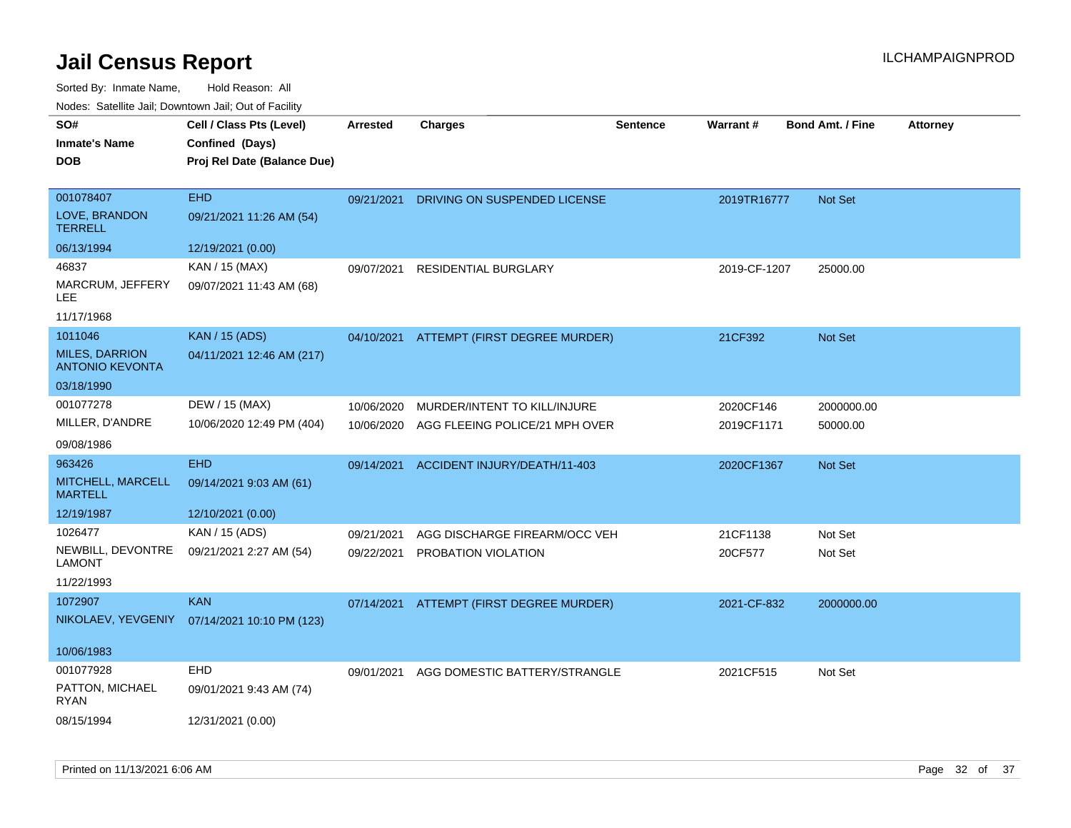# Jail Census Report

ILCHAMPAIGNPROD

Sorted By: Inmate Name, Hold Reason: All

Nodes: Satellite Jail; Downtown Jail; Out of Facility

| SO# / Inmate's Name / DOB | Cell / Class Pts (Level) / Confined (Days) / Proj Rel Date (Balance Due) | Arrested | Charges | Sentence | Warrant # | Bond Amt. / Fine | Attorney |
|---|---|---|---|---|---|---|---|
| 001078407<br>LOVE, BRANDON TERRELL<br>06/13/1994 | EHD<br>09/21/2021 11:26 AM (54)<br>12/19/2021 (0.00) | 09/21/2021 | DRIVING ON SUSPENDED LICENSE | | 2019TR16777 | Not Set | |
| 46837<br>MARCRUM, JEFFERY LEE<br>11/17/1968 | KAN / 15 (MAX)<br>09/07/2021 11:43 AM (68) | 09/07/2021 | RESIDENTIAL BURGLARY | | 2019-CF-1207 | 25000.00 | |
| 1011046<br>MILES, DARRION ANTONIO KEVONTA<br>03/18/1990 | KAN / 15 (ADS)<br>04/11/2021 12:46 AM (217) | 04/10/2021 | ATTEMPT (FIRST DEGREE MURDER) | | 21CF392 | Not Set | |
| 001077278<br>MILLER, D'ANDRE<br>09/08/1986 | DEW / 15 (MAX)<br>10/06/2020 12:49 PM (404) | 10/06/2020 | MURDER/INTENT TO KILL/INJURE | | 2020CF146 | 2000000.00 | |
| | | 10/06/2020 | AGG FLEEING POLICE/21 MPH OVER | | 2019CF1171 | 50000.00 | |
| 963426<br>MITCHELL, MARCELL MARTELL<br>12/19/1987 | EHD<br>09/14/2021 9:03 AM (61)<br>12/10/2021 (0.00) | 09/14/2021 | ACCIDENT INJURY/DEATH/11-403 | | 2020CF1367 | Not Set | |
| 1026477<br>NEWBILL, DEVONTRE LAMONT<br>11/22/1993 | KAN / 15 (ADS)<br>09/21/2021 2:27 AM (54) | 09/21/2021 | AGG DISCHARGE FIREARM/OCC VEH | | 21CF1138 | Not Set | |
| | | 09/22/2021 | PROBATION VIOLATION | | 20CF577 | Not Set | |
| 1072907<br>NIKOLAEV, YEVGENIY<br>10/06/1983 | KAN<br>07/14/2021 10:10 PM (123) | 07/14/2021 | ATTEMPT (FIRST DEGREE MURDER) | | 2021-CF-832 | 2000000.00 | |
| 001077928<br>PATTON, MICHAEL RYAN<br>08/15/1994 | EHD<br>09/01/2021 9:43 AM (74)<br>12/31/2021 (0.00) | 09/01/2021 | AGG DOMESTIC BATTERY/STRANGLE | | 2021CF515 | Not Set | |

Printed on 11/13/2021 6:06 AM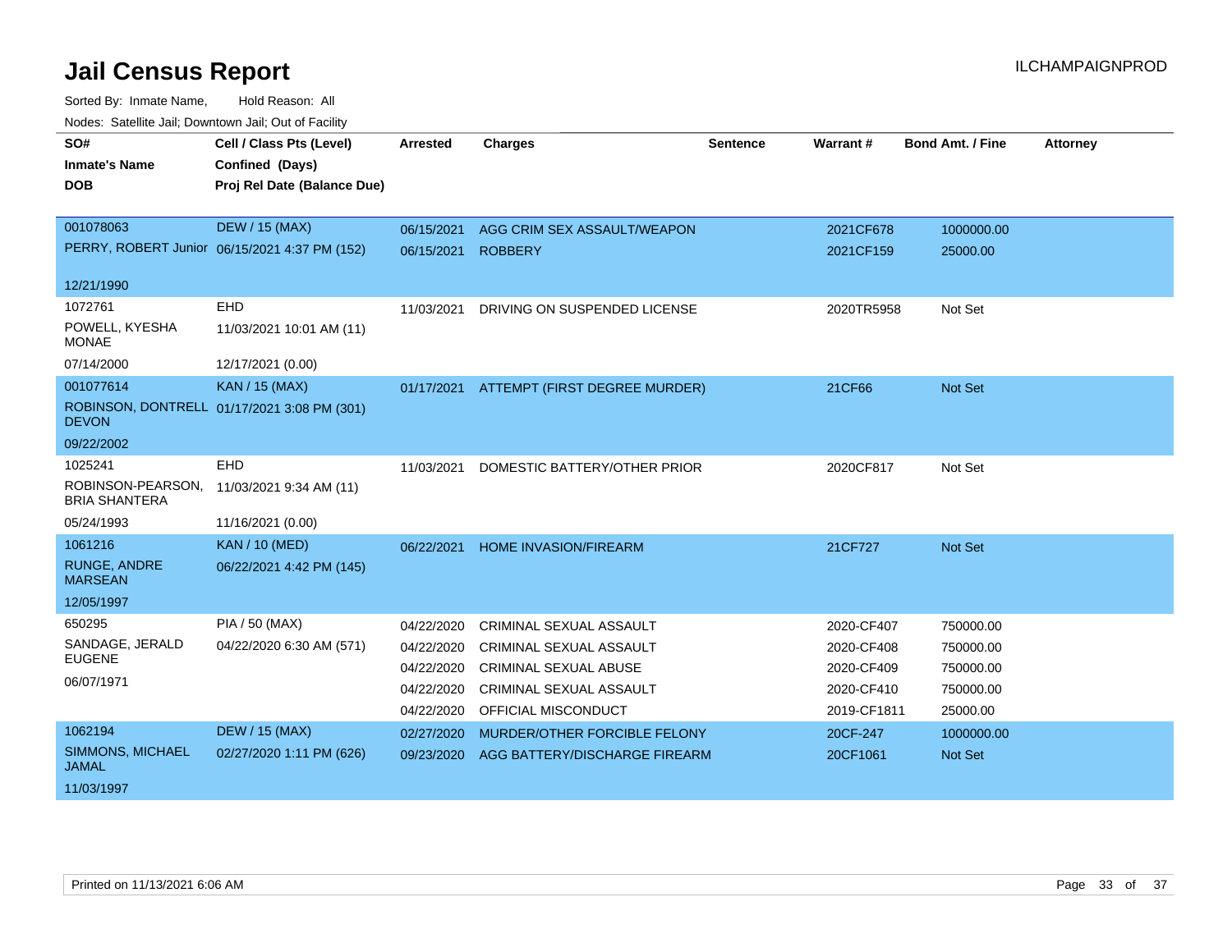# Jail Census Report

ILCHAMPAIGNPROD

Sorted By: Inmate Name, Hold Reason: All

Nodes: Satellite Jail; Downtown Jail; Out of Facility

| SO# / Inmate's Name / DOB | Cell / Class Pts (Level) / Confined (Days) / Proj Rel Date (Balance Due) | Arrested | Charges | Sentence | Warrant # | Bond Amt. / Fine | Attorney |
|---|---|---|---|---|---|---|---|
| 001078063<br>PERRY, ROBERT Junior<br>12/21/1990 | DEW / 15 (MAX)<br>06/15/2021 4:37 PM (152) | 06/15/2021 | AGG CRIM SEX ASSAULT/WEAPON | | 2021CF678 | 1000000.00 | |
| | | 06/15/2021 | ROBBERY | | 2021CF159 | 25000.00 | |
| 1072761<br>POWELL, KYESHA MONAE<br>07/14/2000 | EHD<br>11/03/2021 10:01 AM (11)<br>12/17/2021 (0.00) | 11/03/2021 | DRIVING ON SUSPENDED LICENSE | | 2020TR5958 | Not Set | |
| 001077614<br>ROBINSON, DONTRELL DEVON<br>09/22/2002 | KAN / 15 (MAX)<br>01/17/2021 3:08 PM (301) | 01/17/2021 | ATTEMPT (FIRST DEGREE MURDER) | | 21CF66 | Not Set | |
| 1025241<br>ROBINSON-PEARSON, BRIA SHANTERA<br>05/24/1993 | EHD<br>11/03/2021 9:34 AM (11)<br>11/16/2021 (0.00) | 11/03/2021 | DOMESTIC BATTERY/OTHER PRIOR | | 2020CF817 | Not Set | |
| 1061216<br>RUNGE, ANDRE MARSEAN<br>12/05/1997 | KAN / 10 (MED)<br>06/22/2021 4:42 PM (145) | 06/22/2021 | HOME INVASION/FIREARM | | 21CF727 | Not Set | |
| 650295<br>SANDAGE, JERALD EUGENE<br>06/07/1971 | PIA / 50 (MAX)<br>04/22/2020 6:30 AM (571) | 04/22/2020 | CRIMINAL SEXUAL ASSAULT | | 2020-CF407 | 750000.00 | |
| | | 04/22/2020 | CRIMINAL SEXUAL ASSAULT | | 2020-CF408 | 750000.00 | |
| | | 04/22/2020 | CRIMINAL SEXUAL ABUSE | | 2020-CF409 | 750000.00 | |
| | | 04/22/2020 | CRIMINAL SEXUAL ASSAULT | | 2020-CF410 | 750000.00 | |
| | | 04/22/2020 | OFFICIAL MISCONDUCT | | 2019-CF1811 | 25000.00 | |
| 1062194<br>SIMMONS, MICHAEL JAMAL<br>11/03/1997 | DEW / 15 (MAX)<br>02/27/2020 1:11 PM (626) | 02/27/2020 | MURDER/OTHER FORCIBLE FELONY | | 20CF-247 | 1000000.00 | |
| | | 09/23/2020 | AGG BATTERY/DISCHARGE FIREARM | | 20CF1061 | Not Set | |

Printed on 11/13/2021 6:06 AM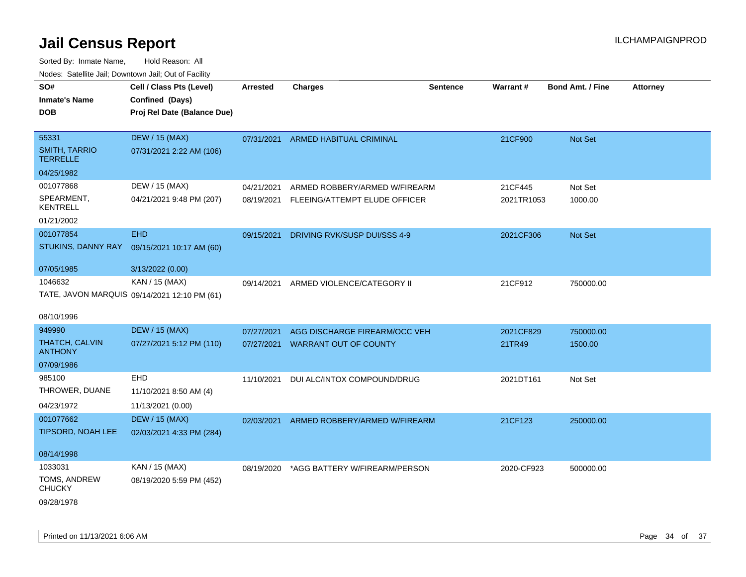# Jail Census Report

ILCHAMPAIGNPROD

Sorted By: Inmate Name, Hold Reason: All

Nodes: Satellite Jail; Downtown Jail; Out of Facility

| SO# / Inmate's Name / DOB | Cell / Class Pts (Level) / Confined (Days) / Proj Rel Date (Balance Due) | Arrested | Charges | Sentence | Warrant # | Bond Amt. / Fine | Attorney |
|---|---|---|---|---|---|---|---|
| 55331<br>SMITH, TARRIO TERRELLE<br>04/25/1982 | DEW / 15 (MAX)<br>07/31/2021 2:22 AM (106) | 07/31/2021 | ARMED HABITUAL CRIMINAL | | 21CF900 | Not Set | |
| 001077868<br>SPEARMENT, KENTRELL<br>01/21/2002 | DEW / 15 (MAX)<br>04/21/2021 9:48 PM (207) | 04/21/2021 | ARMED ROBBERY/ARMED W/FIREARM | | 21CF445 | Not Set | |
| | | 08/19/2021 | FLEEING/ATTEMPT ELUDE OFFICER | | 2021TR1053 | 1000.00 | |
| 001077854<br>STUKINS, DANNY RAY<br>07/05/1985 | EHD<br>09/15/2021 10:17 AM (60)<br>3/13/2022 (0.00) | 09/15/2021 | DRIVING RVK/SUSP DUI/SSS 4-9 | | 2021CF306 | Not Set | |
| 1046632<br>TATE, JAVON MARQUIS<br>08/10/1996 | KAN / 15 (MAX)<br>09/14/2021 12:10 PM (61) | 09/14/2021 | ARMED VIOLENCE/CATEGORY II | | 21CF912 | 750000.00 | |
| 949990<br>THATCH, CALVIN ANTHONY<br>07/09/1986 | DEW / 15 (MAX)<br>07/27/2021 5:12 PM (110) | 07/27/2021 | AGG DISCHARGE FIREARM/OCC VEH | | 2021CF829 | 750000.00 | |
| | | 07/27/2021 | WARRANT OUT OF COUNTY | | 21TR49 | 1500.00 | |
| 985100<br>THROWER, DUANE<br>04/23/1972 | EHD<br>11/10/2021 8:50 AM (4)<br>11/13/2021 (0.00) | 11/10/2021 | DUI ALC/INTOX COMPOUND/DRUG | | 2021DT161 | Not Set | |
| 001077662<br>TIPSORD, NOAH LEE<br>08/14/1998 | DEW / 15 (MAX)<br>02/03/2021 4:33 PM (284) | 02/03/2021 | ARMED ROBBERY/ARMED W/FIREARM | | 21CF123 | 250000.00 | |
| 1033031<br>TOMS, ANDREW CHUCKY<br>09/28/1978 | KAN / 15 (MAX)<br>08/19/2020 5:59 PM (452) | 08/19/2020 | *AGG BATTERY W/FIREARM/PERSON | | 2020-CF923 | 500000.00 | |

Printed on 11/13/2021 6:06 AM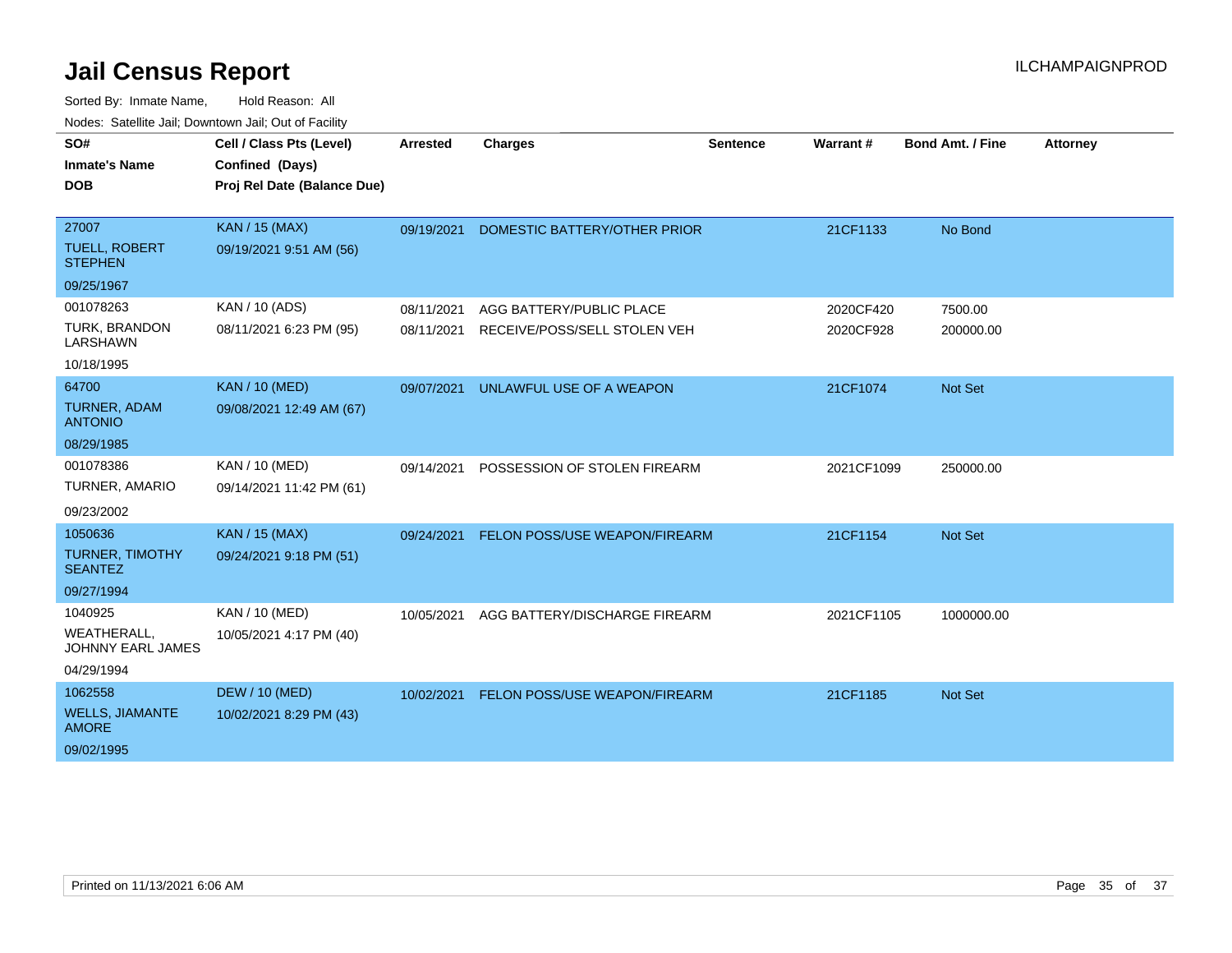# Jail Census Report

ILCHAMPAIGNPROD

Sorted By: Inmate Name, Hold Reason: All

Nodes: Satellite Jail; Downtown Jail; Out of Facility

| SO# / Inmate's Name / DOB | Cell / Class Pts (Level) / Confined (Days) / Proj Rel Date (Balance Due) | Arrested | Charges | Sentence | Warrant # | Bond Amt. / Fine | Attorney |
|---|---|---|---|---|---|---|---|
| 27007<br>TUELL, ROBERT STEPHEN<br>09/25/1967 | KAN / 15 (MAX)<br>09/19/2021 9:51 AM (56) | 09/19/2021 | DOMESTIC BATTERY/OTHER PRIOR | | 21CF1133 | No Bond | |
| 001078263<br>TURK, BRANDON LARSHAWN<br>10/18/1995 | KAN / 10 (ADS)<br>08/11/2021 6:23 PM (95) | 08/11/2021<br>08/11/2021 | AGG BATTERY/PUBLIC PLACE<br>RECEIVE/POSS/SELL STOLEN VEH | | 2020CF420<br>2020CF928 | 7500.00<br>200000.00 | |
| 64700<br>TURNER, ADAM ANTONIO<br>08/29/1985 | KAN / 10 (MED)<br>09/08/2021 12:49 AM (67) | 09/07/2021 | UNLAWFUL USE OF A WEAPON | | 21CF1074 | Not Set | |
| 001078386<br>TURNER, AMARIO<br>09/23/2002 | KAN / 10 (MED)<br>09/14/2021 11:42 PM (61) | 09/14/2021 | POSSESSION OF STOLEN FIREARM | | 2021CF1099 | 250000.00 | |
| 1050636<br>TURNER, TIMOTHY SEANTEZ<br>09/27/1994 | KAN / 15 (MAX)<br>09/24/2021 9:18 PM (51) | 09/24/2021 | FELON POSS/USE WEAPON/FIREARM | | 21CF1154 | Not Set | |
| 1040925<br>WEATHERALL, JOHNNY EARL JAMES<br>04/29/1994 | KAN / 10 (MED)<br>10/05/2021 4:17 PM (40) | 10/05/2021 | AGG BATTERY/DISCHARGE FIREARM | | 2021CF1105 | 1000000.00 | |
| 1062558<br>WELLS, JIAMANTE AMORE<br>09/02/1995 | DEW / 10 (MED)<br>10/02/2021 8:29 PM (43) | 10/02/2021 | FELON POSS/USE WEAPON/FIREARM | | 21CF1185 | Not Set | |

Printed on 11/13/2021 6:06 AM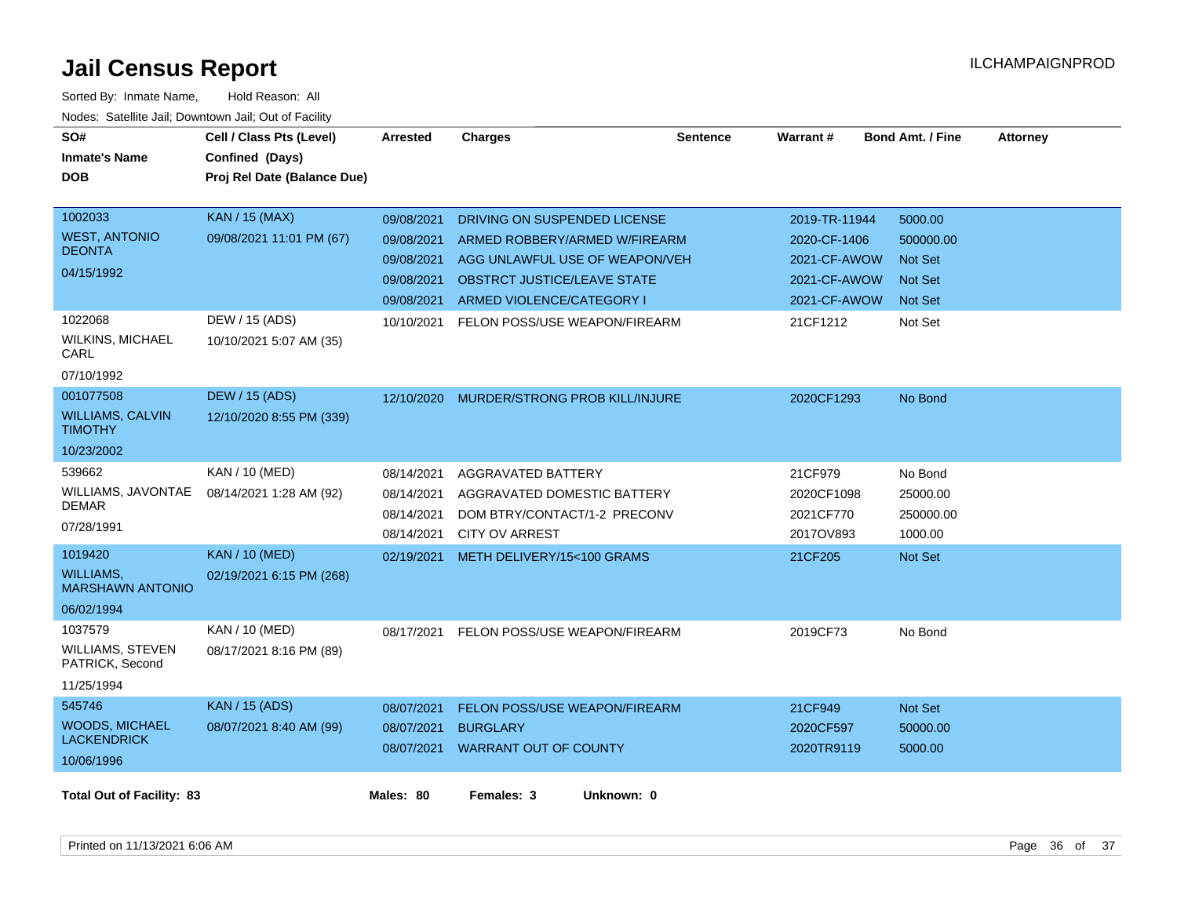# Jail Census Report

Sorted By: Inmate Name, Hold Reason: All

Nodes: Satellite Jail; Downtown Jail; Out of Facility

| SO# / Inmate's Name / DOB | Cell / Class Pts (Level) / Confined (Days) / Proj Rel Date (Balance Due) | Arrested | Charges | Sentence | Warrant # | Bond Amt. / Fine | Attorney |
|---|---|---|---|---|---|---|---|
| 1002033<br>WEST, ANTONIO DEONTA<br>04/15/1992 | KAN / 15 (MAX)<br>09/08/2021 11:01 PM (67) | 09/08/2021 | DRIVING ON SUSPENDED LICENSE | | 2019-TR-11944 | 5000.00 | |
| | | 09/08/2021 | ARMED ROBBERY/ARMED W/FIREARM | | 2020-CF-1406 | 500000.00 | |
| | | 09/08/2021 | AGG UNLAWFUL USE OF WEAPON/VEH | | 2021-CF-AWOW | Not Set | |
| | | 09/08/2021 | OBSTRCT JUSTICE/LEAVE STATE | | 2021-CF-AWOW | Not Set | |
| | | 09/08/2021 | ARMED VIOLENCE/CATEGORY I | | 2021-CF-AWOW | Not Set | |
| 1022068<br>WILKINS, MICHAEL CARL<br>07/10/1992 | DEW / 15 (ADS)<br>10/10/2021 5:07 AM (35) | 10/10/2021 | FELON POSS/USE WEAPON/FIREARM | | 21CF1212 | Not Set | |
| 001077508<br>WILLIAMS, CALVIN TIMOTHY<br>10/23/2002 | DEW / 15 (ADS)<br>12/10/2020 8:55 PM (339) | 12/10/2020 | MURDER/STRONG PROB KILL/INJURE | | 2020CF1293 | No Bond | |
| 539662<br>WILLIAMS, JAVONTAE DEMAR<br>07/28/1991 | KAN / 10 (MED)<br>08/14/2021 1:28 AM (92) | 08/14/2021 | AGGRAVATED BATTERY | | 21CF979 | No Bond | |
| | | 08/14/2021 | AGGRAVATED DOMESTIC BATTERY | | 2020CF1098 | 25000.00 | |
| | | 08/14/2021 | DOM BTRY/CONTACT/1-2 PRECONV | | 2021CF770 | 250000.00 | |
| | | 08/14/2021 | CITY OV ARREST | | 2017OV893 | 1000.00 | |
| 1019420<br>WILLIAMS, MARSHAWN ANTONIO<br>06/02/1994 | KAN / 10 (MED)<br>02/19/2021 6:15 PM (268) | 02/19/2021 | METH DELIVERY/15<100 GRAMS | | 21CF205 | Not Set | |
| 1037579<br>WILLIAMS, STEVEN PATRICK, Second<br>11/25/1994 | KAN / 10 (MED)<br>08/17/2021 8:16 PM (89) | 08/17/2021 | FELON POSS/USE WEAPON/FIREARM | | 2019CF73 | No Bond | |
| 545746<br>WOODS, MICHAEL LACKENDRICK<br>10/06/1996 | KAN / 15 (ADS)<br>08/07/2021 8:40 AM (99) | 08/07/2021 | FELON POSS/USE WEAPON/FIREARM | | 21CF949 | Not Set | |
| | | 08/07/2021 | BURGLARY | | 2020CF597 | 50000.00 | |
| | | 08/07/2021 | WARRANT OUT OF COUNTY | | 2020TR9119 | 5000.00 | |

**Total Out of Facility: 83** **Males: 80** **Females: 3** **Unknown: 0**

Printed on 11/13/2021 6:06 AM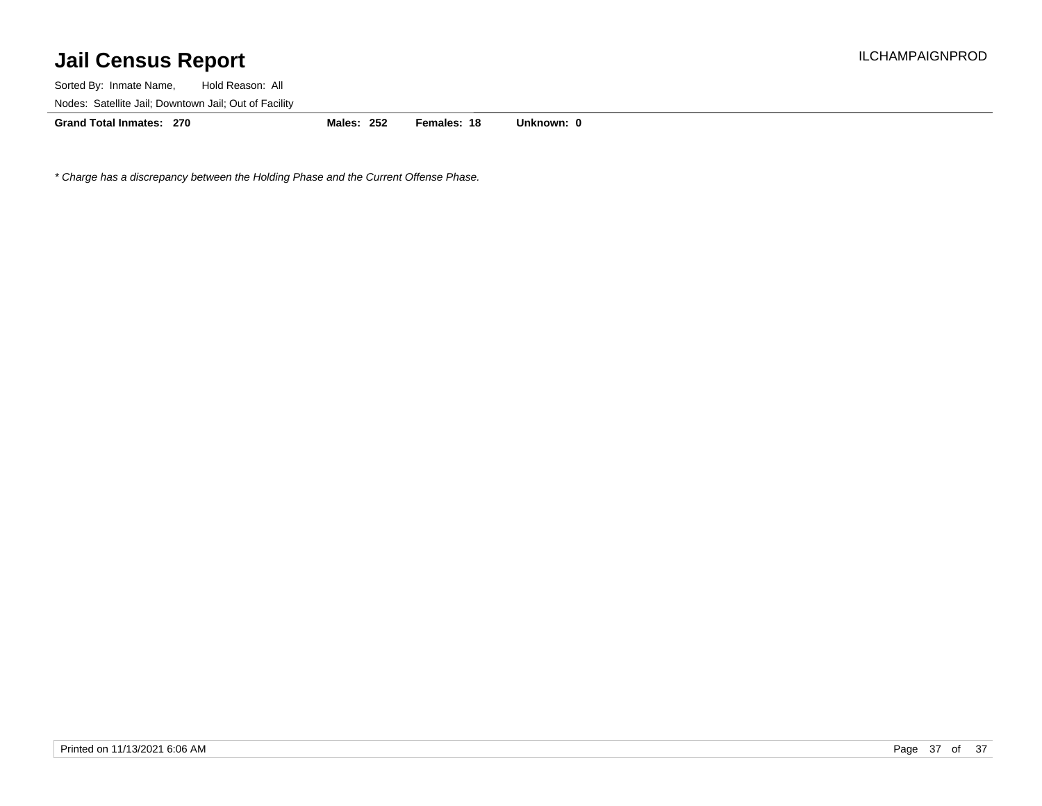# Jail Census Report

ILCHAMPAIGNPROD

Sorted By: Inmate Name, Hold Reason: All

Nodes: Satellite Jail; Downtown Jail; Out of Facility

**Grand Total Inmates: 270** **Males: 252** **Females: 18** **Unknown: 0**

*\* Charge has a discrepancy between the Holding Phase and the Current Offense Phase.*

Printed on 11/13/2021 6:06 AM